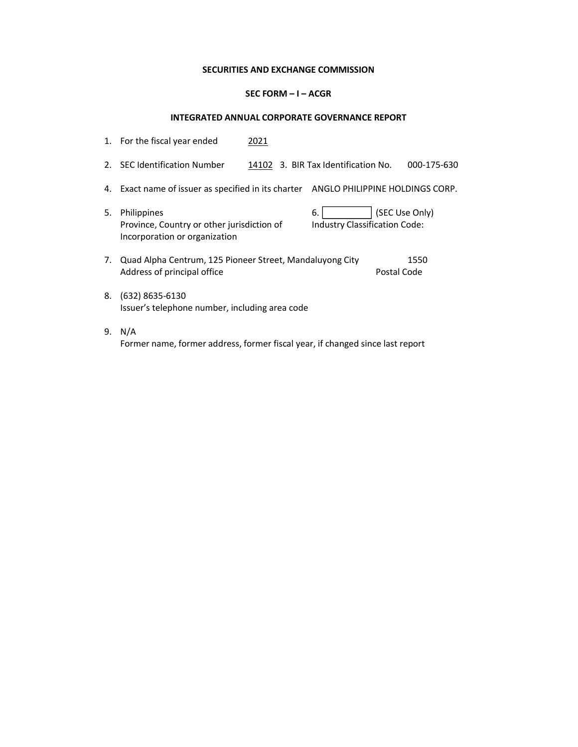**SECURITIES AND EXCHANGE COMMISSION**

**SEC FORM – I – ACGR**

**INTEGRATED ANNUAL CORPORATE GOVERNANCE REPORT**

1. For the fiscal year ended 2021

2. SEC Identification Number 14102 3. BIR Tax Identification No. 000-175-630

4. Exact name of issuer as specified in its charter ANGLO PHILIPPINE HOLDINGS CORP.

5. Philippines
   Province, Country or other jurisdiction of Incorporation or organization

6. ____________ (SEC Use Only)
   Industry Classification Code:

7. Quad Alpha Centrum, 125 Pioneer Street, Mandaluyong City 1550
   Address of principal office Postal Code

8. (632) 8635-6130
   Issuer's telephone number, including area code

9. N/A
   Former name, former address, former fiscal year, if changed since last report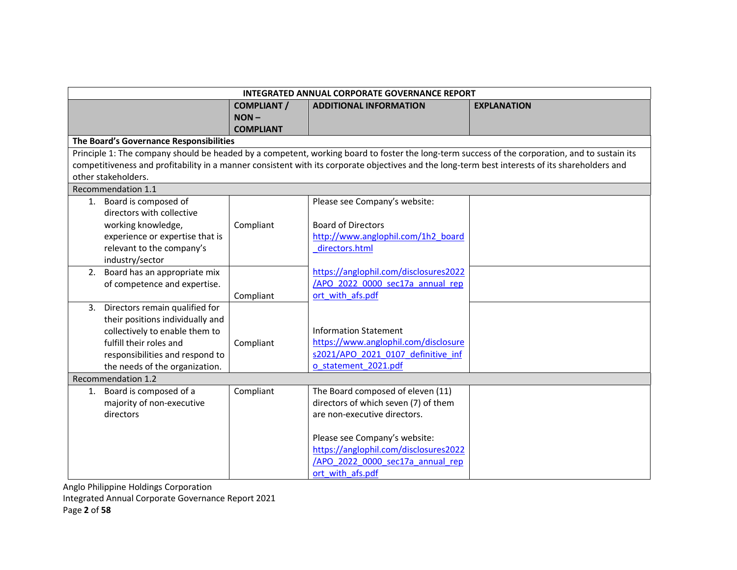| INTEGRATED ANNUAL CORPORATE GOVERNANCE REPORT | | | |
|---|---|---|---|
| | **COMPLIANT / NON – COMPLIANT** | **ADDITIONAL INFORMATION** | **EXPLANATION** |
| **The Board's Governance Responsibilities** | | | |
| Principle 1: The company should be headed by a competent, working board to foster the long-term success of the corporation, and to sustain its competitiveness and profitability in a manner consistent with its corporate objectives and the long-term best interests of its shareholders and other stakeholders. | | | |
| Recommendation 1.1 | | | |
| 1. Board is composed of directors with collective working knowledge, experience or expertise that is relevant to the company's industry/sector | Compliant | Please see Company's website:<br><br>Board of Directors<br>http://www.anglophil.com/1h2_board_directors.html<br><br>https://anglophil.com/disclosures2022/APO_2022_0000_sec17a_annual_report_with_afs.pdf<br><br>Information Statement<br>https://www.anglophil.com/disclosures2021/APO_2021_0107_definitive_info_statement_2021.pdf | |
| 2. Board has an appropriate mix of competence and expertise. | Compliant | | |
| 3. Directors remain qualified for their positions individually and collectively to enable them to fulfill their roles and responsibilities and respond to the needs of the organization. | Compliant | | |
| Recommendation 1.2 | | | |
| 1. Board is composed of a majority of non-executive directors | Compliant | The Board composed of eleven (11) directors of which seven (7) of them are non-executive directors.<br><br>Please see Company's website:<br>https://anglophil.com/disclosures2022/APO_2022_0000_sec17a_annual_report_with_afs.pdf | |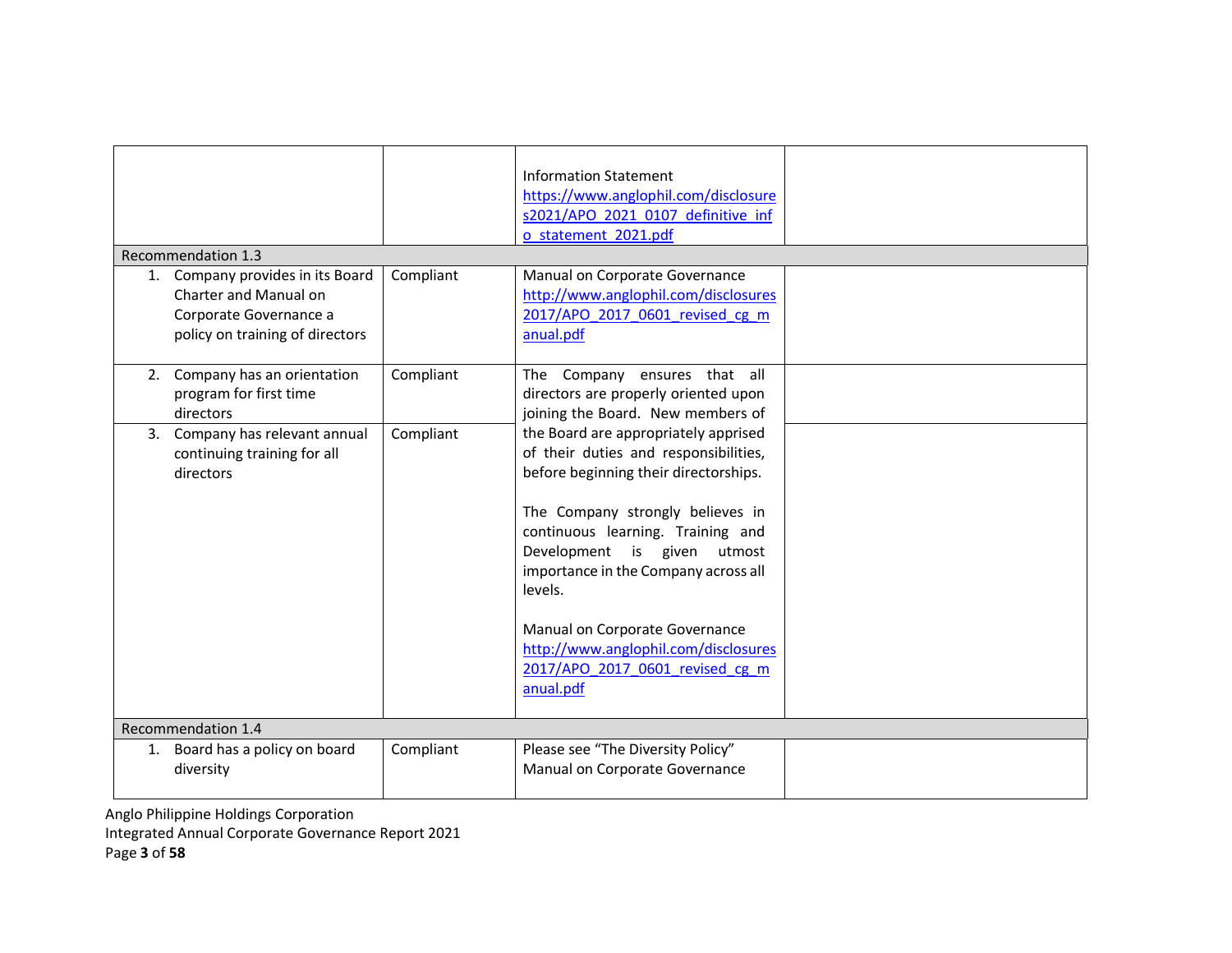| | | | |
|---|---|---|---|
| | | Information Statement https://www.anglophil.com/disclosures2021/APO_2021_0107_definitive_info_statement_2021.pdf | |
| **Recommendation 1.3** | | | |
| 1. Company provides in its Board Charter and Manual on Corporate Governance a policy on training of directors | Compliant | Manual on Corporate Governance http://www.anglophil.com/disclosures2017/APO_2017_0601_revised_cg_manual.pdf | |
| 2. Company has an orientation program for first time directors | Compliant | The Company ensures that all directors are properly oriented upon joining the Board. New members of the Board are appropriately apprised of their duties and responsibilities, before beginning their directorships.<br><br>The Company strongly believes in continuous learning. Training and Development is given utmost importance in the Company across all levels.<br><br>Manual on Corporate Governance http://www.anglophil.com/disclosures2017/APO_2017_0601_revised_cg_manual.pdf | |
| 3. Company has relevant annual continuing training for all directors | Compliant | | |
| **Recommendation 1.4** | | | |
| 1. Board has a policy on board diversity | Compliant | Please see "The Diversity Policy" Manual on Corporate Governance | |

Anglo Philippine Holdings Corporation
Integrated Annual Corporate Governance Report 2021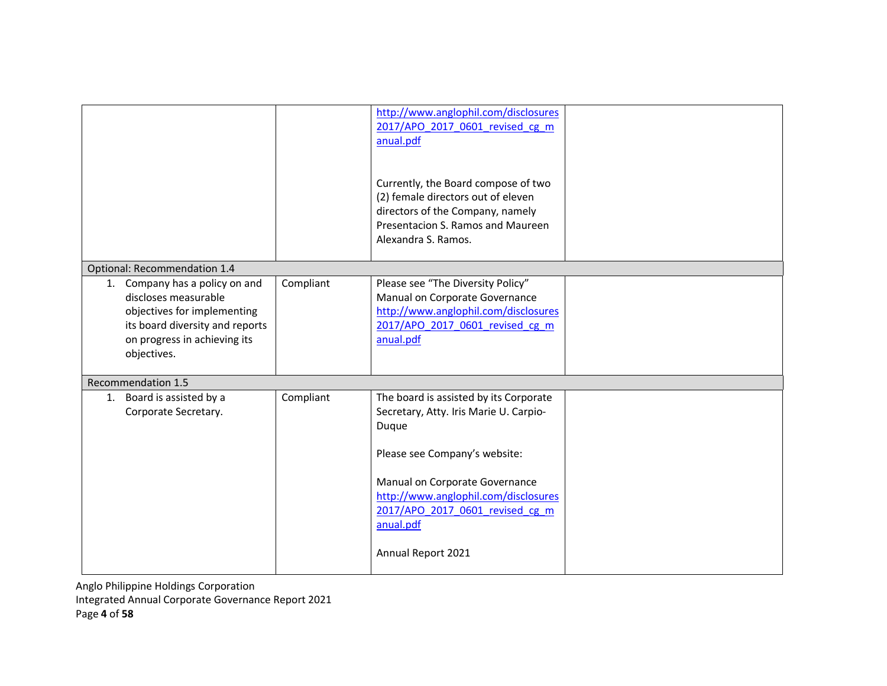| | | | |
|---|---|---|---|
| | | http://www.anglophil.com/disclosures2017/APO_2017_0601_revised_cg_manual.pdf<br><br>Currently, the Board compose of two (2) female directors out of eleven directors of the Company, namely Presentacion S. Ramos and Maureen Alexandra S. Ramos. | |
| **Optional: Recommendation 1.4** | | | |
| 1. Company has a policy on and discloses measurable objectives for implementing its board diversity and reports on progress in achieving its objectives. | Compliant | Please see "The Diversity Policy" Manual on Corporate Governance http://www.anglophil.com/disclosures2017/APO_2017_0601_revised_cg_manual.pdf | |
| **Recommendation 1.5** | | | |
| 1. Board is assisted by a Corporate Secretary. | Compliant | The board is assisted by its Corporate Secretary, Atty. Iris Marie U. Carpio-Duque<br><br>Please see Company's website:<br><br>Manual on Corporate Governance http://www.anglophil.com/disclosures2017/APO_2017_0601_revised_cg_manual.pdf<br><br>Annual Report 2021 | |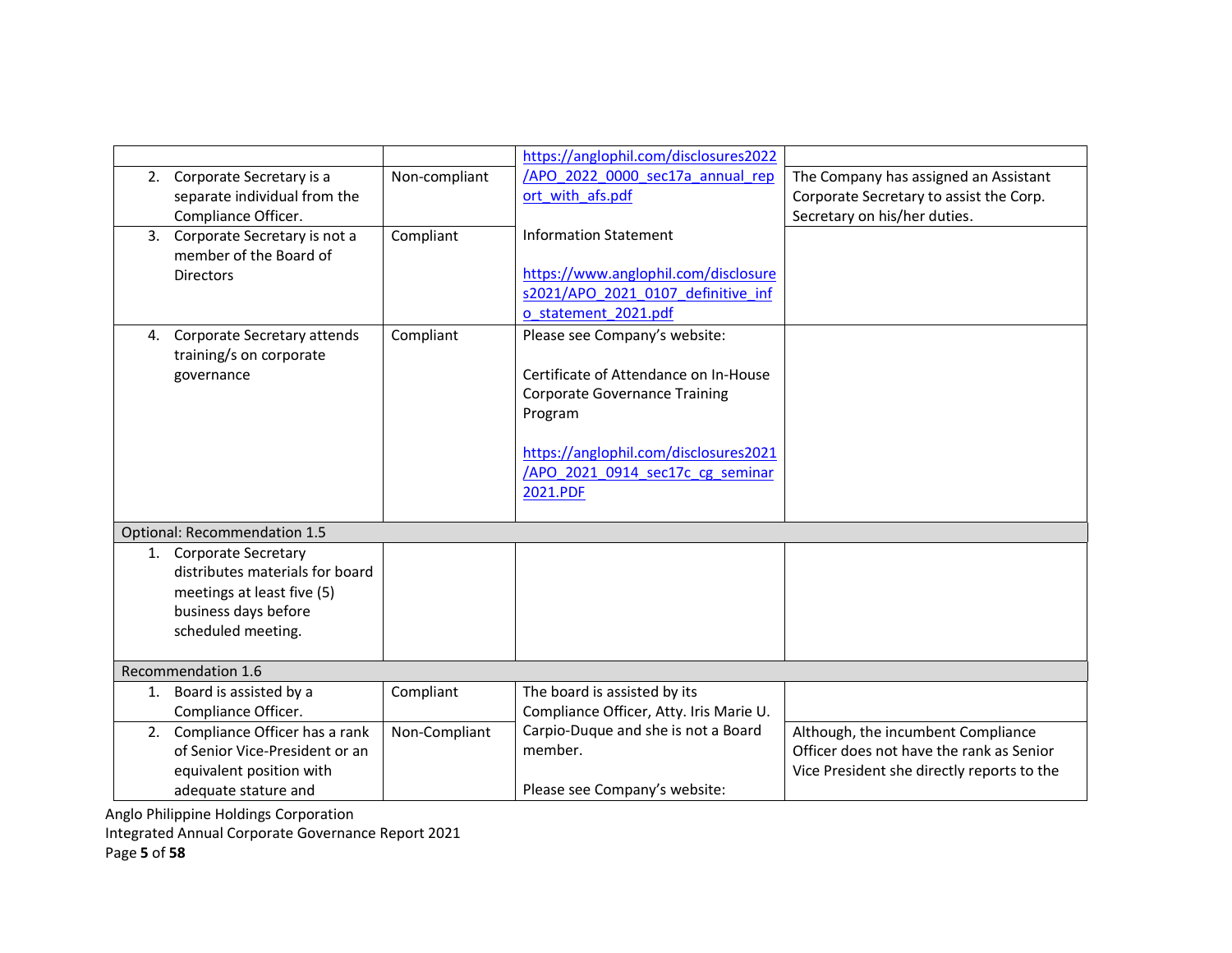| | | | |
|---|---|---|---|
| | | https://anglophil.com/disclosures2022/APO_2022_0000_sec17a_annual_report_with_afs.pdf | |
| 2. Corporate Secretary is a separate individual from the Compliance Officer. | Non-compliant | | The Company has assigned an Assistant Corporate Secretary to assist the Corp. Secretary on his/her duties. |
| 3. Corporate Secretary is not a member of the Board of Directors | Compliant | Information Statement<br><br>https://www.anglophil.com/disclosures2021/APO_2021_0107_definitive_info_statement_2021.pdf | |
| 4. Corporate Secretary attends training/s on corporate governance | Compliant | Please see Company's website:<br><br>Certificate of Attendance on In-House Corporate Governance Training Program<br><br>https://anglophil.com/disclosures2021/APO_2021_0914_sec17c_cg_seminar2021.PDF | |
| **Optional: Recommendation 1.5** | | | |
| 1. Corporate Secretary distributes materials for board meetings at least five (5) business days before scheduled meeting. | | | |
| **Recommendation 1.6** | | | |
| 1. Board is assisted by a Compliance Officer. | Compliant | The board is assisted by its Compliance Officer, Atty. Iris Marie U. Carpio-Duque and she is not a Board member.<br><br>Please see Company's website: | |
| 2. Compliance Officer has a rank of Senior Vice-President or an equivalent position with adequate stature and | Non-Compliant | | Although, the incumbent Compliance Officer does not have the rank as Senior Vice President she directly reports to the |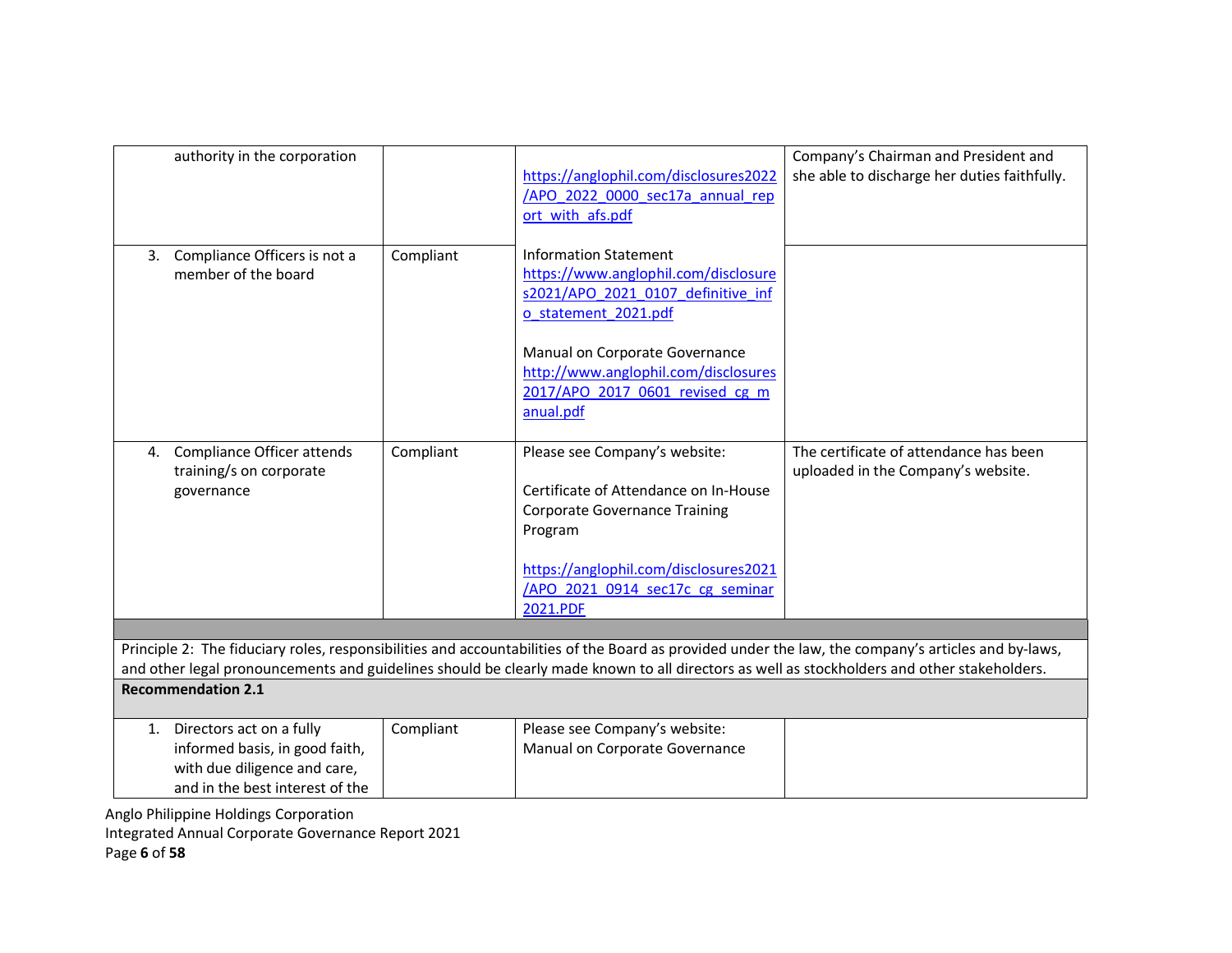| | | | |
|---|---|---|---|
| authority in the corporation | | https://anglophil.com/disclosures2022/APO_2022_0000_sec17a_annual_report_with_afs.pdf | Company's Chairman and President and she able to discharge her duties faithfully. |
| 3. Compliance Officers is not a member of the board | Compliant | Information Statement https://www.anglophil.com/disclosures2021/APO_2021_0107_definitive_info_statement_2021.pdf<br><br>Manual on Corporate Governance http://www.anglophil.com/disclosures2017/APO_2017_0601_revised_cg_manual.pdf | |
| 4. Compliance Officer attends training/s on corporate governance | Compliant | Please see Company's website:<br><br>Certificate of Attendance on In-House Corporate Governance Training Program<br><br>https://anglophil.com/disclosures2021/APO_2021_0914_sec17c_cg_seminar2021.PDF | The certificate of attendance has been uploaded in the Company's website. |
| | | | |
| Principle 2: The fiduciary roles, responsibilities and accountabilities of the Board as provided under the law, the company's articles and by-laws, and other legal pronouncements and guidelines should be clearly made known to all directors as well as stockholders and other stakeholders. | | | |
| **Recommendation 2.1** | | | |
| 1. Directors act on a fully informed basis, in good faith, with due diligence and care, and in the best interest of the | Compliant | Please see Company's website: Manual on Corporate Governance | |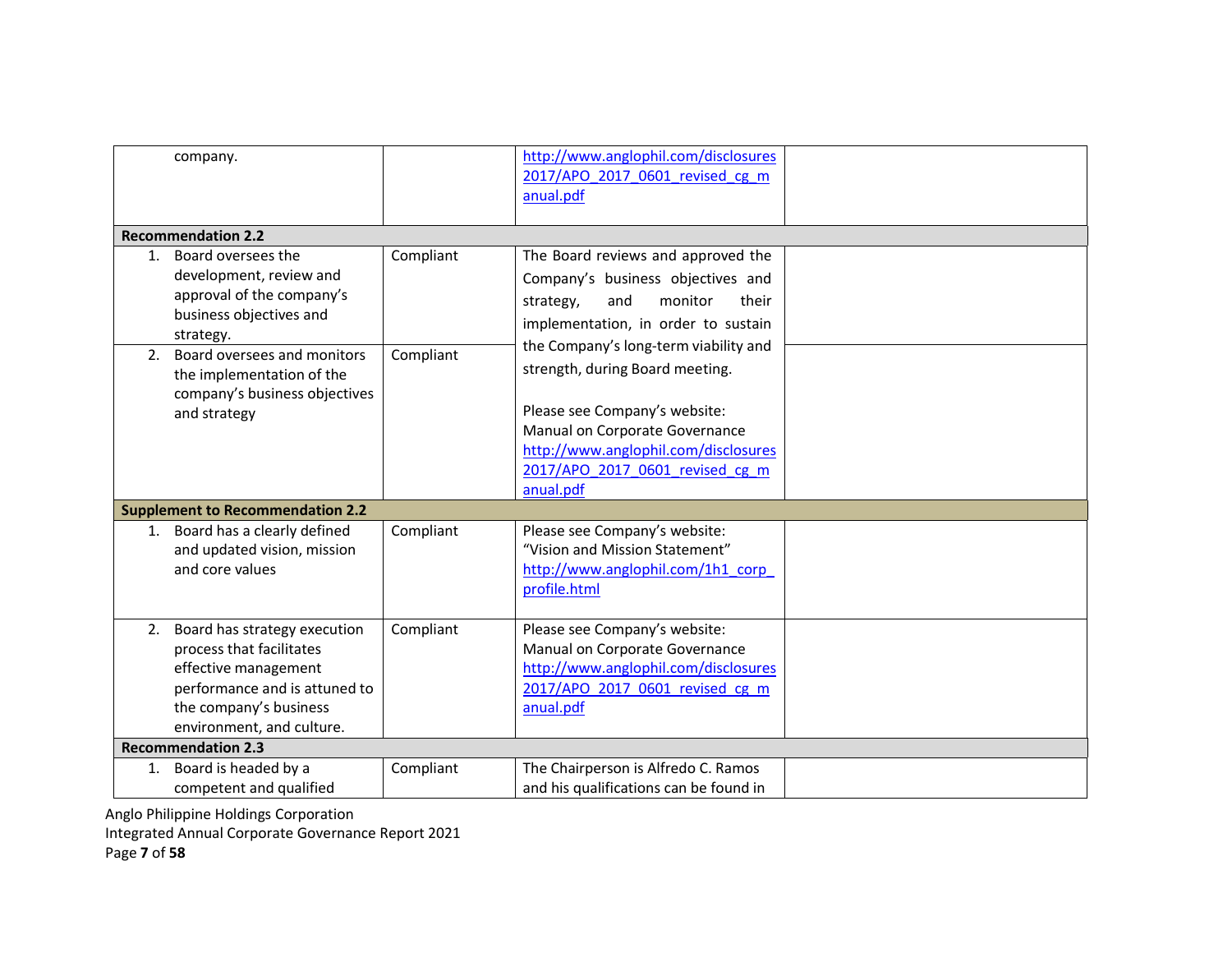| | | | |
|---|---|---|---|
| company. | | http://www.anglophil.com/disclosures2017/APO_2017_0601_revised_cg_manual.pdf | |
| **Recommendation 2.2** | | | |
| 1. Board oversees the development, review and approval of the company's business objectives and strategy. | Compliant | The Board reviews and approved the Company's business objectives and strategy, and monitor their implementation, in order to sustain the Company's long-term viability and strength, during Board meeting.<br><br>Please see Company's website: Manual on Corporate Governance http://www.anglophil.com/disclosures2017/APO_2017_0601_revised_cg_manual.pdf | |
| 2. Board oversees and monitors the implementation of the company's business objectives and strategy | Compliant | | |
| **Supplement to Recommendation 2.2** | | | |
| 1. Board has a clearly defined and updated vision, mission and core values | Compliant | Please see Company's website: "Vision and Mission Statement" http://www.anglophil.com/1h1_corp_profile.html | |
| 2. Board has strategy execution process that facilitates effective management performance and is attuned to the company's business environment, and culture. | Compliant | Please see Company's website: Manual on Corporate Governance http://www.anglophil.com/disclosures2017/APO_2017_0601_revised_cg_manual.pdf | |
| **Recommendation 2.3** | | | |
| 1. Board is headed by a competent and qualified | Compliant | The Chairperson is Alfredo C. Ramos and his qualifications can be found in | |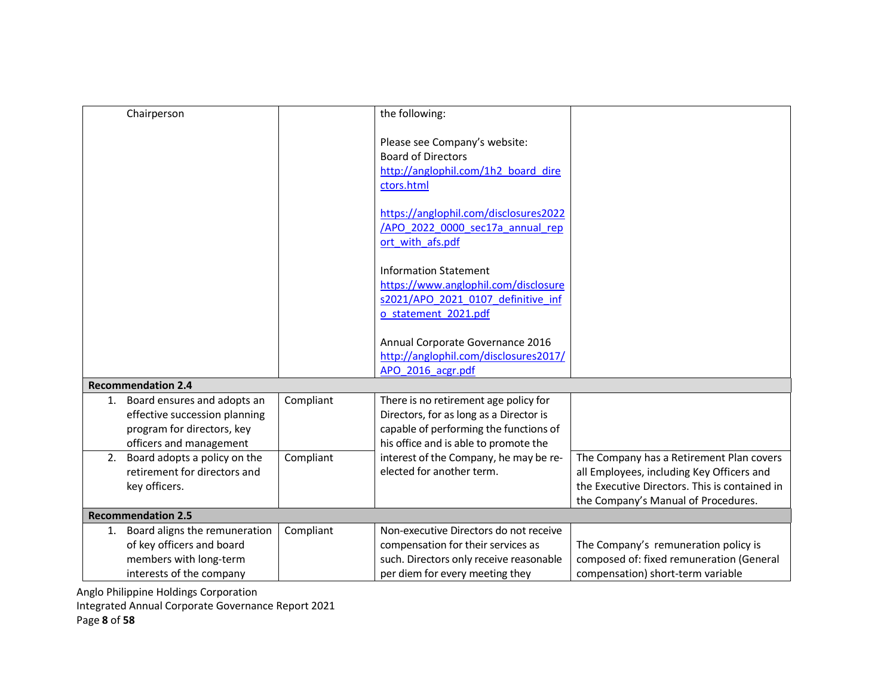| | | | |
|---|---|---|---|
| Chairperson | | the following:<br><br>Please see Company's website:<br>Board of Directors<br>http://anglophil.com/1h2_board_directors.html<br><br>https://anglophil.com/disclosures2022/APO_2022_0000_sec17a_annual_report_with_afs.pdf<br><br>Information Statement<br>https://www.anglophil.com/disclosures2021/APO_2021_0107_definitive_info_statement_2021.pdf<br><br>Annual Corporate Governance 2016<br>http://anglophil.com/disclosures2017/APO_2016_acgr.pdf | |
| **Recommendation 2.4** | | | |
| 1. Board ensures and adopts an effective succession planning program for directors, key officers and management | Compliant | There is no retirement age policy for Directors, for as long as a Director is capable of performing the functions of his office and is able to promote the interest of the Company, he may be re-elected for another term. | |
| 2. Board adopts a policy on the retirement for directors and key officers. | Compliant | | The Company has a Retirement Plan covers all Employees, including Key Officers and the Executive Directors. This is contained in the Company's Manual of Procedures. |
| **Recommendation 2.5** | | | |
| 1. Board aligns the remuneration of key officers and board members with long-term interests of the company | Compliant | Non-executive Directors do not receive compensation for their services as such. Directors only receive reasonable per diem for every meeting they | The Company's remuneration policy is composed of: fixed remuneration (General compensation) short-term variable |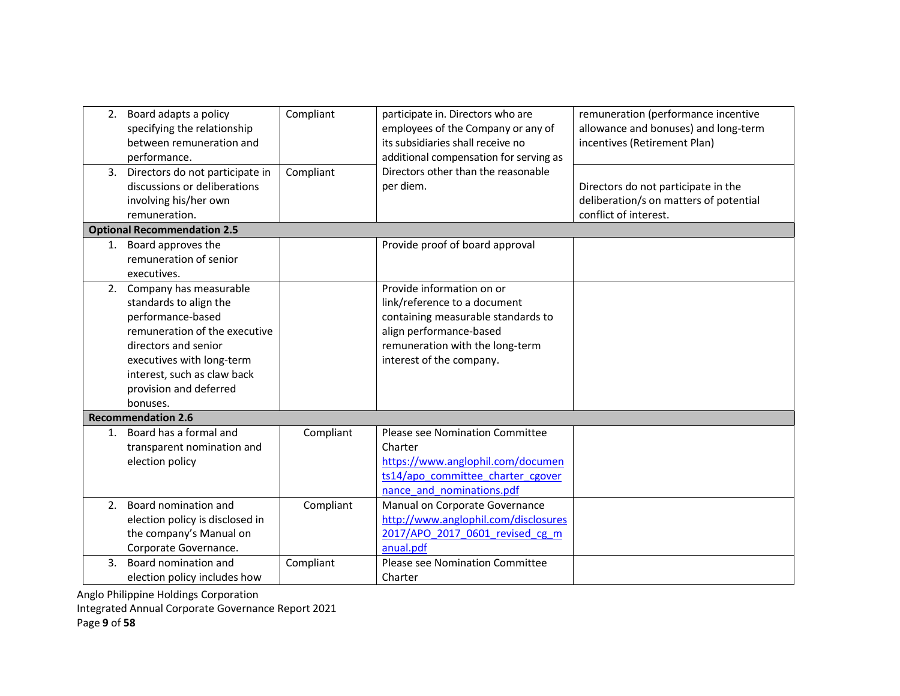| | | | |
|---|---|---|---|
| 2. Board adapts a policy specifying the relationship between remuneration and performance. | Compliant | participate in. Directors who are employees of the Company or any of its subsidiaries shall receive no additional compensation for serving as Directors other than the reasonable per diem. | remuneration (performance incentive allowance and bonuses) and long-term incentives (Retirement Plan) |
| 3. Directors do not participate in discussions or deliberations involving his/her own remuneration. | Compliant | | Directors do not participate in the deliberation/s on matters of potential conflict of interest. |
| **Optional Recommendation 2.5** | | | |
| 1. Board approves the remuneration of senior executives. | | Provide proof of board approval | |
| 2. Company has measurable standards to align the performance-based remuneration of the executive directors and senior executives with long-term interest, such as claw back provision and deferred bonuses. | | Provide information on or link/reference to a document containing measurable standards to align performance-based remuneration with the long-term interest of the company. | |
| **Recommendation 2.6** | | | |
| 1. Board has a formal and transparent nomination and election policy | Compliant | Please see Nomination Committee Charter https://www.anglophil.com/documents14/apo_committee_charter_cgovernance_and_nominations.pdf | |
| 2. Board nomination and election policy is disclosed in the company's Manual on Corporate Governance. | Compliant | Manual on Corporate Governance http://www.anglophil.com/disclosures2017/APO_2017_0601_revised_cg_manual.pdf | |
| 3. Board nomination and election policy includes how | Compliant | Please see Nomination Committee Charter | |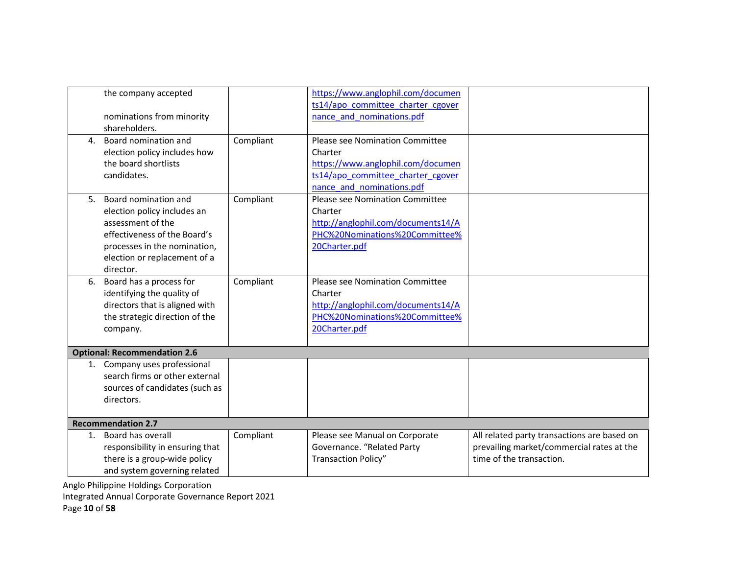| | | | |
|---|---|---|---|
| the company accepted<br><br>nominations from minority shareholders. | | https://www.anglophil.com/documents14/apo_committee_charter_cgovernance_and_nominations.pdf | |
| 4. Board nomination and election policy includes how the board shortlists candidates. | Compliant | Please see Nomination Committee Charter https://www.anglophil.com/documents14/apo_committee_charter_cgovernance_and_nominations.pdf | |
| 5. Board nomination and election policy includes an assessment of the effectiveness of the Board's processes in the nomination, election or replacement of a director. | Compliant | Please see Nomination Committee Charter http://anglophil.com/documents14/APHC%20Nominations%20Committee%20Charter.pdf | |
| 6. Board has a process for identifying the quality of directors that is aligned with the strategic direction of the company. | Compliant | Please see Nomination Committee Charter http://anglophil.com/documents14/APHC%20Nominations%20Committee%20Charter.pdf | |
| **Optional: Recommendation 2.6** | | | |
| 1. Company uses professional search firms or other external sources of candidates (such as directors. | | | |
| **Recommendation 2.7** | | | |
| 1. Board has overall responsibility in ensuring that there is a group-wide policy and system governing related | Compliant | Please see Manual on Corporate Governance. "Related Party Transaction Policy" | All related party transactions are based on prevailing market/commercial rates at the time of the transaction. |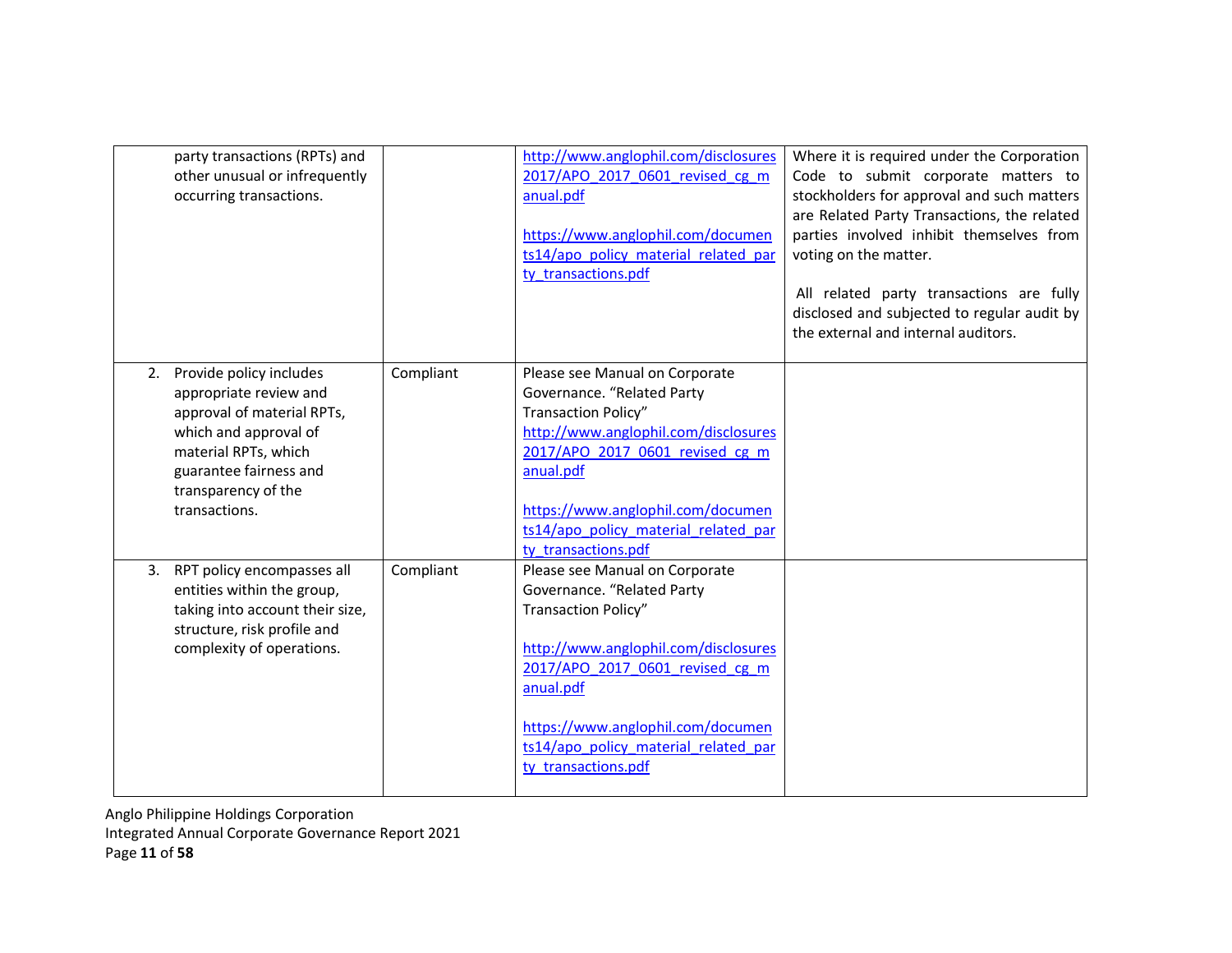| | | | |
|---|---|---|---|
| party transactions (RPTs) and other unusual or infrequently occurring transactions. | | http://www.anglophil.com/disclosures2017/APO_2017_0601_revised_cg_manual.pdf<br><br>https://www.anglophil.com/documents14/apo_policy_material_related_party_transactions.pdf | Where it is required under the Corporation Code to submit corporate matters to stockholders for approval and such matters are Related Party Transactions, the related parties involved inhibit themselves from voting on the matter.<br><br>All related party transactions are fully disclosed and subjected to regular audit by the external and internal auditors. |
| 2. Provide policy includes appropriate review and approval of material RPTs, which and approval of material RPTs, which guarantee fairness and transparency of the transactions. | Compliant | Please see Manual on Corporate Governance. "Related Party Transaction Policy"<br>http://www.anglophil.com/disclosures2017/APO_2017_0601_revised_cg_manual.pdf<br><br>https://www.anglophil.com/documents14/apo_policy_material_related_party_transactions.pdf | |
| 3. RPT policy encompasses all entities within the group, taking into account their size, structure, risk profile and complexity of operations. | Compliant | Please see Manual on Corporate Governance. "Related Party Transaction Policy"<br><br>http://www.anglophil.com/disclosures2017/APO_2017_0601_revised_cg_manual.pdf<br><br>https://www.anglophil.com/documents14/apo_policy_material_related_party_transactions.pdf | |

Anglo Philippine Holdings Corporation
Integrated Annual Corporate Governance Report 2021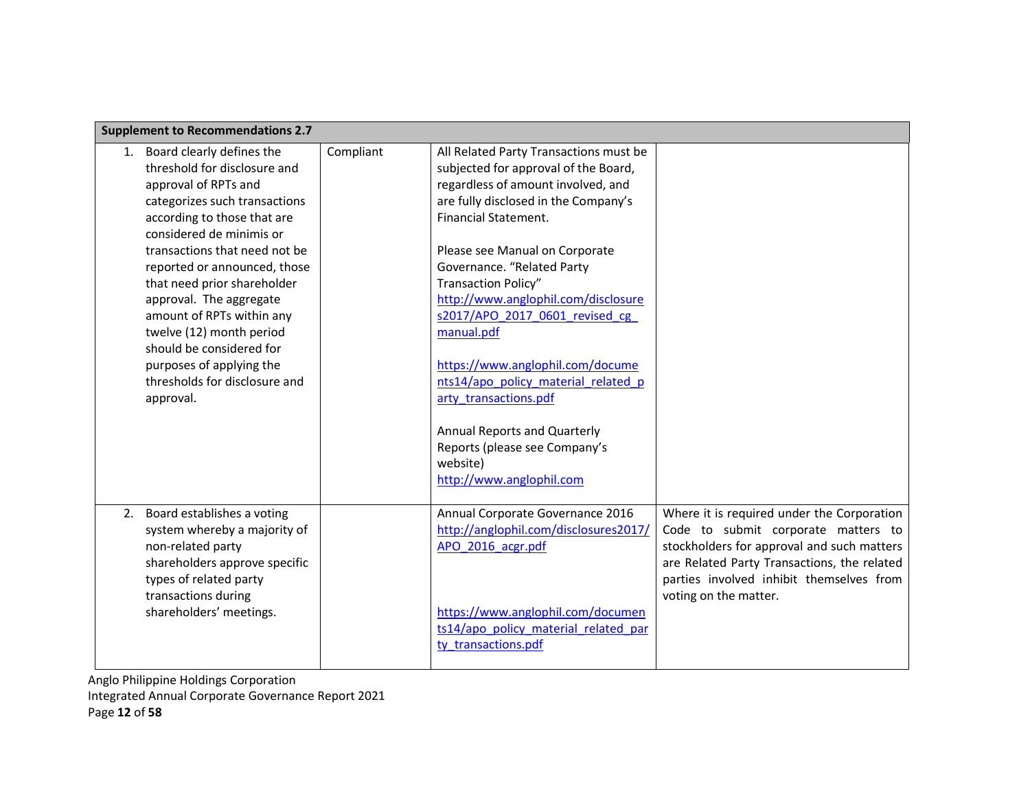| Supplement to Recommendations 2.7 | | | |
|---|---|---|---|
| 1. Board clearly defines the threshold for disclosure and approval of RPTs and categorizes such transactions according to those that are considered de minimis or transactions that need not be reported or announced, those that need prior shareholder approval. The aggregate amount of RPTs within any twelve (12) month period should be considered for purposes of applying the thresholds for disclosure and approval. | Compliant | All Related Party Transactions must be subjected for approval of the Board, regardless of amount involved, and are fully disclosed in the Company's Financial Statement.<br><br>Please see Manual on Corporate Governance. "Related Party Transaction Policy"<br>http://www.anglophil.com/disclosures2017/APO_2017_0601_revised_cg_manual.pdf<br><br>https://www.anglophil.com/documents14/apo_policy_material_related_party_transactions.pdf<br><br>Annual Reports and Quarterly Reports (please see Company's website)<br>http://www.anglophil.com | |
| 2. Board establishes a voting system whereby a majority of non-related party shareholders approve specific types of related party transactions during shareholders' meetings. | | Annual Corporate Governance 2016<br>http://anglophil.com/disclosures2017/APO_2016_acgr.pdf<br><br>https://www.anglophil.com/documents14/apo_policy_material_related_party_transactions.pdf | Where it is required under the Corporation Code to submit corporate matters to stockholders for approval and such matters are Related Party Transactions, the related parties involved inhibit themselves from voting on the matter. |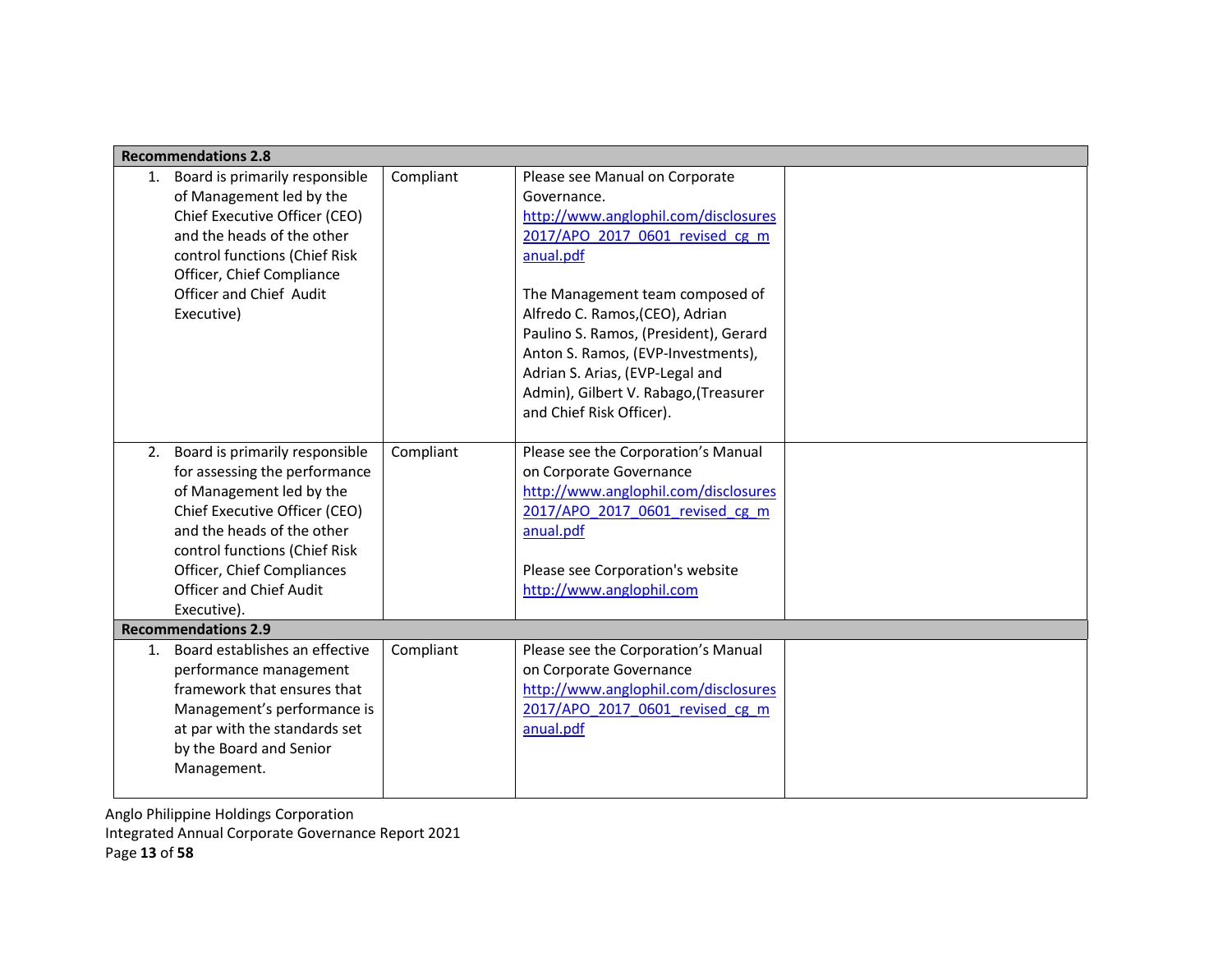| Recommendations 2.8 | | | |
|---|---|---|---|
| 1. Board is primarily responsible of Management led by the Chief Executive Officer (CEO) and the heads of the other control functions (Chief Risk Officer, Chief Compliance Officer and Chief Audit Executive) | Compliant | Please see Manual on Corporate Governance. http://www.anglophil.com/disclosures 2017/APO_2017_0601_revised_cg_manual.pdf<br><br>The Management team composed of Alfredo C. Ramos,(CEO), Adrian Paulino S. Ramos, (President), Gerard Anton S. Ramos, (EVP-Investments), Adrian S. Arias, (EVP-Legal and Admin), Gilbert V. Rabago,(Treasurer and Chief Risk Officer). | |
| 2. Board is primarily responsible for assessing the performance of Management led by the Chief Executive Officer (CEO) and the heads of the other control functions (Chief Risk Officer, Chief Compliances Officer and Chief Audit Executive). | Compliant | Please see the Corporation's Manual on Corporate Governance http://www.anglophil.com/disclosures 2017/APO_2017_0601_revised_cg_manual.pdf<br><br>Please see Corporation's website http://www.anglophil.com | |
| **Recommendations 2.9** | | | |
| 1. Board establishes an effective performance management framework that ensures that Management's performance is at par with the standards set by the Board and Senior Management. | Compliant | Please see the Corporation's Manual on Corporate Governance http://www.anglophil.com/disclosures 2017/APO_2017_0601_revised_cg_manual.pdf | |

Anglo Philippine Holdings Corporation
Integrated Annual Corporate Governance Report 2021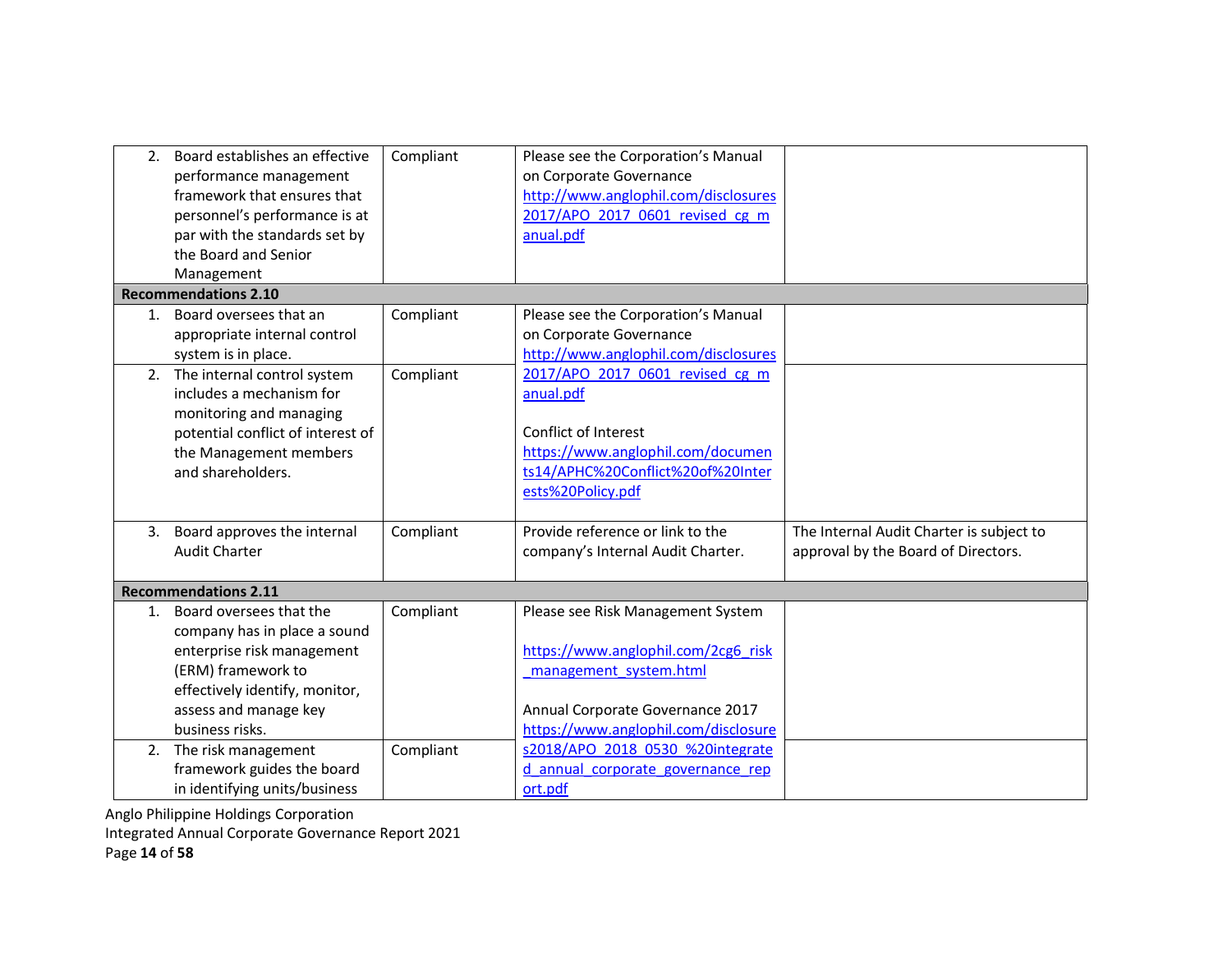| | | | |
|---|---|---|---|
| 2. Board establishes an effective performance management framework that ensures that personnel's performance is at par with the standards set by the Board and Senior Management | Compliant | Please see the Corporation's Manual on Corporate Governance http://www.anglophil.com/disclosures2017/APO_2017_0601_revised_cg_manual.pdf | |
| **Recommendations 2.10** | | | |
| 1. Board oversees that an appropriate internal control system is in place. | Compliant | Please see the Corporation's Manual on Corporate Governance http://www.anglophil.com/disclosures2017/APO_2017_0601_revised_cg_manual.pdf<br><br>Conflict of Interest https://www.anglophil.com/documents14/APHC%20Conflict%20of%20Interests%20Policy.pdf | |
| 2. The internal control system includes a mechanism for monitoring and managing potential conflict of interest of the Management members and shareholders. | Compliant | | |
| 3. Board approves the internal Audit Charter | Compliant | Provide reference or link to the company's Internal Audit Charter. | The Internal Audit Charter is subject to approval by the Board of Directors. |
| **Recommendations 2.11** | | | |
| 1. Board oversees that the company has in place a sound enterprise risk management (ERM) framework to effectively identify, monitor, assess and manage key business risks. | Compliant | Please see Risk Management System<br><br>https://www.anglophil.com/2cg6_risk_management_system.html<br><br>Annual Corporate Governance 2017 https://www.anglophil.com/disclosures2018/APO_2018_0530_%20integrated_annual_corporate_governance_report.pdf | |
| 2. The risk management framework guides the board in identifying units/business | Compliant | | |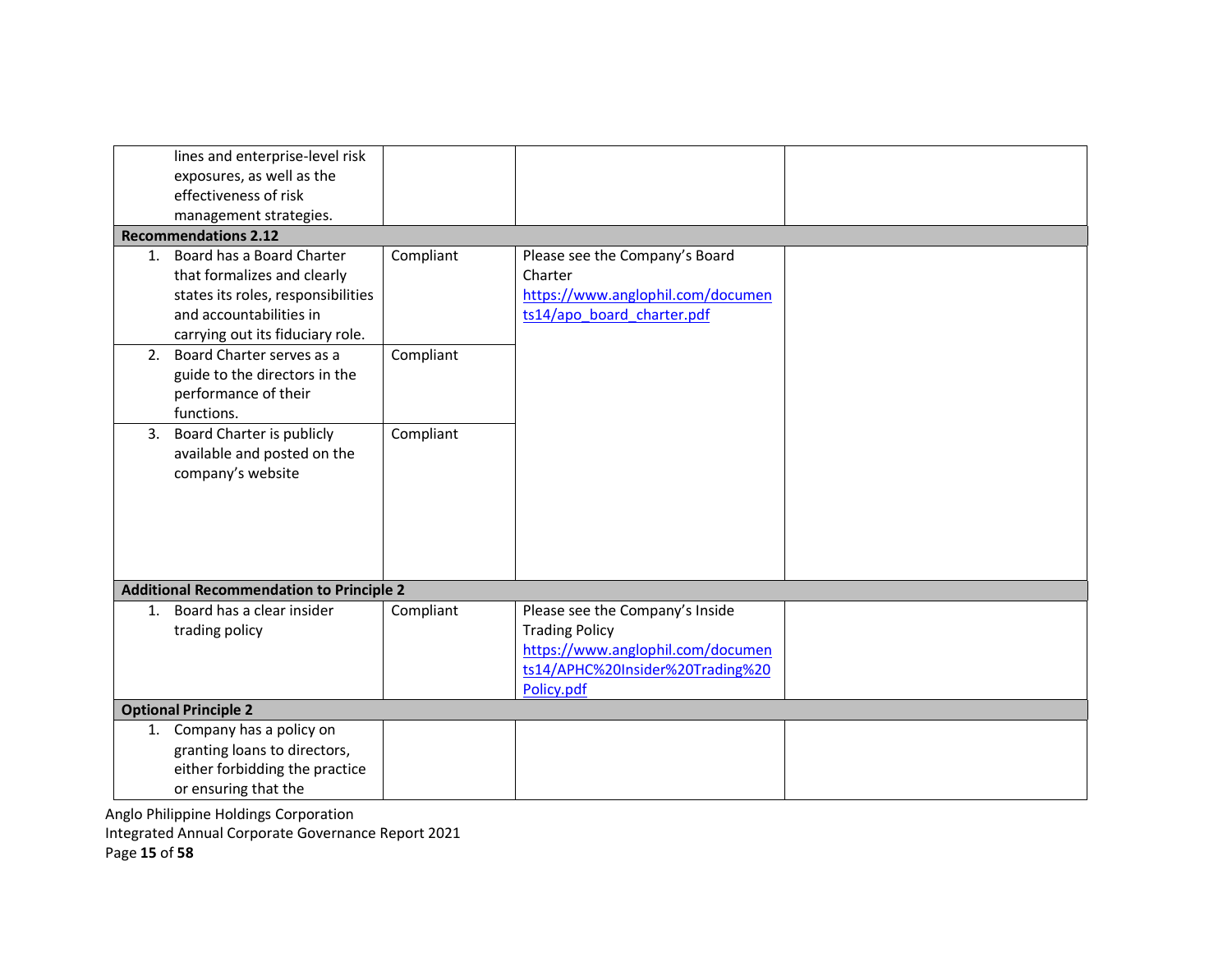| | | | |
|---|---|---|---|
| lines and enterprise-level risk exposures, as well as the effectiveness of risk management strategies. | | | |
| **Recommendations 2.12** | | | |
| 1. Board has a Board Charter that formalizes and clearly states its roles, responsibilities and accountabilities in carrying out its fiduciary role. | Compliant | Please see the Company's Board Charter https://www.anglophil.com/documents14/apo_board_charter.pdf | |
| 2. Board Charter serves as a guide to the directors in the performance of their functions. | Compliant | | |
| 3. Board Charter is publicly available and posted on the company's website | Compliant | | |
| **Additional Recommendation to Principle 2** | | | |
| 1. Board has a clear insider trading policy | Compliant | Please see the Company's Inside Trading Policy https://www.anglophil.com/documents14/APHC%20Insider%20Trading%20Policy.pdf | |
| **Optional Principle 2** | | | |
| 1. Company has a policy on granting loans to directors, either forbidding the practice or ensuring that the | | | |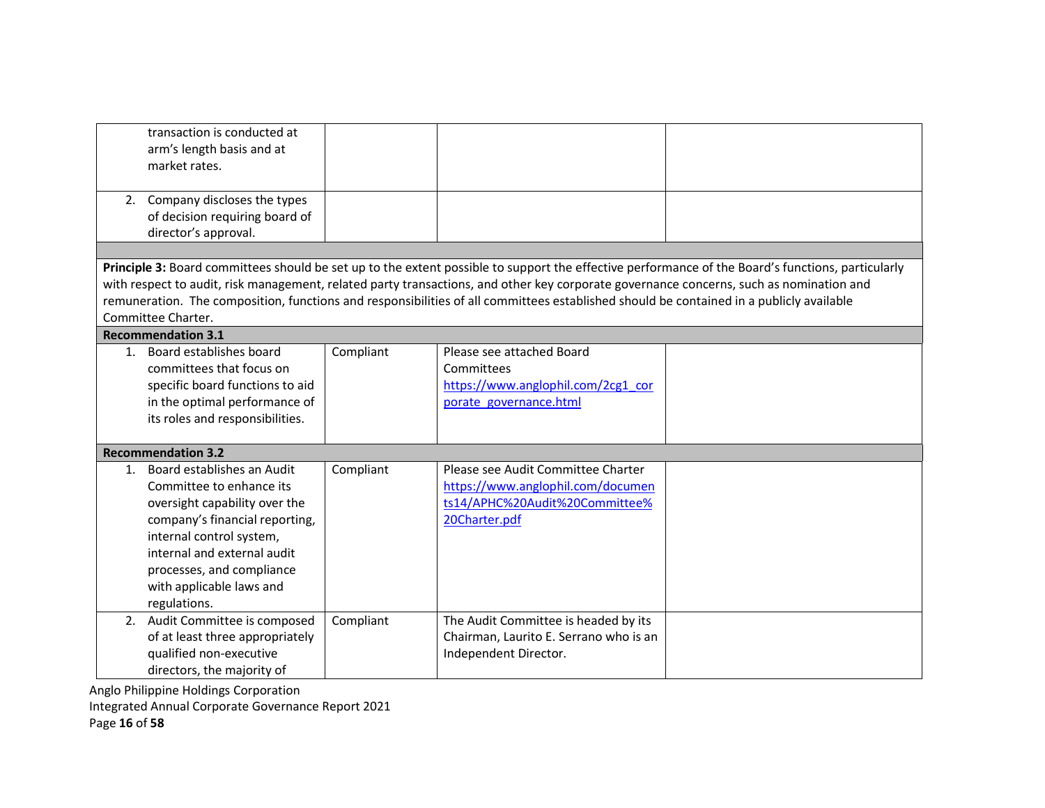| | | | |
|---|---|---|---|
| transaction is conducted at arm's length basis and at market rates. | | | |
| 2. Company discloses the types of decision requiring board of director's approval. | | | |

**Principle 3:** Board committees should be set up to the extent possible to support the effective performance of the Board's functions, particularly with respect to audit, risk management, related party transactions, and other key corporate governance concerns, such as nomination and remuneration. The composition, functions and responsibilities of all committees established should be contained in a publicly available Committee Charter.

| | | | |
|---|---|---|---|
| **Recommendation 3.1** | | | |
| 1. Board establishes board committees that focus on specific board functions to aid in the optimal performance of its roles and responsibilities. | Compliant | Please see attached Board Committees [https://www.anglophil.com/2cg1_corporate_governance.html](https://www.anglophil.com/2cg1_corporate_governance.html) | |
| **Recommendation 3.2** | | | |
| 1. Board establishes an Audit Committee to enhance its oversight capability over the company's financial reporting, internal control system, internal and external audit processes, and compliance with applicable laws and regulations. | Compliant | Please see Audit Committee Charter [https://www.anglophil.com/documents14/APHC%20Audit%20Committee%20Charter.pdf](https://www.anglophil.com/documents14/APHC%20Audit%20Committee%20Charter.pdf) | |
| 2. Audit Committee is composed of at least three appropriately qualified non-executive directors, the majority of | Compliant | The Audit Committee is headed by its Chairman, Laurito E. Serrano who is an Independent Director. | |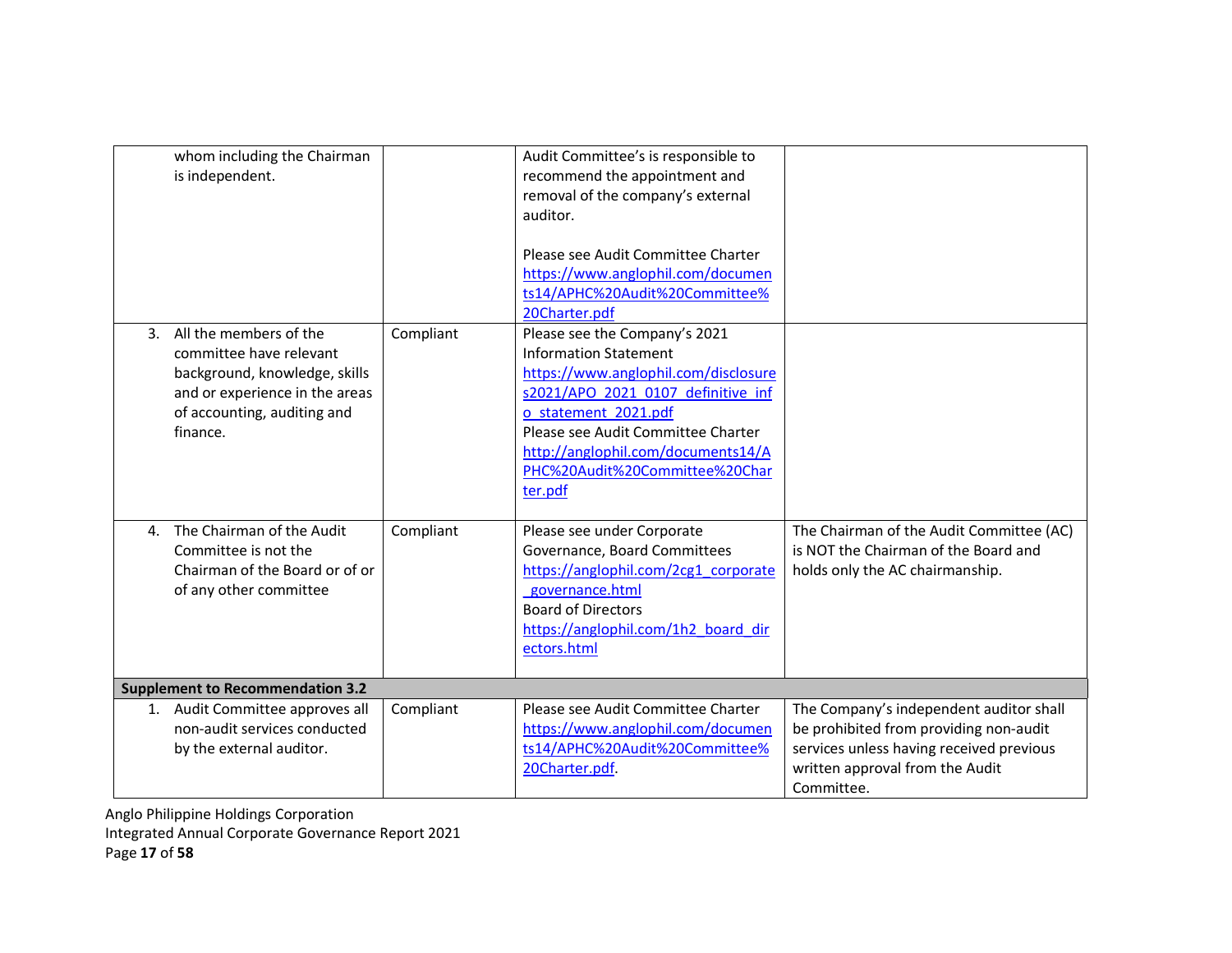| | | | |
|---|---|---|---|
| whom including the Chairman is independent. | | Audit Committee's is responsible to recommend the appointment and removal of the company's external auditor.<br><br>Please see Audit Committee Charter https://www.anglophil.com/documents14/APHC%20Audit%20Committee%20Charter.pdf | |
| 3. All the members of the committee have relevant background, knowledge, skills and or experience in the areas of accounting, auditing and finance. | Compliant | Please see the Company's 2021 Information Statement https://www.anglophil.com/disclosures2021/APO_2021_0107_definitive_info_statement_2021.pdf<br>Please see Audit Committee Charter http://anglophil.com/documents14/APHC%20Audit%20Committee%20Charter.pdf | |
| 4. The Chairman of the Audit Committee is not the Chairman of the Board or of or of any other committee | Compliant | Please see under Corporate Governance, Board Committees https://anglophil.com/2cg1_corporate_governance.html<br>Board of Directors https://anglophil.com/1h2_board_directors.html | The Chairman of the Audit Committee (AC) is NOT the Chairman of the Board and holds only the AC chairmanship. |
| **Supplement to Recommendation 3.2** | | | |
| 1. Audit Committee approves all non-audit services conducted by the external auditor. | Compliant | Please see Audit Committee Charter https://www.anglophil.com/documents14/APHC%20Audit%20Committee%20Charter.pdf. | The Company's independent auditor shall be prohibited from providing non-audit services unless having received previous written approval from the Audit Committee. |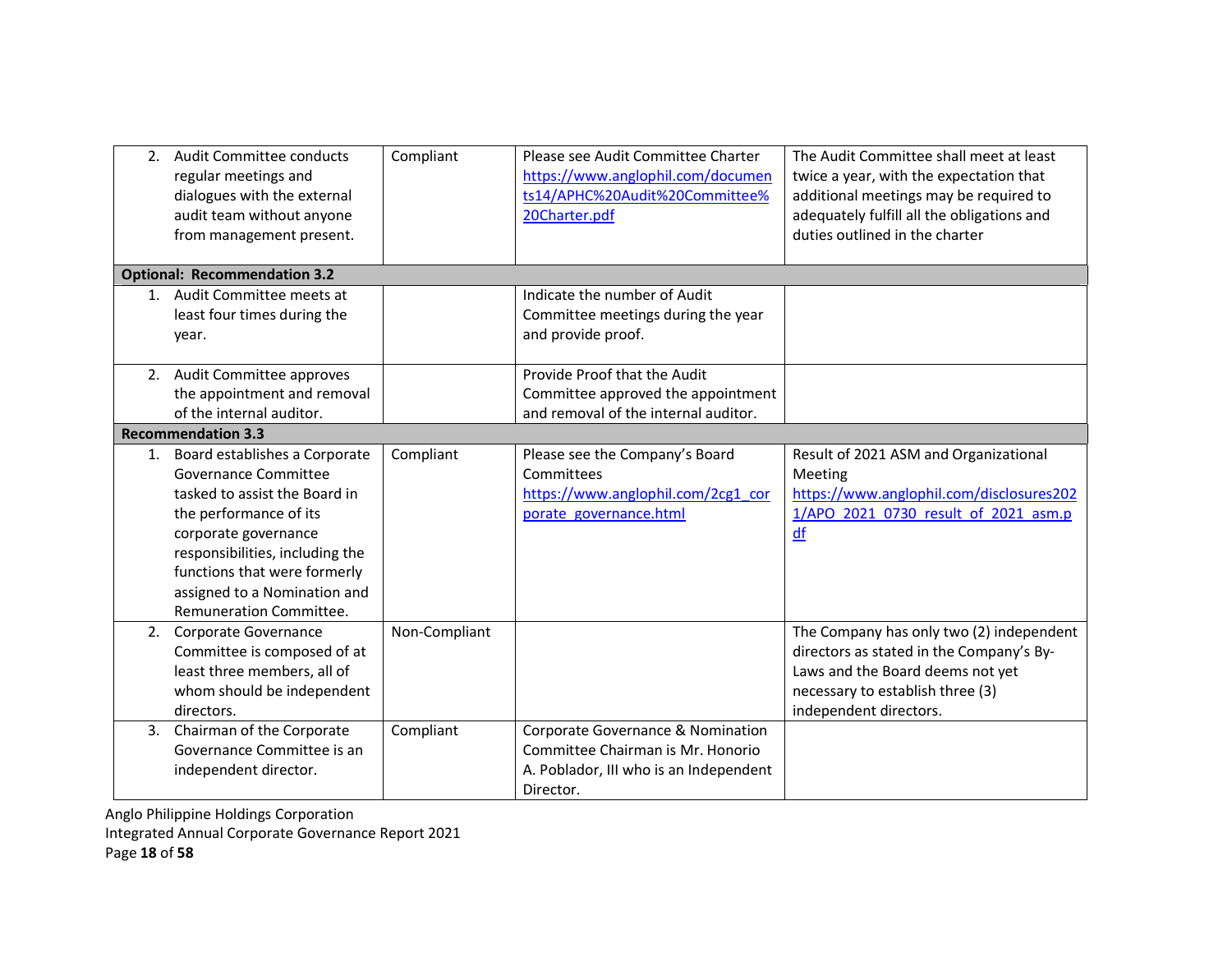| | | | |
|---|---|---|---|
| 2. Audit Committee conducts regular meetings and dialogues with the external audit team without anyone from management present. | Compliant | Please see Audit Committee Charter https://www.anglophil.com/documents14/APHC%20Audit%20Committee%20Charter.pdf | The Audit Committee shall meet at least twice a year, with the expectation that additional meetings may be required to adequately fulfill all the obligations and duties outlined in the charter |
| **Optional: Recommendation 3.2** | | | |
| 1. Audit Committee meets at least four times during the year. | | Indicate the number of Audit Committee meetings during the year and provide proof. | |
| 2. Audit Committee approves the appointment and removal of the internal auditor. | | Provide Proof that the Audit Committee approved the appointment and removal of the internal auditor. | |
| **Recommendation 3.3** | | | |
| 1. Board establishes a Corporate Governance Committee tasked to assist the Board in the performance of its corporate governance responsibilities, including the functions that were formerly assigned to a Nomination and Remuneration Committee. | Compliant | Please see the Company's Board Committees https://www.anglophil.com/2cg1_corporate_governance.html | Result of 2021 ASM and Organizational Meeting https://www.anglophil.com/disclosures2021/APO_2021_0730_result_of_2021_asm.pdf |
| 2. Corporate Governance Committee is composed of at least three members, all of whom should be independent directors. | Non-Compliant | | The Company has only two (2) independent directors as stated in the Company's By-Laws and the Board deems not yet necessary to establish three (3) independent directors. |
| 3. Chairman of the Corporate Governance Committee is an independent director. | Compliant | Corporate Governance & Nomination Committee Chairman is Mr. Honorio A. Poblador, III who is an Independent Director. | |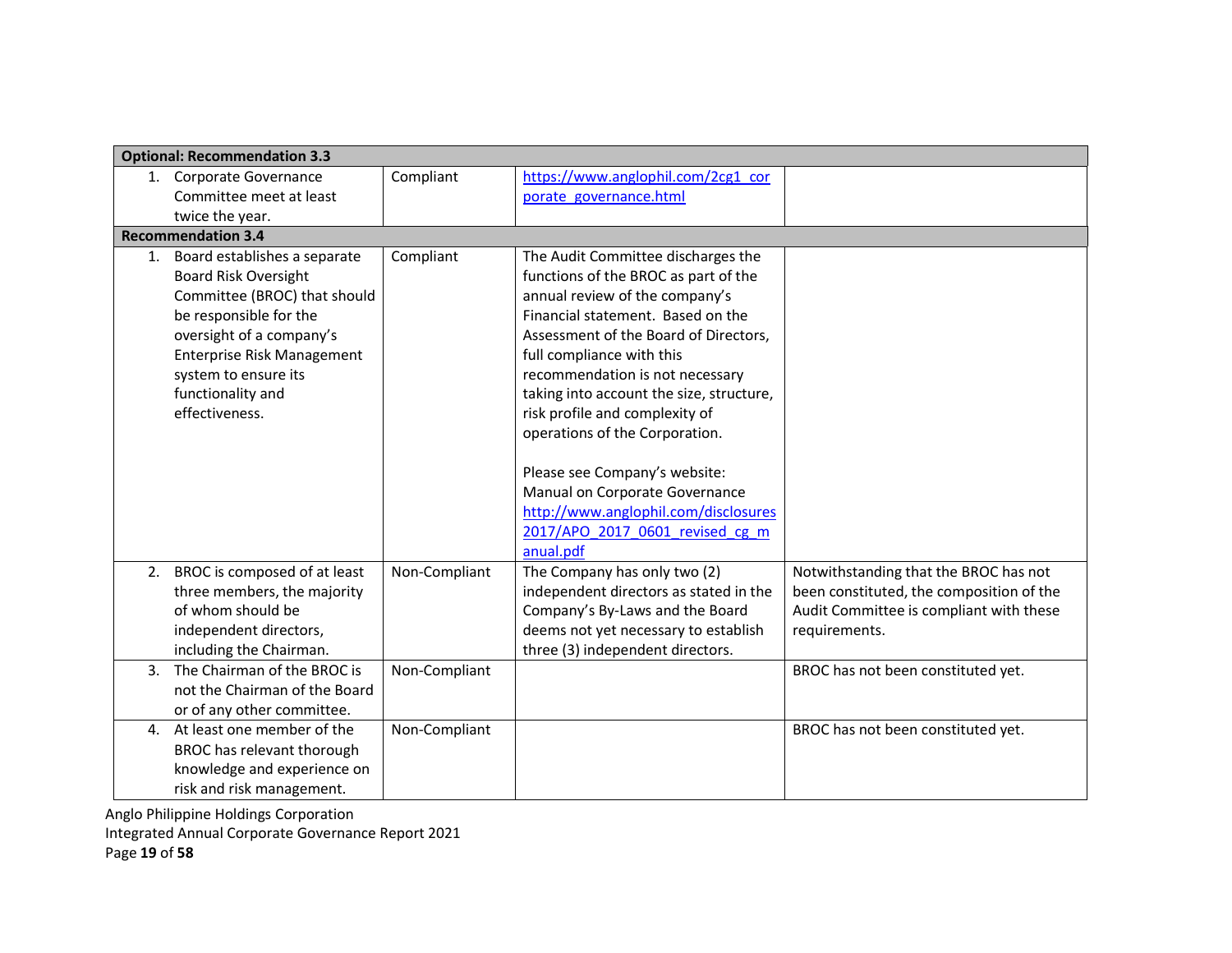| | | | |
|---|---|---|---|
| **Optional: Recommendation 3.3** | | | |
| 1. Corporate Governance Committee meet at least twice the year. | Compliant | https://www.anglophil.com/2cg1_corporate_governance.html | |
| **Recommendation 3.4** | | | |
| 1. Board establishes a separate Board Risk Oversight Committee (BROC) that should be responsible for the oversight of a company's Enterprise Risk Management system to ensure its functionality and effectiveness. | Compliant | The Audit Committee discharges the functions of the BROC as part of the annual review of the company's Financial statement. Based on the Assessment of the Board of Directors, full compliance with this recommendation is not necessary taking into account the size, structure, risk profile and complexity of operations of the Corporation.<br><br>Please see Company's website: Manual on Corporate Governance http://www.anglophil.com/disclosures2017/APO_2017_0601_revised_cg_manual.pdf | |
| 2. BROC is composed of at least three members, the majority of whom should be independent directors, including the Chairman. | Non-Compliant | The Company has only two (2) independent directors as stated in the Company's By-Laws and the Board deems not yet necessary to establish three (3) independent directors. | Notwithstanding that the BROC has not been constituted, the composition of the Audit Committee is compliant with these requirements. |
| 3. The Chairman of the BROC is not the Chairman of the Board or of any other committee. | Non-Compliant | | BROC has not been constituted yet. |
| 4. At least one member of the BROC has relevant thorough knowledge and experience on risk and risk management. | Non-Compliant | | BROC has not been constituted yet. |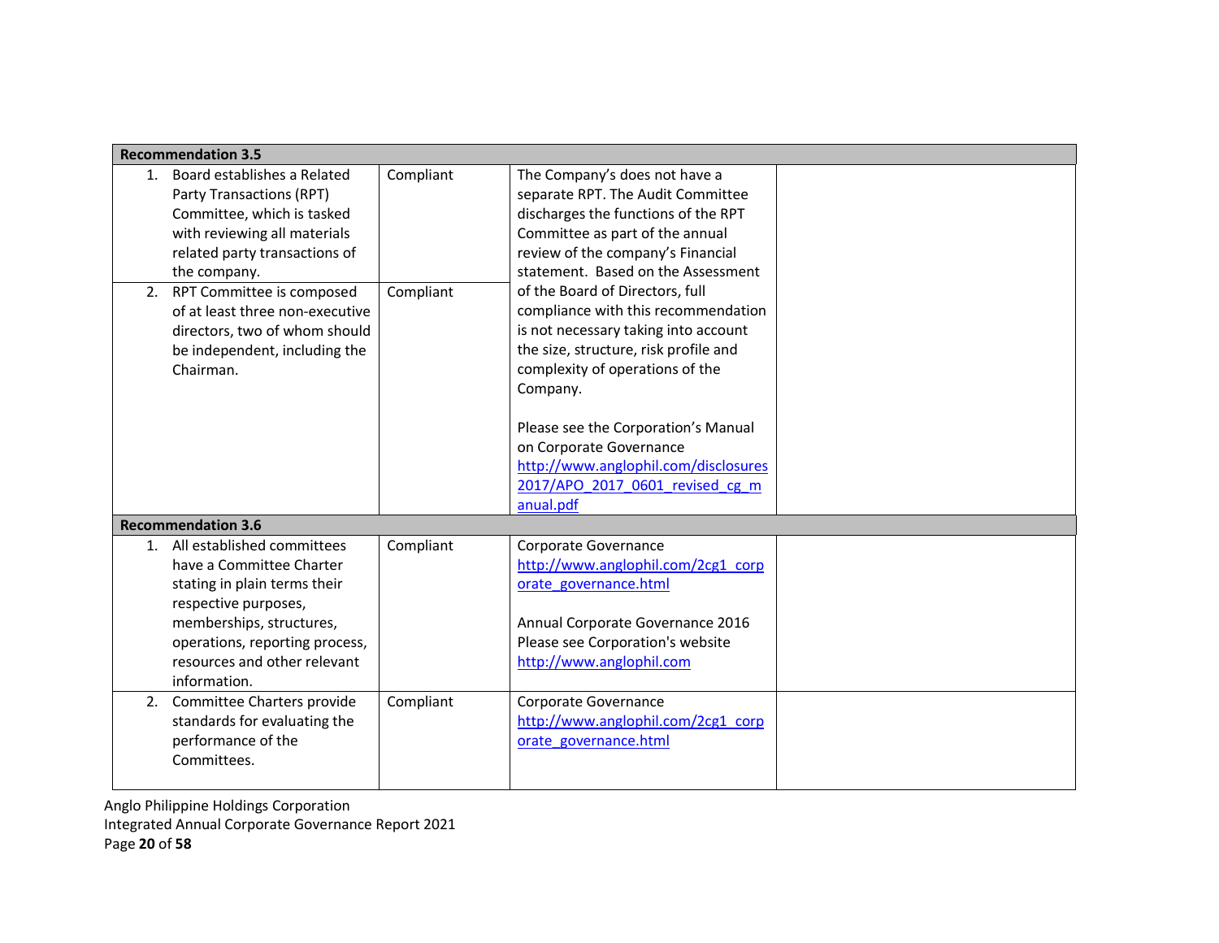| Recommendation 3.5 | | | |
|---|---|---|---|
| 1. Board establishes a Related Party Transactions (RPT) Committee, which is tasked with reviewing all materials related party transactions of the company. | Compliant | The Company's does not have a separate RPT. The Audit Committee discharges the functions of the RPT Committee as part of the annual review of the company's Financial statement. Based on the Assessment of the Board of Directors, full compliance with this recommendation is not necessary taking into account the size, structure, risk profile and complexity of operations of the Company.<br><br>Please see the Corporation's Manual on Corporate Governance http://www.anglophil.com/disclosures 2017/APO_2017_0601_revised_cg_manual.pdf | |
| 2. RPT Committee is composed of at least three non-executive directors, two of whom should be independent, including the Chairman. | Compliant | | |
| **Recommendation 3.6** | | | |
| 1. All established committees have a Committee Charter stating in plain terms their respective purposes, memberships, structures, operations, reporting process, resources and other relevant information. | Compliant | Corporate Governance http://www.anglophil.com/2cg1_corporate_governance.html<br><br>Annual Corporate Governance 2016 Please see Corporation's website http://www.anglophil.com | |
| 2. Committee Charters provide standards for evaluating the performance of the Committees. | Compliant | Corporate Governance http://www.anglophil.com/2cg1_corporate_governance.html | |

Anglo Philippine Holdings Corporation
Integrated Annual Corporate Governance Report 2021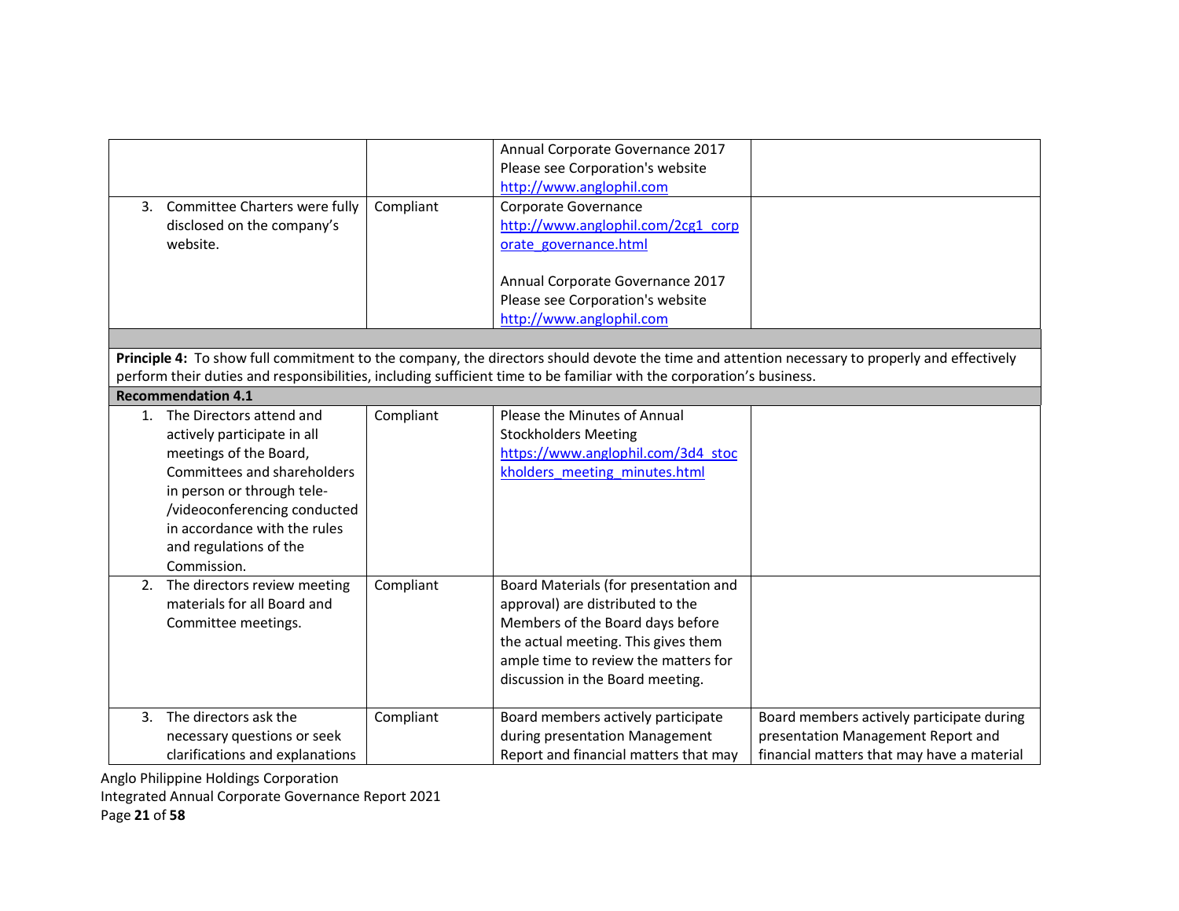| | | | |
|---|---|---|---|
| | | Annual Corporate Governance 2017 Please see Corporation's website http://www.anglophil.com | |
| 3. Committee Charters were fully disclosed on the company's website. | Compliant | Corporate Governance http://www.anglophil.com/2cg1_corporate_governance.html<br><br>Annual Corporate Governance 2017 Please see Corporation's website http://www.anglophil.com | |
| | | | |
| **Principle 4:** To show full commitment to the company, the directors should devote the time and attention necessary to properly and effectively perform their duties and responsibilities, including sufficient time to be familiar with the corporation's business. | | | |
| **Recommendation 4.1** | | | |
| 1. The Directors attend and actively participate in all meetings of the Board, Committees and shareholders in person or through tele-/videoconferencing conducted in accordance with the rules and regulations of the Commission. | Compliant | Please the Minutes of Annual Stockholders Meeting https://www.anglophil.com/3d4_stockholders_meeting_minutes.html | |
| 2. The directors review meeting materials for all Board and Committee meetings. | Compliant | Board Materials (for presentation and approval) are distributed to the Members of the Board days before the actual meeting. This gives them ample time to review the matters for discussion in the Board meeting. | |
| 3. The directors ask the necessary questions or seek clarifications and explanations | Compliant | Board members actively participate during presentation Management Report and financial matters that may | Board members actively participate during presentation Management Report and financial matters that may have a material |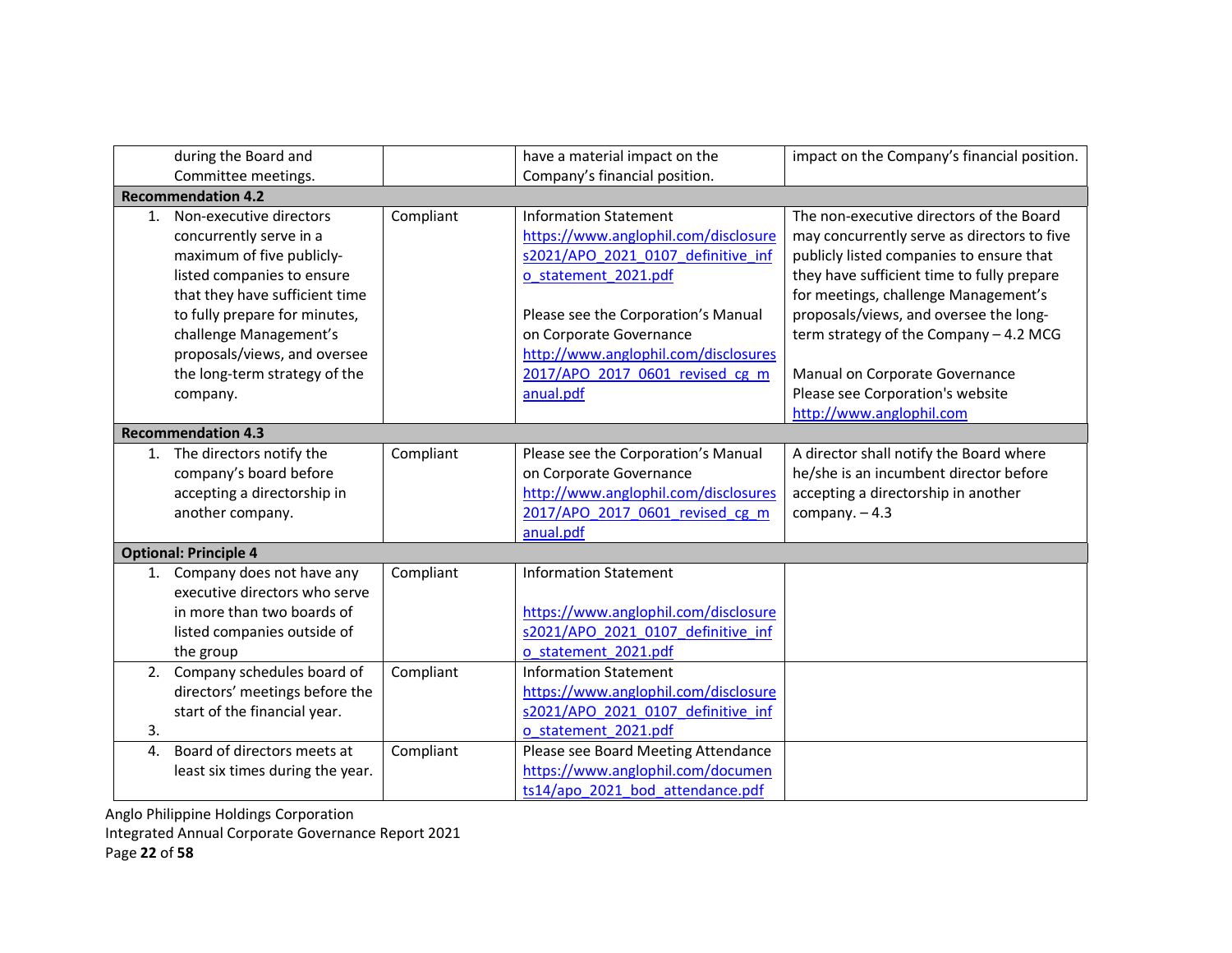| | | | |
|---|---|---|---|
| during the Board and Committee meetings. | | have a material impact on the Company's financial position. | impact on the Company's financial position. |
| **Recommendation 4.2** | | | |
| 1. Non-executive directors concurrently serve in a maximum of five publicly-listed companies to ensure that they have sufficient time to fully prepare for minutes, challenge Management's proposals/views, and oversee the long-term strategy of the company. | Compliant | Information Statement https://www.anglophil.com/disclosures2021/APO_2021_0107_definitive_info_statement_2021.pdf<br><br>Please see the Corporation's Manual on Corporate Governance http://www.anglophil.com/disclosures2017/APO_2017_0601_revised_cg_manual.pdf | The non-executive directors of the Board may concurrently serve as directors to five publicly listed companies to ensure that they have sufficient time to fully prepare for meetings, challenge Management's proposals/views, and oversee the long-term strategy of the Company – 4.2 MCG<br><br>Manual on Corporate Governance Please see Corporation's website http://www.anglophil.com |
| **Recommendation 4.3** | | | |
| 1. The directors notify the company's board before accepting a directorship in another company. | Compliant | Please see the Corporation's Manual on Corporate Governance http://www.anglophil.com/disclosures2017/APO_2017_0601_revised_cg_manual.pdf | A director shall notify the Board where he/she is an incumbent director before accepting a directorship in another company. – 4.3 |
| **Optional: Principle 4** | | | |
| 1. Company does not have any executive directors who serve in more than two boards of listed companies outside of the group | Compliant | Information Statement<br><br>https://www.anglophil.com/disclosures2021/APO_2021_0107_definitive_info_statement_2021.pdf | |
| 2. Company schedules board of directors' meetings before the start of the financial year.<br>3. | Compliant | Information Statement https://www.anglophil.com/disclosures2021/APO_2021_0107_definitive_info_statement_2021.pdf | |
| 4. Board of directors meets at least six times during the year. | Compliant | Please see Board Meeting Attendance https://www.anglophil.com/documents14/apo_2021_bod_attendance.pdf | |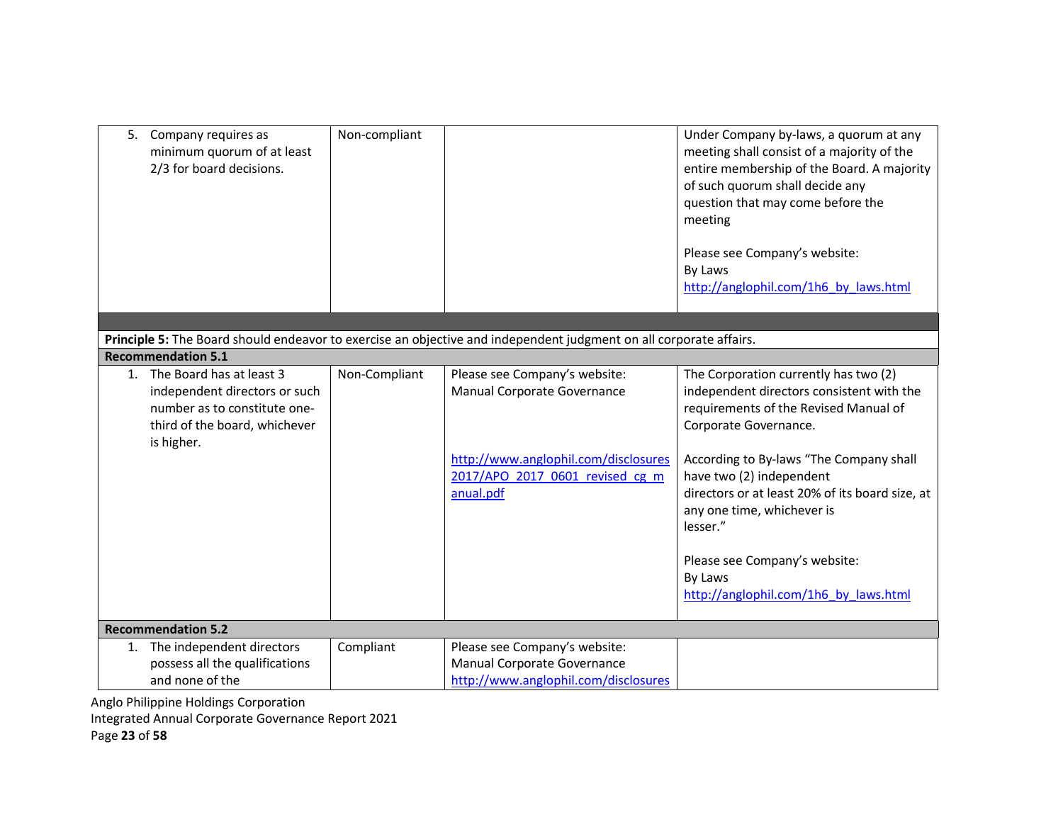| | | | |
|---|---|---|---|
| 5. Company requires as minimum quorum of at least 2/3 for board decisions. | Non-compliant | | Under Company by-laws, a quorum at any meeting shall consist of a majority of the entire membership of the Board. A majority of such quorum shall decide any question that may come before the meeting<br><br>Please see Company's website:<br>By Laws<br>http://anglophil.com/1h6_by_laws.html |
| | | | |
| **Principle 5:** The Board should endeavor to exercise an objective and independent judgment on all corporate affairs. | | | |
| **Recommendation 5.1** | | | |
| 1. The Board has at least 3 independent directors or such number as to constitute one-third of the board, whichever is higher. | Non-Compliant | Please see Company's website:<br>Manual Corporate Governance<br><br>http://www.anglophil.com/disclosures2017/APO_2017_0601_revised_cg_manual.pdf | The Corporation currently has two (2) independent directors consistent with the requirements of the Revised Manual of Corporate Governance.<br><br>According to By-laws "The Company shall have two (2) independent directors or at least 20% of its board size, at any one time, whichever is lesser."<br><br>Please see Company's website:<br>By Laws<br>http://anglophil.com/1h6_by_laws.html |
| **Recommendation 5.2** | | | |
| 1. The independent directors possess all the qualifications and none of the | Compliant | Please see Company's website:<br>Manual Corporate Governance<br>http://www.anglophil.com/disclosures | |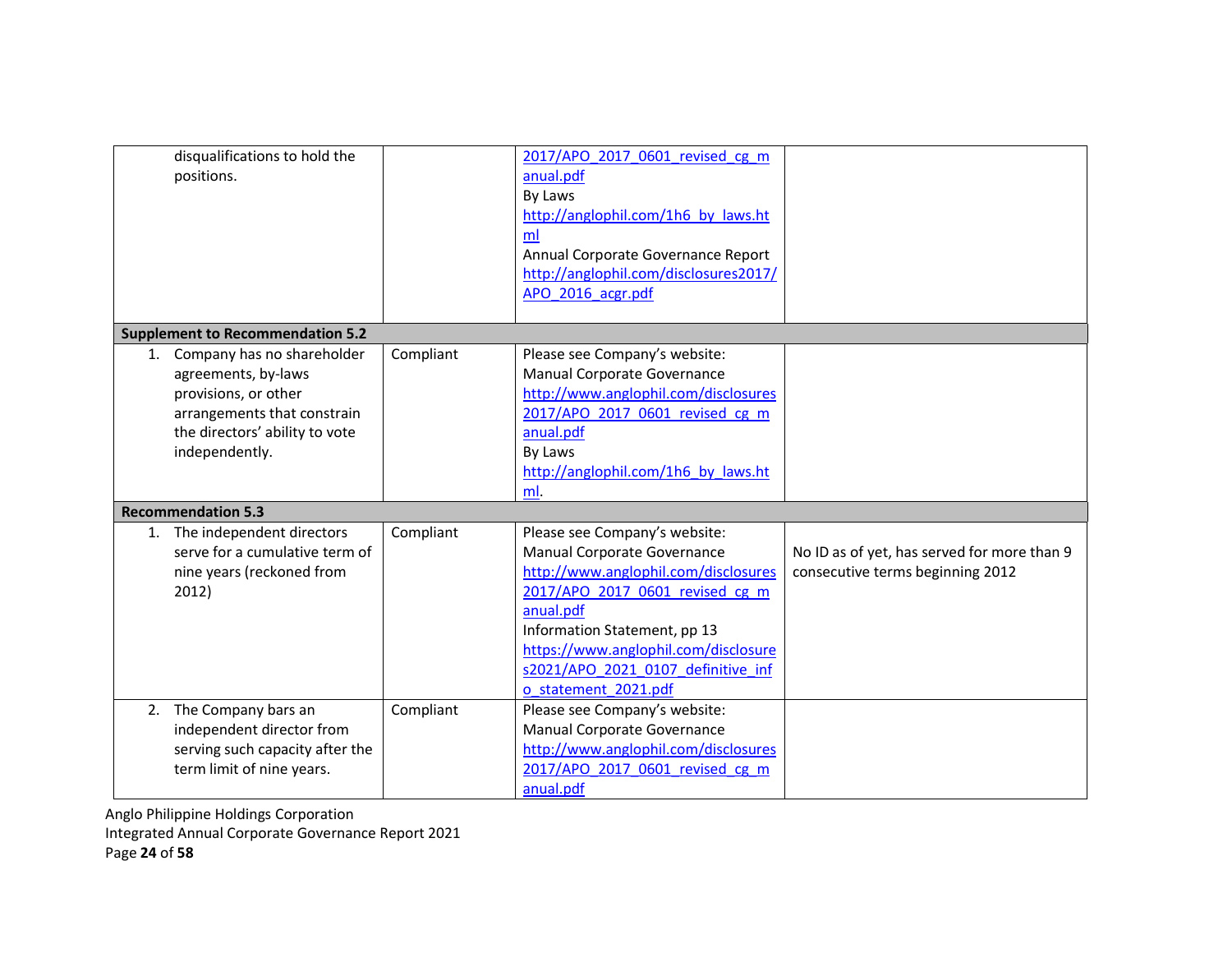| | | | |
|---|---|---|---|
| disqualifications to hold the positions. | | 2017/APO_2017_0601_revised_cg_manual.pdf<br>By Laws<br>http://anglophil.com/1h6_by_laws.html<br>Annual Corporate Governance Report<br>http://anglophil.com/disclosures2017/APO_2016_acgr.pdf | |
| **Supplement to Recommendation 5.2** | | | |
| 1. Company has no shareholder agreements, by-laws provisions, or other arrangements that constrain the directors' ability to vote independently. | Compliant | Please see Company's website:<br>Manual Corporate Governance<br>http://www.anglophil.com/disclosures2017/APO_2017_0601_revised_cg_manual.pdf<br>By Laws<br>http://anglophil.com/1h6_by_laws.html. | |
| **Recommendation 5.3** | | | |
| 1. The independent directors serve for a cumulative term of nine years (reckoned from 2012) | Compliant | Please see Company's website:<br>Manual Corporate Governance<br>http://www.anglophil.com/disclosures2017/APO_2017_0601_revised_cg_manual.pdf<br>Information Statement, pp 13<br>https://www.anglophil.com/disclosures2021/APO_2021_0107_definitive_info_statement_2021.pdf | No ID as of yet, has served for more than 9 consecutive terms beginning 2012 |
| 2. The Company bars an independent director from serving such capacity after the term limit of nine years. | Compliant | Please see Company's website:<br>Manual Corporate Governance<br>http://www.anglophil.com/disclosures2017/APO_2017_0601_revised_cg_manual.pdf | |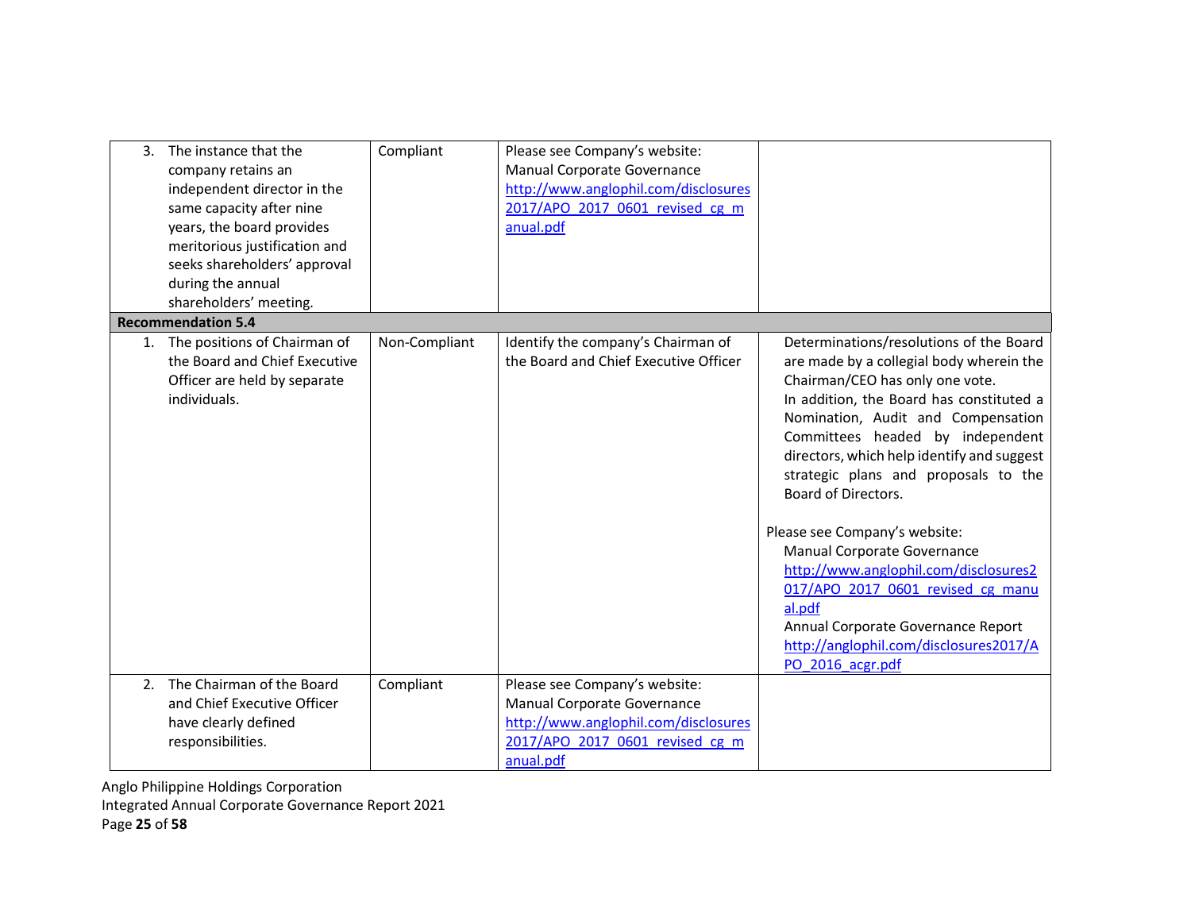| | | | |
|---|---|---|---|
| 3. The instance that the company retains an independent director in the same capacity after nine years, the board provides meritorious justification and seeks shareholders' approval during the annual shareholders' meeting. | Compliant | Please see Company's website: Manual Corporate Governance http://www.anglophil.com/disclosures2017/APO_2017_0601_revised_cg_manual.pdf | |
| **Recommendation 5.4** | | | |
| 1. The positions of Chairman of the Board and Chief Executive Officer are held by separate individuals. | Non-Compliant | Identify the company's Chairman of the Board and Chief Executive Officer | Determinations/resolutions of the Board are made by a collegial body wherein the Chairman/CEO has only one vote. In addition, the Board has constituted a Nomination, Audit and Compensation Committees headed by independent directors, which help identify and suggest strategic plans and proposals to the Board of Directors.<br><br>Please see Company's website: Manual Corporate Governance http://www.anglophil.com/disclosures2017/APO_2017_0601_revised_cg_manual.pdf Annual Corporate Governance Report http://anglophil.com/disclosures2017/APO_2016_acgr.pdf |
| 2. The Chairman of the Board and Chief Executive Officer have clearly defined responsibilities. | Compliant | Please see Company's website: Manual Corporate Governance http://www.anglophil.com/disclosures2017/APO_2017_0601_revised_cg_manual.pdf | |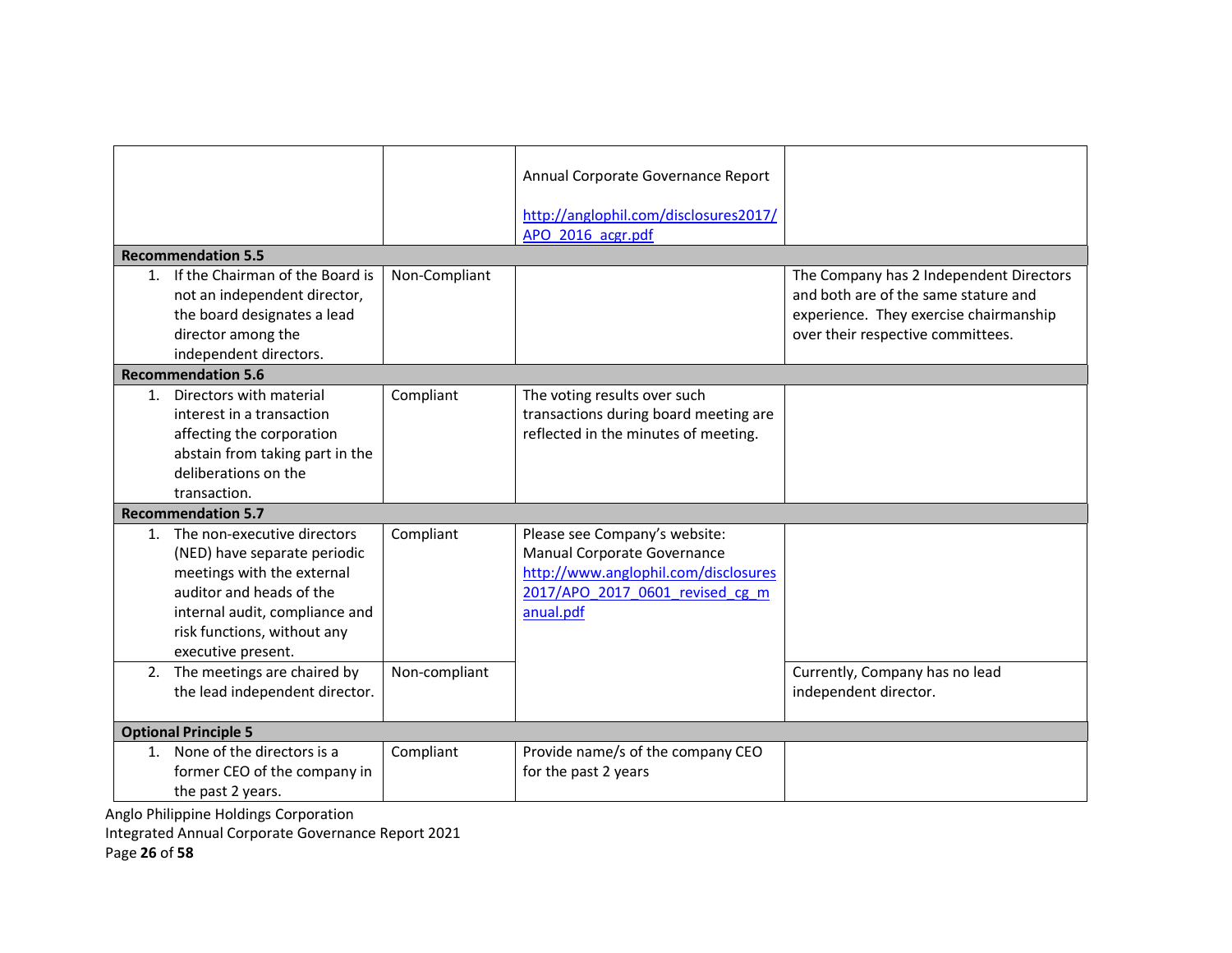| | | | |
|---|---|---|---|
| | | Annual Corporate Governance Report<br><br>http://anglophil.com/disclosures2017/APO_2016_acgr.pdf | |
| **Recommendation 5.5** | | | |
| 1. If the Chairman of the Board is not an independent director, the board designates a lead director among the independent directors. | Non-Compliant | | The Company has 2 Independent Directors and both are of the same stature and experience. They exercise chairmanship over their respective committees. |
| **Recommendation 5.6** | | | |
| 1. Directors with material interest in a transaction affecting the corporation abstain from taking part in the deliberations on the transaction. | Compliant | The voting results over such transactions during board meeting are reflected in the minutes of meeting. | |
| **Recommendation 5.7** | | | |
| 1. The non-executive directors (NED) have separate periodic meetings with the external auditor and heads of the internal audit, compliance and risk functions, without any executive present. | Compliant | Please see Company's website: Manual Corporate Governance http://www.anglophil.com/disclosures2017/APO_2017_0601_revised_cg_manual.pdf | |
| 2. The meetings are chaired by the lead independent director. | Non-compliant | | Currently, Company has no lead independent director. |
| **Optional Principle 5** | | | |
| 1. None of the directors is a former CEO of the company in the past 2 years. | Compliant | Provide name/s of the company CEO for the past 2 years | |

Anglo Philippine Holdings Corporation
Integrated Annual Corporate Governance Report 2021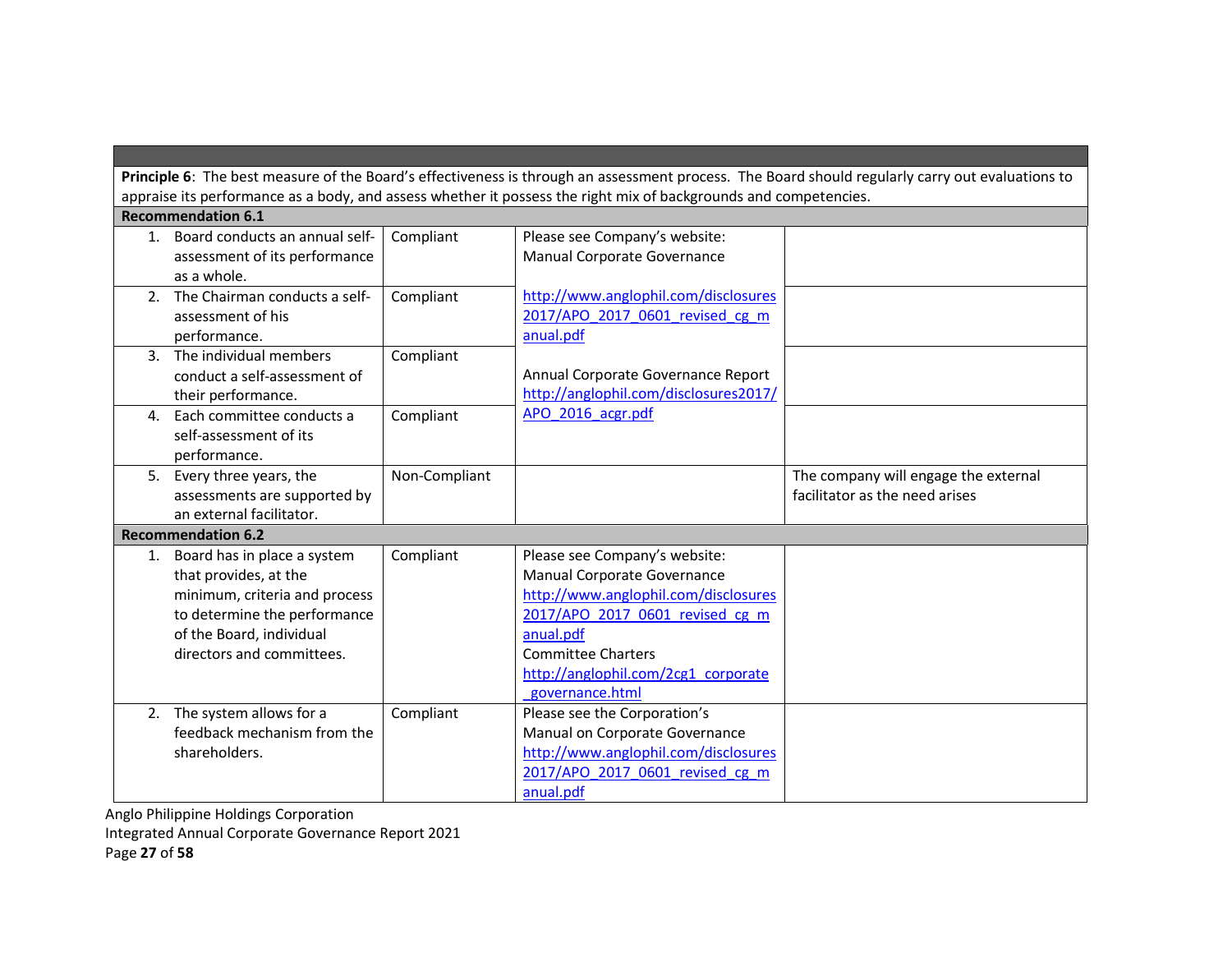| | | | |
|---|---|---|---|
| **Principle 6**: The best measure of the Board's effectiveness is through an assessment process. The Board should regularly carry out evaluations to appraise its performance as a body, and assess whether it possess the right mix of backgrounds and competencies. | | | |
| **Recommendation 6.1** | | | |
| 1. Board conducts an annual self-assessment of its performance as a whole. | Compliant | Please see Company's website: Manual Corporate Governance<br><br>http://www.anglophil.com/disclosures2017/APO_2017_0601_revised_cg_manual.pdf<br><br>Annual Corporate Governance Report http://anglophil.com/disclosures2017/APO_2016_acgr.pdf | |
| 2. The Chairman conducts a self-assessment of his performance. | Compliant | | |
| 3. The individual members conduct a self-assessment of their performance. | Compliant | | |
| 4. Each committee conducts a self-assessment of its performance. | Compliant | | |
| 5. Every three years, the assessments are supported by an external facilitator. | Non-Compliant | | The company will engage the external facilitator as the need arises |
| **Recommendation 6.2** | | | |
| 1. Board has in place a system that provides, at the minimum, criteria and process to determine the performance of the Board, individual directors and committees. | Compliant | Please see Company's website: Manual Corporate Governance http://www.anglophil.com/disclosures2017/APO_2017_0601_revised_cg_manual.pdf<br>Committee Charters http://anglophil.com/2cg1_corporate_governance.html | |
| 2. The system allows for a feedback mechanism from the shareholders. | Compliant | Please see the Corporation's Manual on Corporate Governance http://www.anglophil.com/disclosures2017/APO_2017_0601_revised_cg_manual.pdf | |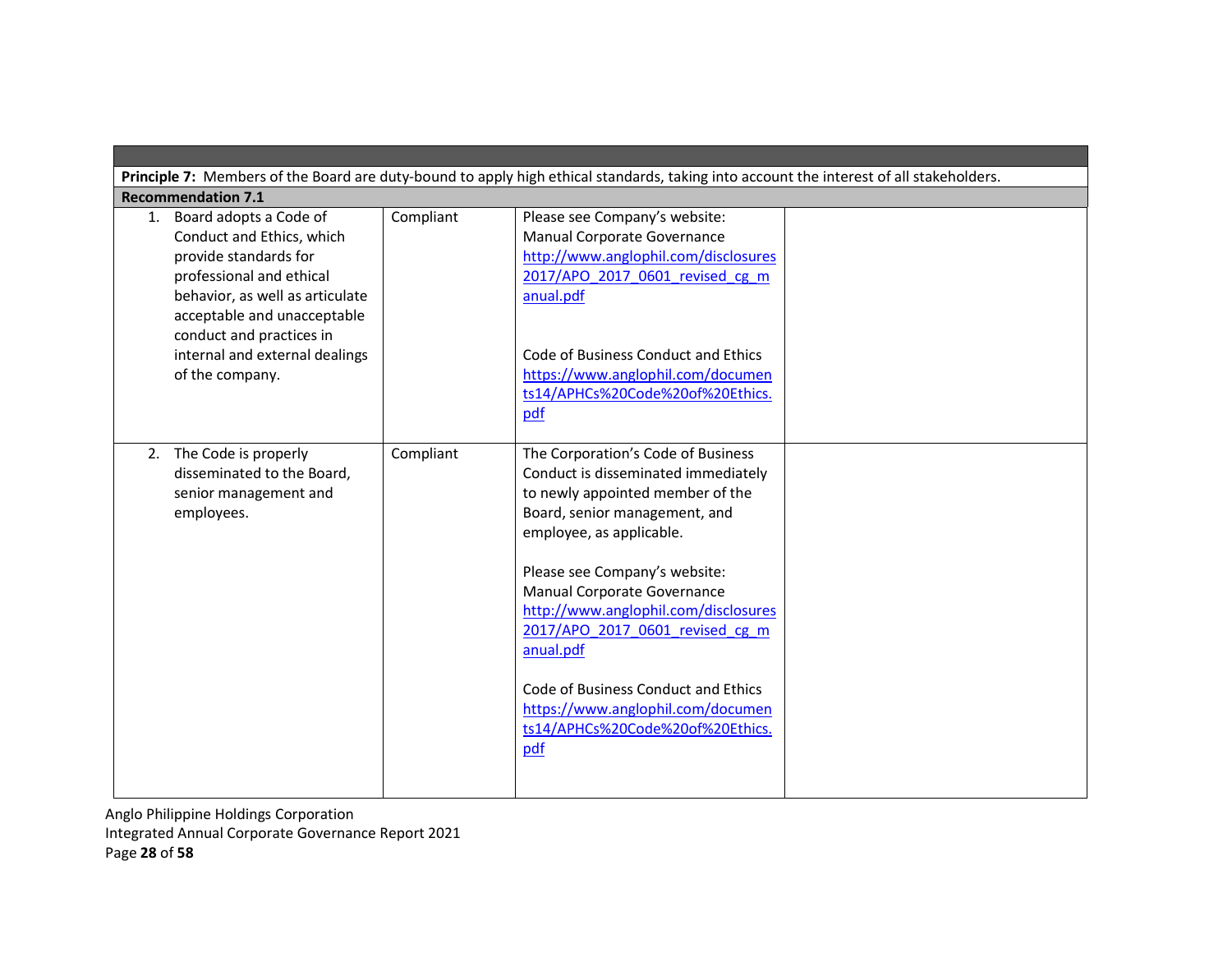| | | | |
|---|---|---|---|
| **Principle 7:** Members of the Board are duty-bound to apply high ethical standards, taking into account the interest of all stakeholders. | | | |
| **Recommendation 7.1** | | | |
| 1. Board adopts a Code of Conduct and Ethics, which provide standards for professional and ethical behavior, as well as articulate acceptable and unacceptable conduct and practices in internal and external dealings of the company. | Compliant | Please see Company's website: Manual Corporate Governance http://www.anglophil.com/disclosures2017/APO_2017_0601_revised_cg_manual.pdf<br><br>Code of Business Conduct and Ethics https://www.anglophil.com/documents14/APHCs%20Code%20of%20Ethics.pdf | |
| 2. The Code is properly disseminated to the Board, senior management and employees. | Compliant | The Corporation's Code of Business Conduct is disseminated immediately to newly appointed member of the Board, senior management, and employee, as applicable.<br><br>Please see Company's website: Manual Corporate Governance http://www.anglophil.com/disclosures2017/APO_2017_0601_revised_cg_manual.pdf<br><br>Code of Business Conduct and Ethics https://www.anglophil.com/documents14/APHCs%20Code%20of%20Ethics.pdf | |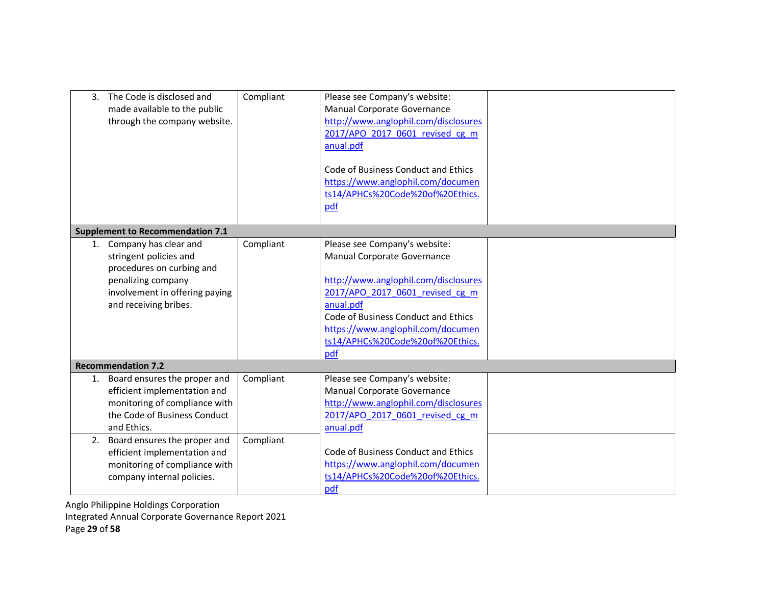| | | | |
|---|---|---|---|
| 3. The Code is disclosed and made available to the public through the company website. | Compliant | Please see Company's website: Manual Corporate Governance http://www.anglophil.com/disclosures2017/APO_2017_0601_revised_cg_manual.pdf<br><br>Code of Business Conduct and Ethics https://www.anglophil.com/documents14/APHCs%20Code%20of%20Ethics.pdf | |
| **Supplement to Recommendation 7.1** | | | |
| 1. Company has clear and stringent policies and procedures on curbing and penalizing company involvement in offering paying and receiving bribes. | Compliant | Please see Company's website: Manual Corporate Governance<br><br>http://www.anglophil.com/disclosures2017/APO_2017_0601_revised_cg_manual.pdf<br>Code of Business Conduct and Ethics https://www.anglophil.com/documents14/APHCs%20Code%20of%20Ethics.pdf | |
| **Recommendation 7.2** | | | |
| 1. Board ensures the proper and efficient implementation and monitoring of compliance with the Code of Business Conduct and Ethics. | Compliant | Please see Company's website: Manual Corporate Governance http://www.anglophil.com/disclosures2017/APO_2017_0601_revised_cg_manual.pdf<br><br>Code of Business Conduct and Ethics https://www.anglophil.com/documents14/APHCs%20Code%20of%20Ethics.pdf | |
| 2. Board ensures the proper and efficient implementation and monitoring of compliance with company internal policies. | Compliant | | |

Anglo Philippine Holdings Corporation
Integrated Annual Corporate Governance Report 2021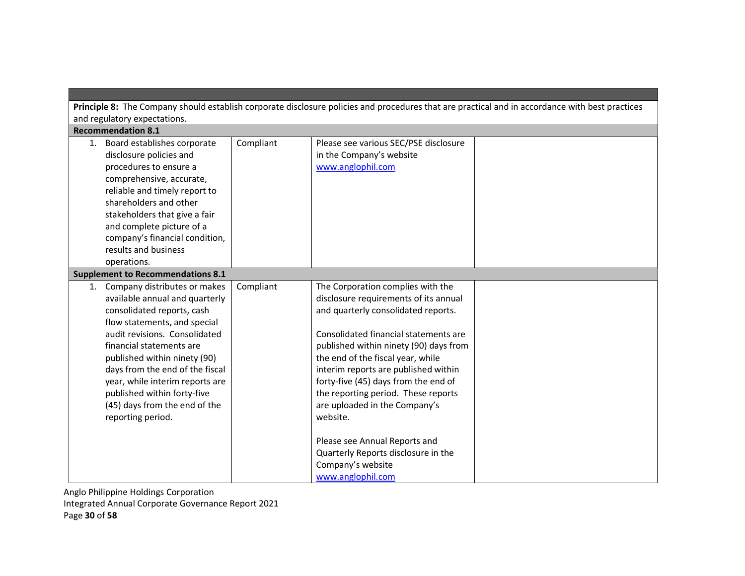| | | | |
|---|---|---|---|
| **Principle 8:** The Company should establish corporate disclosure policies and procedures that are practical and in accordance with best practices and regulatory expectations. | | | |
| **Recommendation 8.1** | | | |
| 1. Board establishes corporate disclosure policies and procedures to ensure a comprehensive, accurate, reliable and timely report to shareholders and other stakeholders that give a fair and complete picture of a company's financial condition, results and business operations. | Compliant | Please see various SEC/PSE disclosure in the Company's website www.anglophil.com | |
| **Supplement to Recommendations 8.1** | | | |
| 1. Company distributes or makes available annual and quarterly consolidated reports, cash flow statements, and special audit revisions. Consolidated financial statements are published within ninety (90) days from the end of the fiscal year, while interim reports are published within forty-five (45) days from the end of the reporting period. | Compliant | The Corporation complies with the disclosure requirements of its annual and quarterly consolidated reports.<br><br>Consolidated financial statements are published within ninety (90) days from the end of the fiscal year, while interim reports are published within forty-five (45) days from the end of the reporting period. These reports are uploaded in the Company's website.<br><br>Please see Annual Reports and Quarterly Reports disclosure in the Company's website www.anglophil.com | |

Anglo Philippine Holdings Corporation
Integrated Annual Corporate Governance Report 2021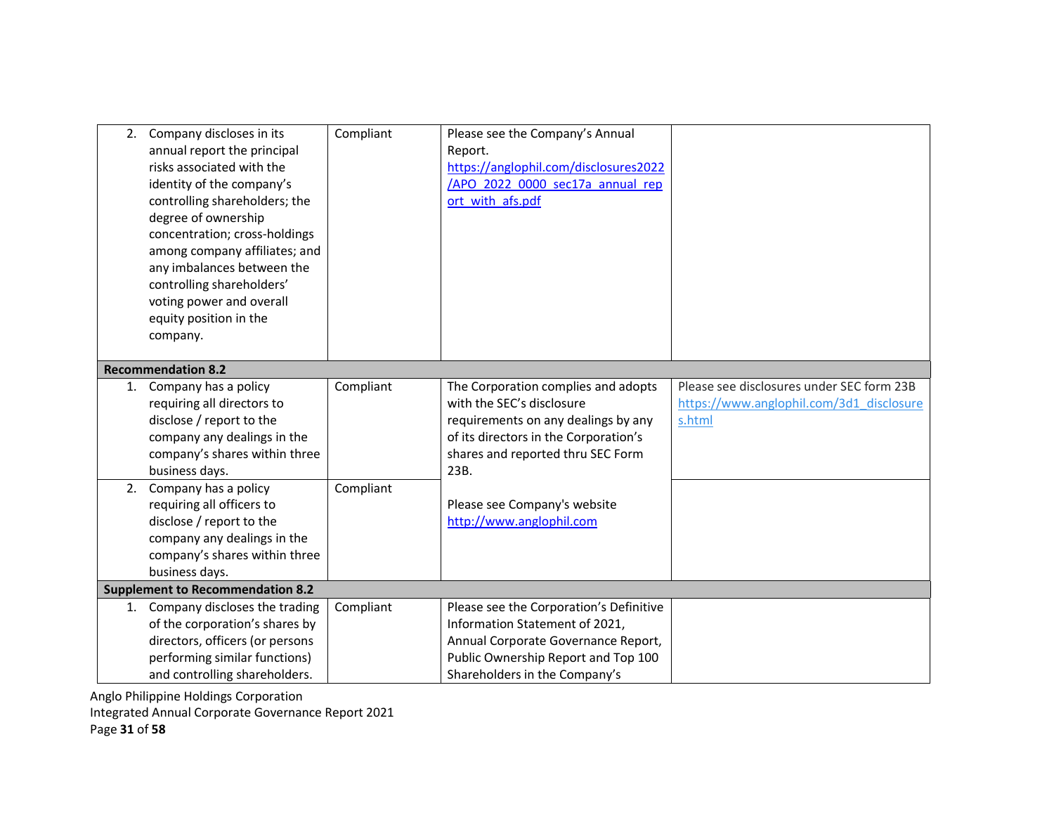| | | | |
|---|---|---|---|
| 2. Company discloses in its annual report the principal risks associated with the identity of the company's controlling shareholders; the degree of ownership concentration; cross-holdings among company affiliates; and any imbalances between the controlling shareholders' voting power and overall equity position in the company. | Compliant | Please see the Company's Annual Report. https://anglophil.com/disclosures2022/APO_2022_0000_sec17a_annual_report_with_afs.pdf | |
| **Recommendation 8.2** | | | |
| 1. Company has a policy requiring all directors to disclose / report to the company any dealings in the company's shares within three business days. | Compliant | The Corporation complies and adopts with the SEC's disclosure requirements on any dealings by any of its directors in the Corporation's shares and reported thru SEC Form 23B. | Please see disclosures under SEC form 23B https://www.anglophil.com/3d1_disclosures.html |
| 2. Company has a policy requiring all officers to disclose / report to the company any dealings in the company's shares within three business days. | Compliant | Please see Company's website http://www.anglophil.com | |
| **Supplement to Recommendation 8.2** | | | |
| 1. Company discloses the trading of the corporation's shares by directors, officers (or persons performing similar functions) and controlling shareholders. | Compliant | Please see the Corporation's Definitive Information Statement of 2021, Annual Corporate Governance Report, Public Ownership Report and Top 100 Shareholders in the Company's | |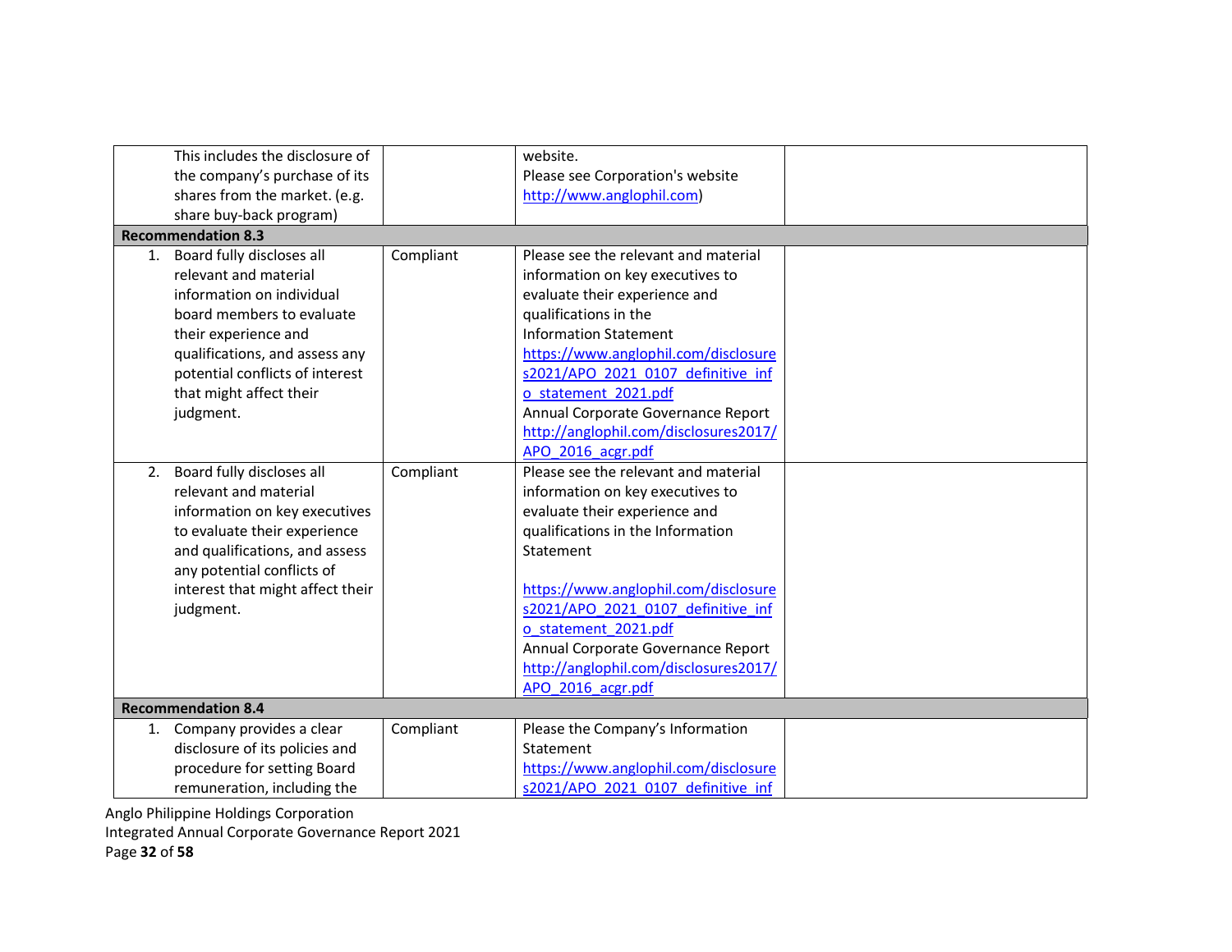| | | | |
|---|---|---|---|
| This includes the disclosure of the company's purchase of its shares from the market. (e.g. share buy-back program) | | website. Please see Corporation's website http://www.anglophil.com) | |
| **Recommendation 8.3** | | | |
| 1. Board fully discloses all relevant and material information on individual board members to evaluate their experience and qualifications, and assess any potential conflicts of interest that might affect their judgment. | Compliant | Please see the relevant and material information on key executives to evaluate their experience and qualifications in the Information Statement https://www.anglophil.com/disclosures2021/APO_2021_0107_definitive_info_statement_2021.pdf Annual Corporate Governance Report http://anglophil.com/disclosures2017/APO_2016_acgr.pdf | |
| 2. Board fully discloses all relevant and material information on key executives to evaluate their experience and qualifications, and assess any potential conflicts of interest that might affect their judgment. | Compliant | Please see the relevant and material information on key executives to evaluate their experience and qualifications in the Information Statement https://www.anglophil.com/disclosures2021/APO_2021_0107_definitive_info_statement_2021.pdf Annual Corporate Governance Report http://anglophil.com/disclosures2017/APO_2016_acgr.pdf | |
| **Recommendation 8.4** | | | |
| 1. Company provides a clear disclosure of its policies and procedure for setting Board remuneration, including the | Compliant | Please the Company's Information Statement https://www.anglophil.com/disclosures2021/APO_2021_0107_definitive_inf | |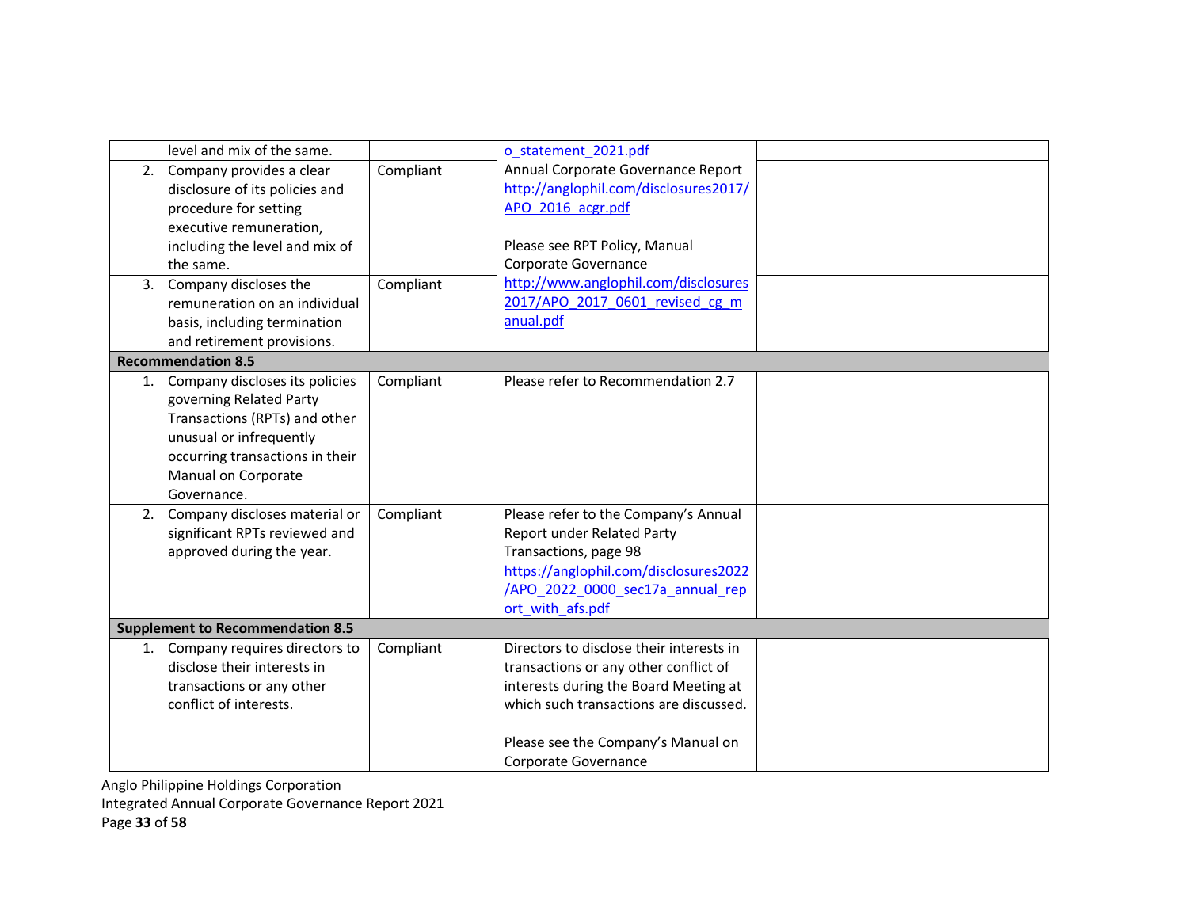| | | | |
|---|---|---|---|
| level and mix of the same. | | o_statement_2021.pdf | |
| 2. Company provides a clear disclosure of its policies and procedure for setting executive remuneration, including the level and mix of the same. | Compliant | Annual Corporate Governance Report http://anglophil.com/disclosures2017/APO_2016_acgr.pdf<br><br>Please see RPT Policy, Manual Corporate Governance http://www.anglophil.com/disclosures2017/APO_2017_0601_revised_cg_manual.pdf | |
| 3. Company discloses the remuneration on an individual basis, including termination and retirement provisions. | Compliant | | |
| **Recommendation 8.5** | | | |
| 1. Company discloses its policies governing Related Party Transactions (RPTs) and other unusual or infrequently occurring transactions in their Manual on Corporate Governance. | Compliant | Please refer to Recommendation 2.7 | |
| 2. Company discloses material or significant RPTs reviewed and approved during the year. | Compliant | Please refer to the Company's Annual Report under Related Party Transactions, page 98 https://anglophil.com/disclosures2022/APO_2022_0000_sec17a_annual_report_with_afs.pdf | |
| **Supplement to Recommendation 8.5** | | | |
| 1. Company requires directors to disclose their interests in transactions or any other conflict of interests. | Compliant | Directors to disclose their interests in transactions or any other conflict of interests during the Board Meeting at which such transactions are discussed.<br><br>Please see the Company's Manual on Corporate Governance | |

Anglo Philippine Holdings Corporation
Integrated Annual Corporate Governance Report 2021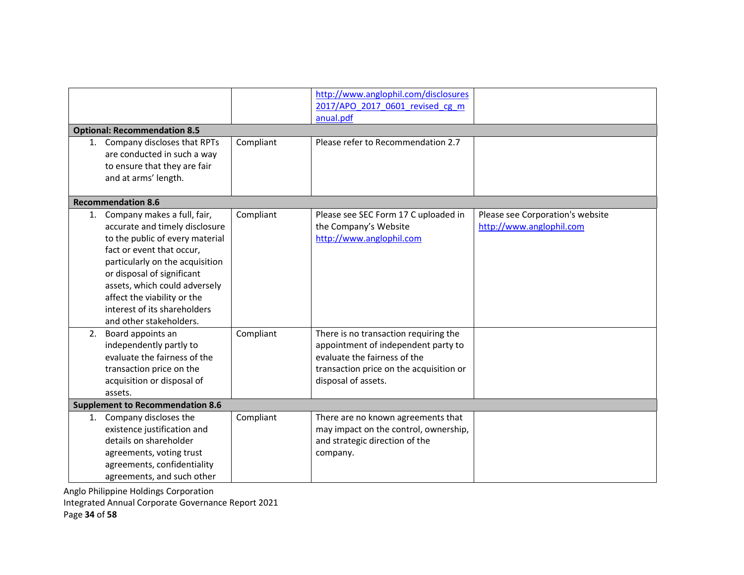| | | | |
|---|---|---|---|
| | | http://www.anglophil.com/disclosures2017/APO_2017_0601_revised_cg_manual.pdf | |
| **Optional: Recommendation 8.5** | | | |
| 1. Company discloses that RPTs are conducted in such a way to ensure that they are fair and at arms' length. | Compliant | Please refer to Recommendation 2.7 | |
| **Recommendation 8.6** | | | |
| 1. Company makes a full, fair, accurate and timely disclosure to the public of every material fact or event that occur, particularly on the acquisition or disposal of significant assets, which could adversely affect the viability or the interest of its shareholders and other stakeholders. | Compliant | Please see SEC Form 17 C uploaded in the Company's Website http://www.anglophil.com | Please see Corporation's website http://www.anglophil.com |
| 2. Board appoints an independently partly to evaluate the fairness of the transaction price on the acquisition or disposal of assets. | Compliant | There is no transaction requiring the appointment of independent party to evaluate the fairness of the transaction price on the acquisition or disposal of assets. | |
| **Supplement to Recommendation 8.6** | | | |
| 1. Company discloses the existence justification and details on shareholder agreements, voting trust agreements, confidentiality agreements, and such other | Compliant | There are no known agreements that may impact on the control, ownership, and strategic direction of the company. | |

Anglo Philippine Holdings Corporation
Integrated Annual Corporate Governance Report 2021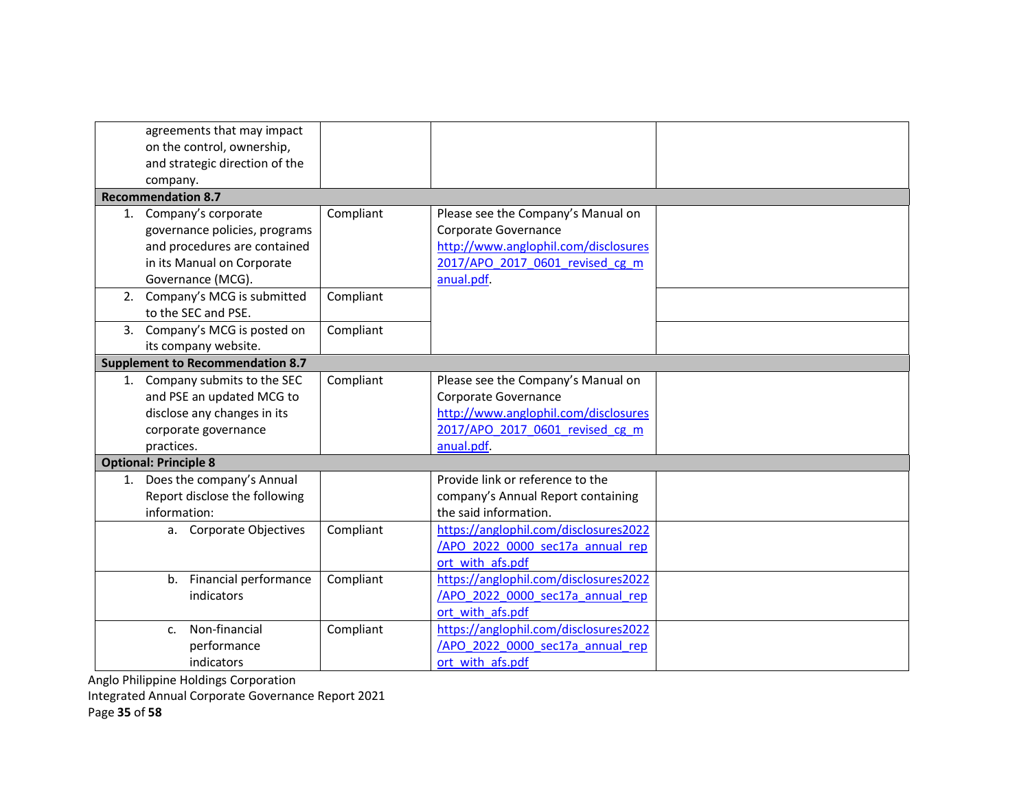| | | | |
|---|---|---|---|
| agreements that may impact on the control, ownership, and strategic direction of the company. | | | |
| **Recommendation 8.7** | | | |
| 1. Company's corporate governance policies, programs and procedures are contained in its Manual on Corporate Governance (MCG). | Compliant | Please see the Company's Manual on Corporate Governance http://www.anglophil.com/disclosures2017/APO_2017_0601_revised_cg_manual.pdf. | |
| 2. Company's MCG is submitted to the SEC and PSE. | Compliant | | |
| 3. Company's MCG is posted on its company website. | Compliant | | |
| **Supplement to Recommendation 8.7** | | | |
| 1. Company submits to the SEC and PSE an updated MCG to disclose any changes in its corporate governance practices. | Compliant | Please see the Company's Manual on Corporate Governance http://www.anglophil.com/disclosures2017/APO_2017_0601_revised_cg_manual.pdf. | |
| **Optional: Principle 8** | | | |
| 1. Does the company's Annual Report disclose the following information: | | Provide link or reference to the company's Annual Report containing the said information. | |
| a. Corporate Objectives | Compliant | https://anglophil.com/disclosures2022/APO_2022_0000_sec17a_annual_report_with_afs.pdf | |
| b. Financial performance indicators | Compliant | https://anglophil.com/disclosures2022/APO_2022_0000_sec17a_annual_report_with_afs.pdf | |
| c. Non-financial performance indicators | Compliant | https://anglophil.com/disclosures2022/APO_2022_0000_sec17a_annual_report_with_afs.pdf | |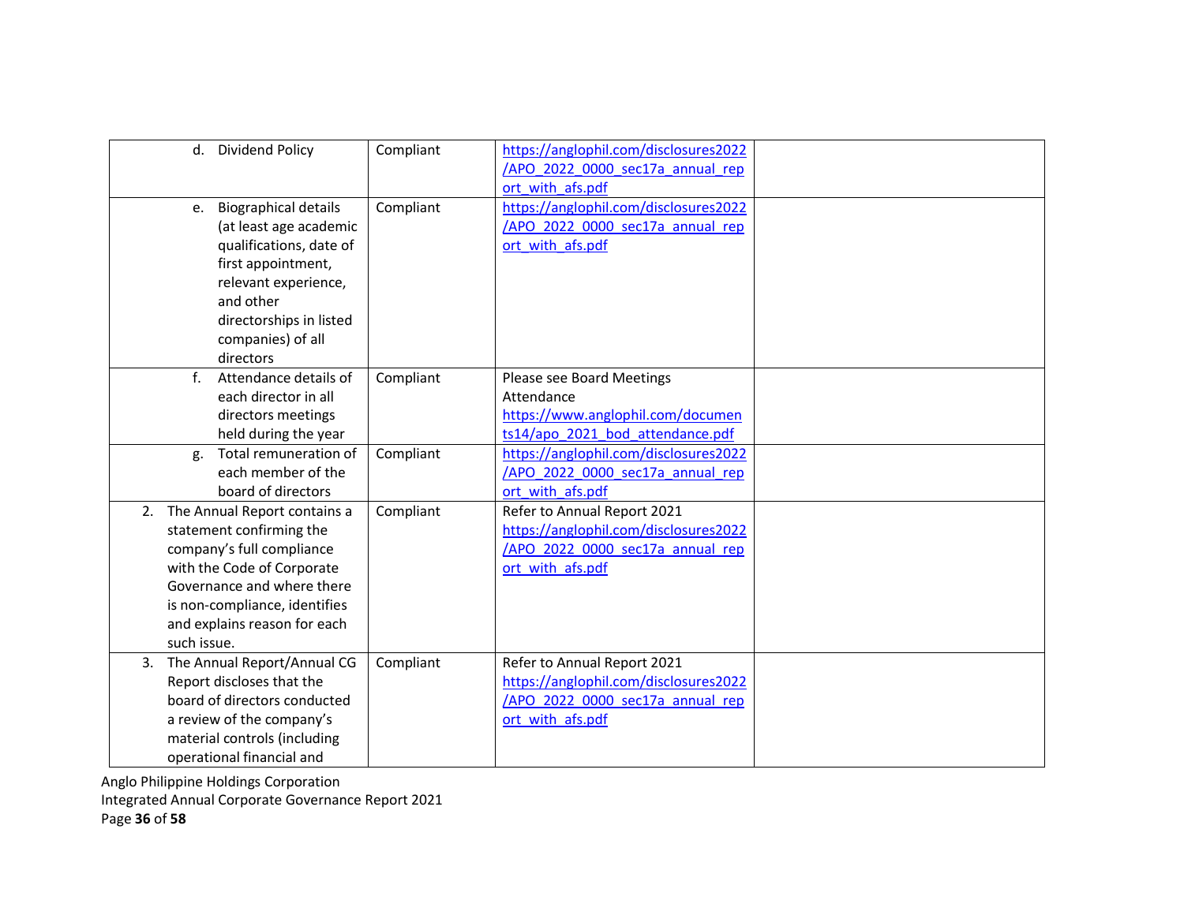| | | | |
|---|---|---|---|
| d. Dividend Policy | Compliant | https://anglophil.com/disclosures2022/APO_2022_0000_sec17a_annual_report_with_afs.pdf | |
| e. Biographical details (at least age academic qualifications, date of first appointment, relevant experience, and other directorships in listed companies) of all directors | Compliant | https://anglophil.com/disclosures2022/APO_2022_0000_sec17a_annual_report_with_afs.pdf | |
| f. Attendance details of each director in all directors meetings held during the year | Compliant | Please see Board Meetings Attendance https://www.anglophil.com/documents14/apo_2021_bod_attendance.pdf | |
| g. Total remuneration of each member of the board of directors | Compliant | https://anglophil.com/disclosures2022/APO_2022_0000_sec17a_annual_report_with_afs.pdf | |
| 2. The Annual Report contains a statement confirming the company's full compliance with the Code of Corporate Governance and where there is non-compliance, identifies and explains reason for each such issue. | Compliant | Refer to Annual Report 2021 https://anglophil.com/disclosures2022/APO_2022_0000_sec17a_annual_report_with_afs.pdf | |
| 3. The Annual Report/Annual CG Report discloses that the board of directors conducted a review of the company's material controls (including operational financial and | Compliant | Refer to Annual Report 2021 https://anglophil.com/disclosures2022/APO_2022_0000_sec17a_annual_report_with_afs.pdf | |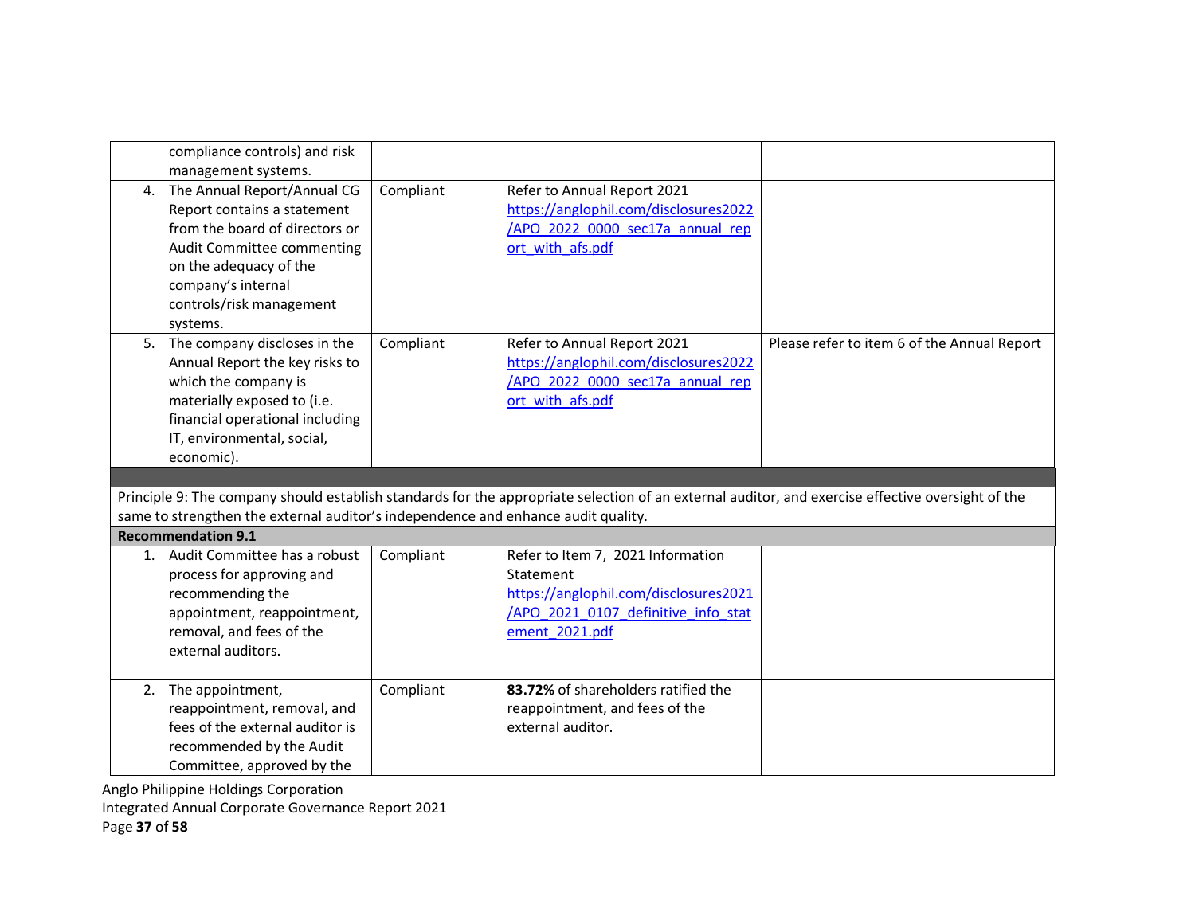| | | | |
|---|---|---|---|
| compliance controls) and risk management systems. | | | |
| 4. The Annual Report/Annual CG Report contains a statement from the board of directors or Audit Committee commenting on the adequacy of the company's internal controls/risk management systems. | Compliant | Refer to Annual Report 2021 https://anglophil.com/disclosures2022/APO_2022_0000_sec17a_annual_report_with_afs.pdf | |
| 5. The company discloses in the Annual Report the key risks to which the company is materially exposed to (i.e. financial operational including IT, environmental, social, economic). | Compliant | Refer to Annual Report 2021 https://anglophil.com/disclosures2022/APO_2022_0000_sec17a_annual_report_with_afs.pdf | Please refer to item 6 of the Annual Report |
| | | | |
| Principle 9: The company should establish standards for the appropriate selection of an external auditor, and exercise effective oversight of the same to strengthen the external auditor's independence and enhance audit quality. | | | |
| **Recommendation 9.1** | | | |
| 1. Audit Committee has a robust process for approving and recommending the appointment, reappointment, removal, and fees of the external auditors. | Compliant | Refer to Item 7, 2021 Information Statement https://anglophil.com/disclosures2021/APO_2021_0107_definitive_info_statement_2021.pdf | |
| 2. The appointment, reappointment, removal, and fees of the external auditor is recommended by the Audit Committee, approved by the | Compliant | **83.72%** of shareholders ratified the reappointment, and fees of the external auditor. | |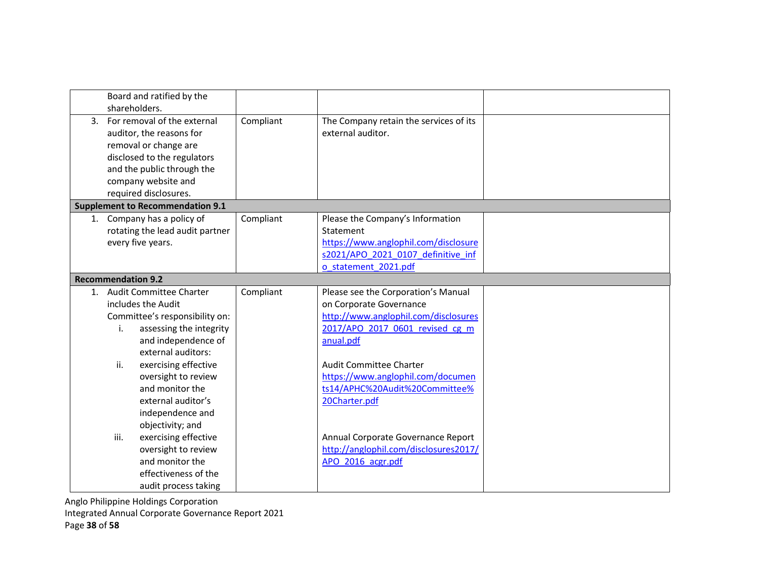| | | | |
|---|---|---|---|
| Board and ratified by the shareholders. | | | |
| 3. For removal of the external auditor, the reasons for removal or change are disclosed to the regulators and the public through the company website and required disclosures. | Compliant | The Company retain the services of its external auditor. | |
| **Supplement to Recommendation 9.1** | | | |
| 1. Company has a policy of rotating the lead audit partner every five years. | Compliant | Please the Company's Information Statement https://www.anglophil.com/disclosures2021/APO_2021_0107_definitive_info_statement_2021.pdf | |
| **Recommendation 9.2** | | | |
| 1. Audit Committee Charter includes the Audit Committee's responsibility on:<br>i. assessing the integrity and independence of external auditors:<br>ii. exercising effective oversight to review and monitor the external auditor's independence and objectivity; and<br>iii. exercising effective oversight to review and monitor the effectiveness of the audit process taking | Compliant | Please see the Corporation's Manual on Corporate Governance http://www.anglophil.com/disclosures2017/APO_2017_0601_revised_cg_manual.pdf<br><br>Audit Committee Charter https://www.anglophil.com/documents14/APHC%20Audit%20Committee%20Charter.pdf<br><br>Annual Corporate Governance Report http://anglophil.com/disclosures2017/APO_2016_acgr.pdf | |

Anglo Philippine Holdings Corporation
Integrated Annual Corporate Governance Report 2021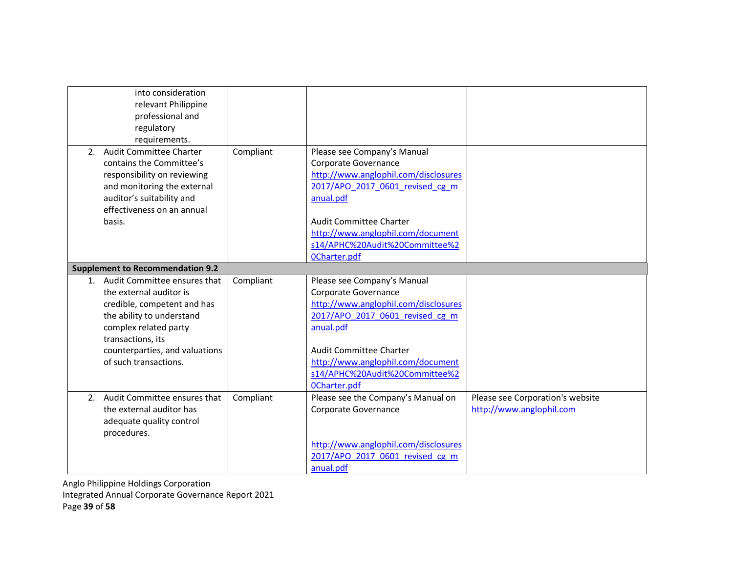| | | | |
|---|---|---|---|
| into consideration relevant Philippine professional and regulatory requirements. | | | |
| 2. Audit Committee Charter contains the Committee's responsibility on reviewing and monitoring the external auditor's suitability and effectiveness on an annual basis. | Compliant | Please see Company's Manual Corporate Governance http://www.anglophil.com/disclosures2017/APO_2017_0601_revised_cg_manual.pdf<br><br>Audit Committee Charter http://www.anglophil.com/documents14/APHC%20Audit%20Committee%20Charter.pdf | |
| **Supplement to Recommendation 9.2** | | | |
| 1. Audit Committee ensures that the external auditor is credible, competent and has the ability to understand complex related party transactions, its counterparties, and valuations of such transactions. | Compliant | Please see Company's Manual Corporate Governance http://www.anglophil.com/disclosures2017/APO_2017_0601_revised_cg_manual.pdf<br><br>Audit Committee Charter http://www.anglophil.com/documents14/APHC%20Audit%20Committee%20Charter.pdf | |
| 2. Audit Committee ensures that the external auditor has adequate quality control procedures. | Compliant | Please see the Company's Manual on Corporate Governance<br><br>http://www.anglophil.com/disclosures2017/APO_2017_0601_revised_cg_manual.pdf | Please see Corporation's website http://www.anglophil.com |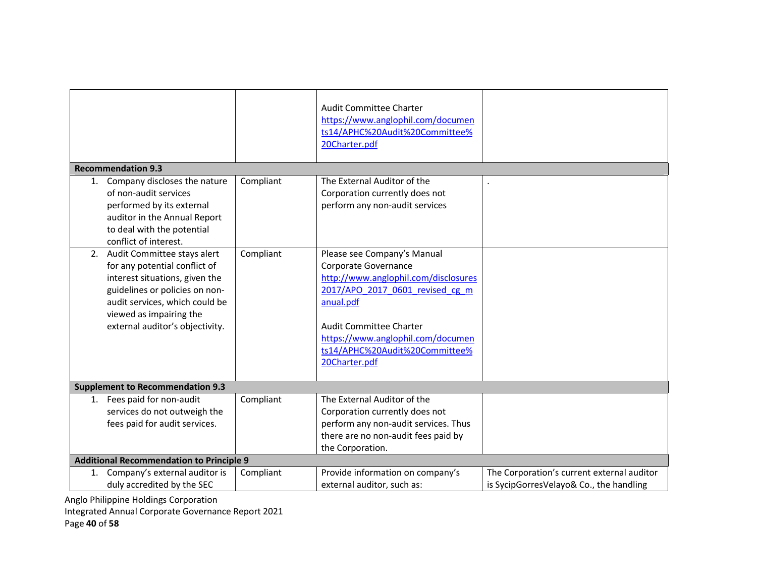| | | | |
|---|---|---|---|
| | | Audit Committee Charter https://www.anglophil.com/documents14/APHC%20Audit%20Committee%20Charter.pdf | |
| **Recommendation 9.3** | | | |
| 1. Company discloses the nature of non-audit services performed by its external auditor in the Annual Report to deal with the potential conflict of interest. | Compliant | The External Auditor of the Corporation currently does not perform any non-audit services | . |
| 2. Audit Committee stays alert for any potential conflict of interest situations, given the guidelines or policies on non-audit services, which could be viewed as impairing the external auditor's objectivity. | Compliant | Please see Company's Manual Corporate Governance http://www.anglophil.com/disclosures2017/APO_2017_0601_revised_cg_manual.pdf<br><br>Audit Committee Charter https://www.anglophil.com/documents14/APHC%20Audit%20Committee%20Charter.pdf | |
| **Supplement to Recommendation 9.3** | | | |
| 1. Fees paid for non-audit services do not outweigh the fees paid for audit services. | Compliant | The External Auditor of the Corporation currently does not perform any non-audit services. Thus there are no non-audit fees paid by the Corporation. | |
| **Additional Recommendation to Principle 9** | | | |
| 1. Company's external auditor is duly accredited by the SEC | Compliant | Provide information on company's external auditor, such as: | The Corporation's current external auditor is SycipGorresVelayo& Co., the handling |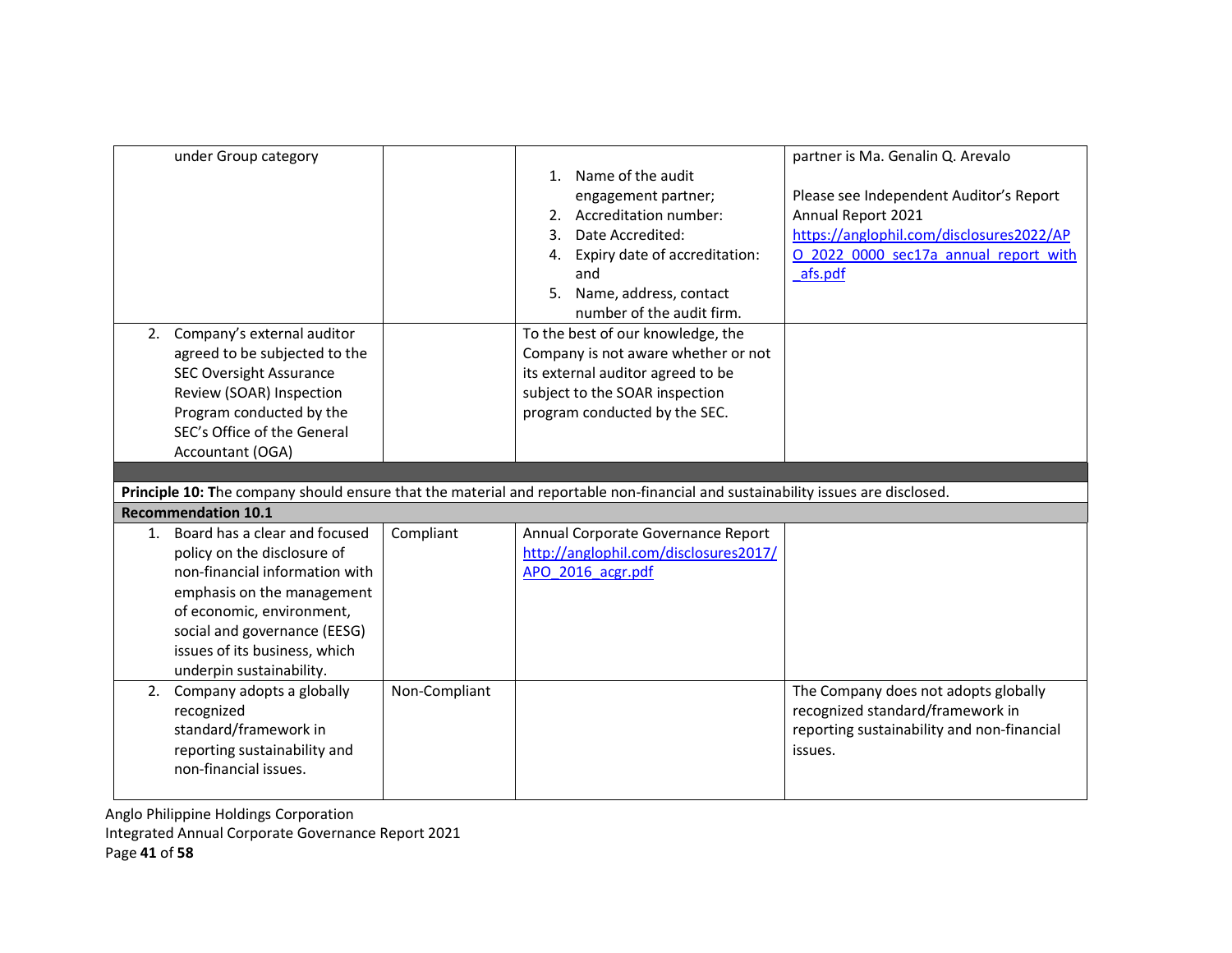| | | | |
|---|---|---|---|
| under Group category | | 1. Name of the audit engagement partner;<br>2. Accreditation number:<br>3. Date Accredited:<br>4. Expiry date of accreditation: and<br>5. Name, address, contact number of the audit firm. | partner is Ma. Genalin Q. Arevalo<br><br>Please see Independent Auditor's Report Annual Report 2021 https://anglophil.com/disclosures2022/APO_2022_0000_sec17a_annual_report_with_afs.pdf |
| 2. Company's external auditor agreed to be subjected to the SEC Oversight Assurance Review (SOAR) Inspection Program conducted by the SEC's Office of the General Accountant (OGA) | | To the best of our knowledge, the Company is not aware whether or not its external auditor agreed to be subject to the SOAR inspection program conducted by the SEC. | |
| | | | |
| **Principle 10:** The company should ensure that the material and reportable non-financial and sustainability issues are disclosed. | | | |
| **Recommendation 10.1** | | | |
| 1. Board has a clear and focused policy on the disclosure of non-financial information with emphasis on the management of economic, environment, social and governance (EESG) issues of its business, which underpin sustainability. | Compliant | Annual Corporate Governance Report http://anglophil.com/disclosures2017/APO_2016_acgr.pdf | |
| 2. Company adopts a globally recognized standard/framework in reporting sustainability and non-financial issues. | Non-Compliant | | The Company does not adopts globally recognized standard/framework in reporting sustainability and non-financial issues. |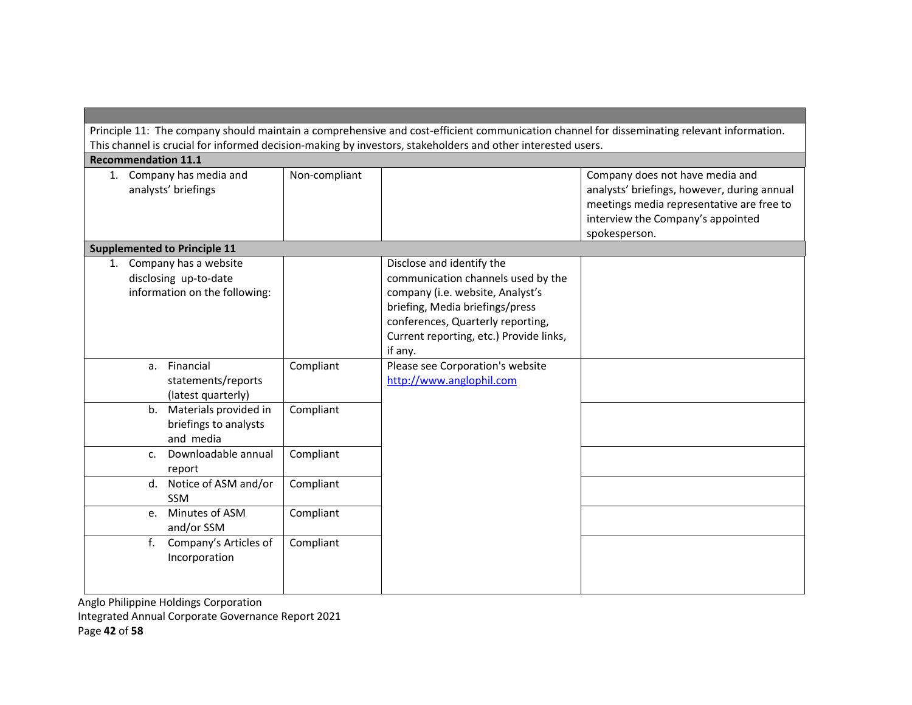| | | | |
|---|---|---|---|
| **Principle 11: The company should maintain a comprehensive and cost-efficient communication channel for disseminating relevant information. This channel is crucial for informed decision-making by investors, stakeholders and other interested users.** | | | |
| **Recommendation 11.1** | | | |
| 1. Company has media and analysts' briefings | Non-compliant | | Company does not have media and analysts' briefings, however, during annual meetings media representative are free to interview the Company's appointed spokesperson. |
| **Supplemented to Principle 11** | | | |
| 1. Company has a website disclosing up-to-date information on the following: | | Disclose and identify the communication channels used by the company (i.e. website, Analyst's briefing, Media briefings/press conferences, Quarterly reporting, Current reporting, etc.) Provide links, if any. | |
| a. Financial statements/reports (latest quarterly) | Compliant | Please see Corporation's website http://www.anglophil.com | |
| b. Materials provided in briefings to analysts and media | Compliant | | |
| c. Downloadable annual report | Compliant | | |
| d. Notice of ASM and/or SSM | Compliant | | |
| e. Minutes of ASM and/or SSM | Compliant | | |
| f. Company's Articles of Incorporation | Compliant | | |

Anglo Philippine Holdings Corporation
Integrated Annual Corporate Governance Report 2021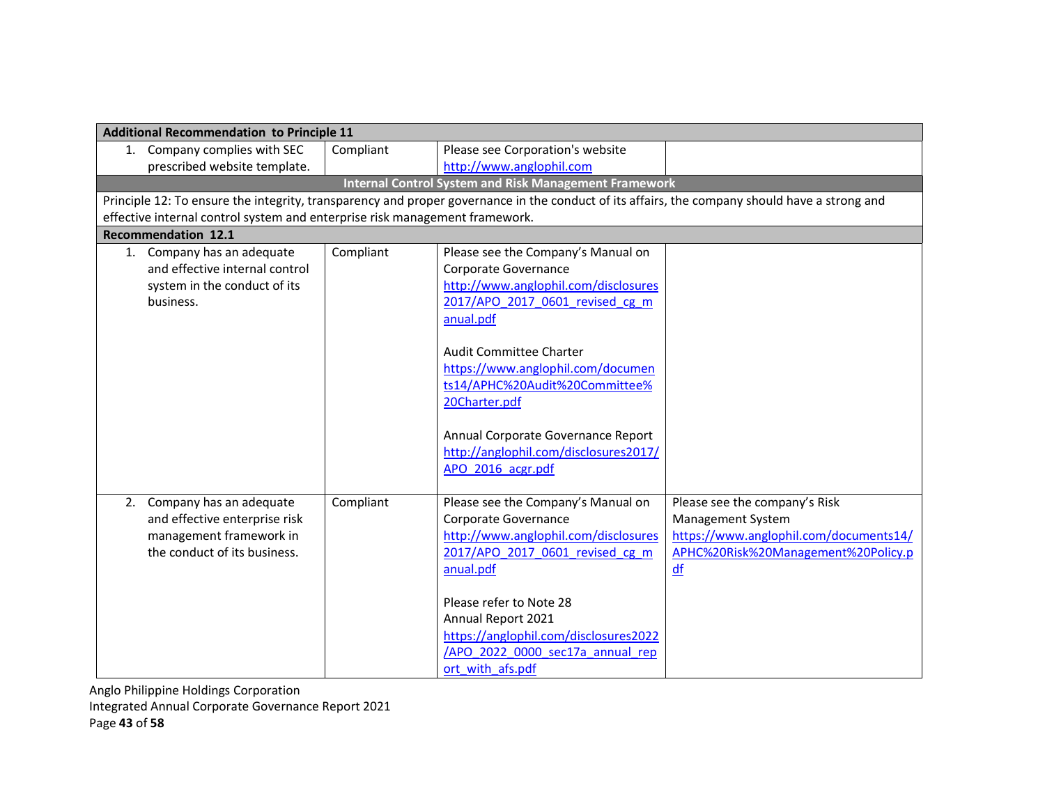| | | | |
|---|---|---|---|
| **Additional Recommendation to Principle 11** | | | |
| 1. Company complies with SEC prescribed website template. | Compliant | Please see Corporation's website http://www.anglophil.com | |
| **Internal Control System and Risk Management Framework** | | | |
| Principle 12: To ensure the integrity, transparency and proper governance in the conduct of its affairs, the company should have a strong and effective internal control system and enterprise risk management framework. | | | |
| **Recommendation 12.1** | | | |
| 1. Company has an adequate and effective internal control system in the conduct of its business. | Compliant | Please see the Company's Manual on Corporate Governance http://www.anglophil.com/disclosures2017/APO_2017_0601_revised_cg_manual.pdf<br><br>Audit Committee Charter https://www.anglophil.com/documents14/APHC%20Audit%20Committee%20Charter.pdf<br><br>Annual Corporate Governance Report http://anglophil.com/disclosures2017/APO_2016_acgr.pdf | |
| 2. Company has an adequate and effective enterprise risk management framework in the conduct of its business. | Compliant | Please see the Company's Manual on Corporate Governance http://www.anglophil.com/disclosures2017/APO_2017_0601_revised_cg_manual.pdf<br><br>Please refer to Note 28 Annual Report 2021 https://anglophil.com/disclosures2022/APO_2022_0000_sec17a_annual_report_with_afs.pdf | Please see the company's Risk Management System https://www.anglophil.com/documents14/APHC%20Risk%20Management%20Policy.pdf |

Anglo Philippine Holdings Corporation
Integrated Annual Corporate Governance Report 2021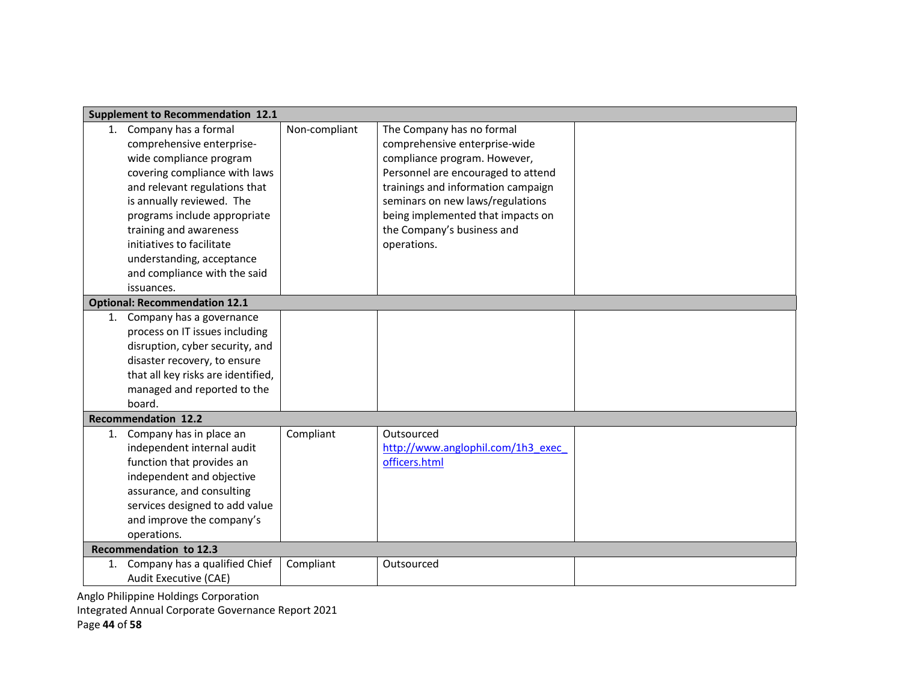| | | | |
|---|---|---|---|
| **Supplement to Recommendation 12.1** | | | |
| 1. Company has a formal comprehensive enterprise-wide compliance program covering compliance with laws and relevant regulations that is annually reviewed. The programs include appropriate training and awareness initiatives to facilitate understanding, acceptance and compliance with the said issuances. | Non-compliant | The Company has no formal comprehensive enterprise-wide compliance program. However, Personnel are encouraged to attend trainings and information campaign seminars on new laws/regulations being implemented that impacts on the Company's business and operations. | |
| **Optional: Recommendation 12.1** | | | |
| 1. Company has a governance process on IT issues including disruption, cyber security, and disaster recovery, to ensure that all key risks are identified, managed and reported to the board. | | | |
| **Recommendation 12.2** | | | |
| 1. Company has in place an independent internal audit function that provides an independent and objective assurance, and consulting services designed to add value and improve the company's operations. | Compliant | Outsourced http://www.anglophil.com/1h3_exec_officers.html | |
| **Recommendation to 12.3** | | | |
| 1. Company has a qualified Chief Audit Executive (CAE) | Compliant | Outsourced | |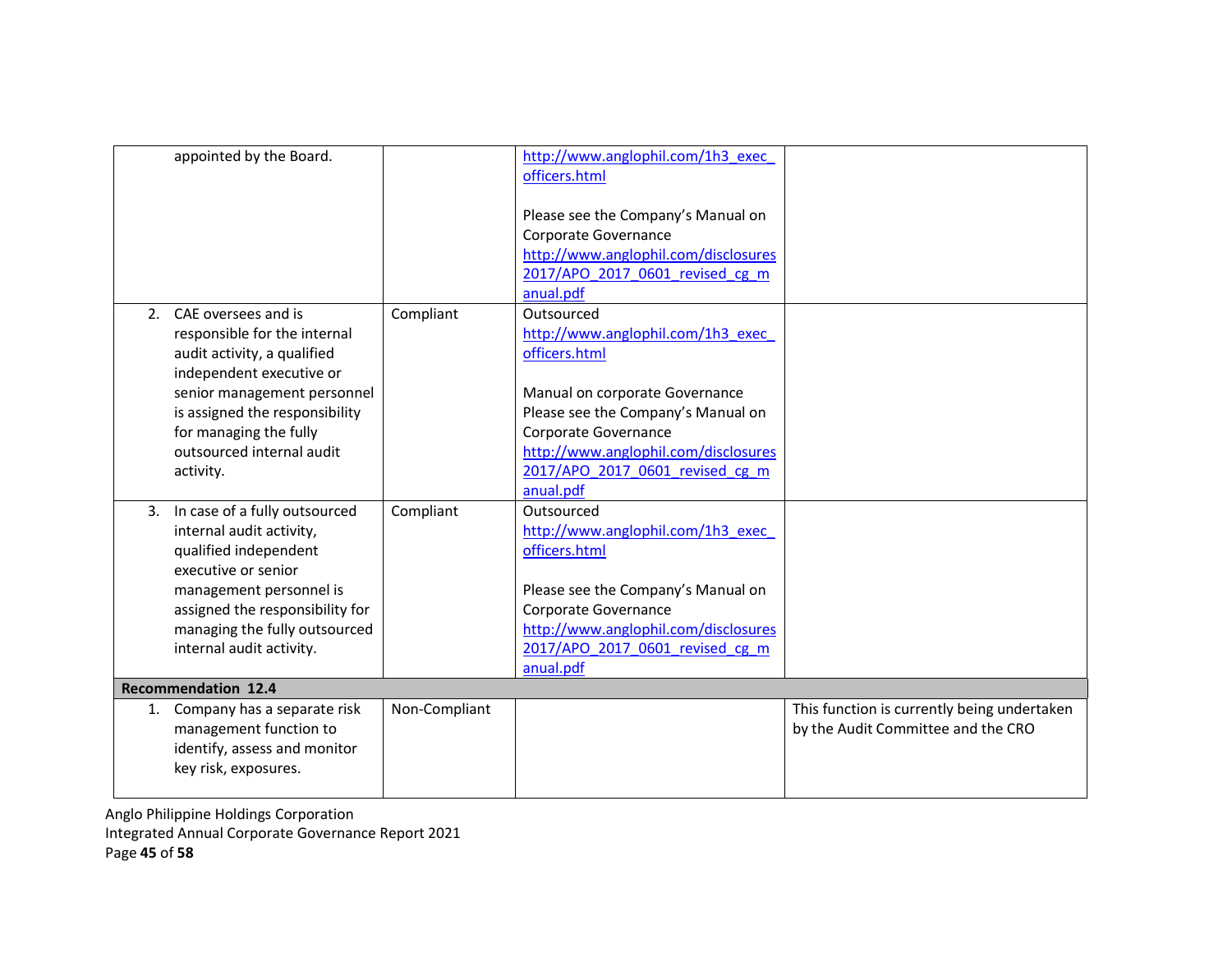| | | | |
|---|---|---|---|
| appointed by the Board. | | http://www.anglophil.com/1h3_exec_officers.html<br><br>Please see the Company's Manual on Corporate Governance http://www.anglophil.com/disclosures2017/APO_2017_0601_revised_cg_manual.pdf | |
| 2. CAE oversees and is responsible for the internal audit activity, a qualified independent executive or senior management personnel is assigned the responsibility for managing the fully outsourced internal audit activity. | Compliant | Outsourced<br>http://www.anglophil.com/1h3_exec_officers.html<br><br>Manual on corporate Governance<br>Please see the Company's Manual on Corporate Governance http://www.anglophil.com/disclosures2017/APO_2017_0601_revised_cg_manual.pdf | |
| 3. In case of a fully outsourced internal audit activity, qualified independent executive or senior management personnel is assigned the responsibility for managing the fully outsourced internal audit activity. | Compliant | Outsourced<br>http://www.anglophil.com/1h3_exec_officers.html<br><br>Please see the Company's Manual on Corporate Governance http://www.anglophil.com/disclosures2017/APO_2017_0601_revised_cg_manual.pdf | |
| **Recommendation 12.4** | | | |
| 1. Company has a separate risk management function to identify, assess and monitor key risk, exposures. | Non-Compliant | | This function is currently being undertaken by the Audit Committee and the CRO |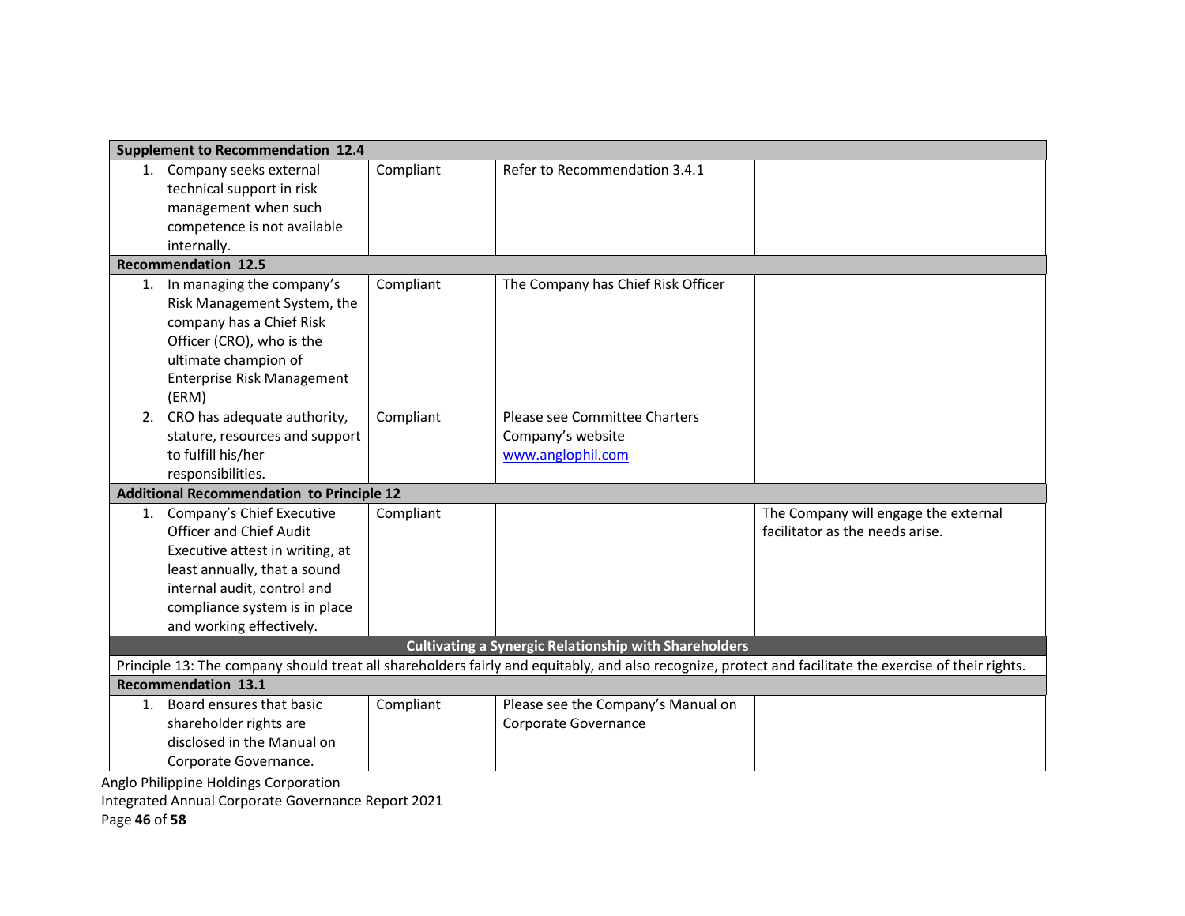| | | | |
|---|---|---|---|
| **Supplement to Recommendation 12.4** | | | |
| 1. Company seeks external technical support in risk management when such competence is not available internally. | Compliant | Refer to Recommendation 3.4.1 | |
| **Recommendation 12.5** | | | |
| 1. In managing the company's Risk Management System, the company has a Chief Risk Officer (CRO), who is the ultimate champion of Enterprise Risk Management (ERM) | Compliant | The Company has Chief Risk Officer | |
| 2. CRO has adequate authority, stature, resources and support to fulfill his/her responsibilities. | Compliant | Please see Committee Charters Company's website www.anglophil.com | |
| **Additional Recommendation to Principle 12** | | | |
| 1. Company's Chief Executive Officer and Chief Audit Executive attest in writing, at least annually, that a sound internal audit, control and compliance system is in place and working effectively. | Compliant | | The Company will engage the external facilitator as the needs arise. |
| **Cultivating a Synergic Relationship with Shareholders** | | | |
| Principle 13: The company should treat all shareholders fairly and equitably, and also recognize, protect and facilitate the exercise of their rights. | | | |
| **Recommendation 13.1** | | | |
| 1. Board ensures that basic shareholder rights are disclosed in the Manual on Corporate Governance. | Compliant | Please see the Company's Manual on Corporate Governance | |

Anglo Philippine Holdings Corporation
Integrated Annual Corporate Governance Report 2021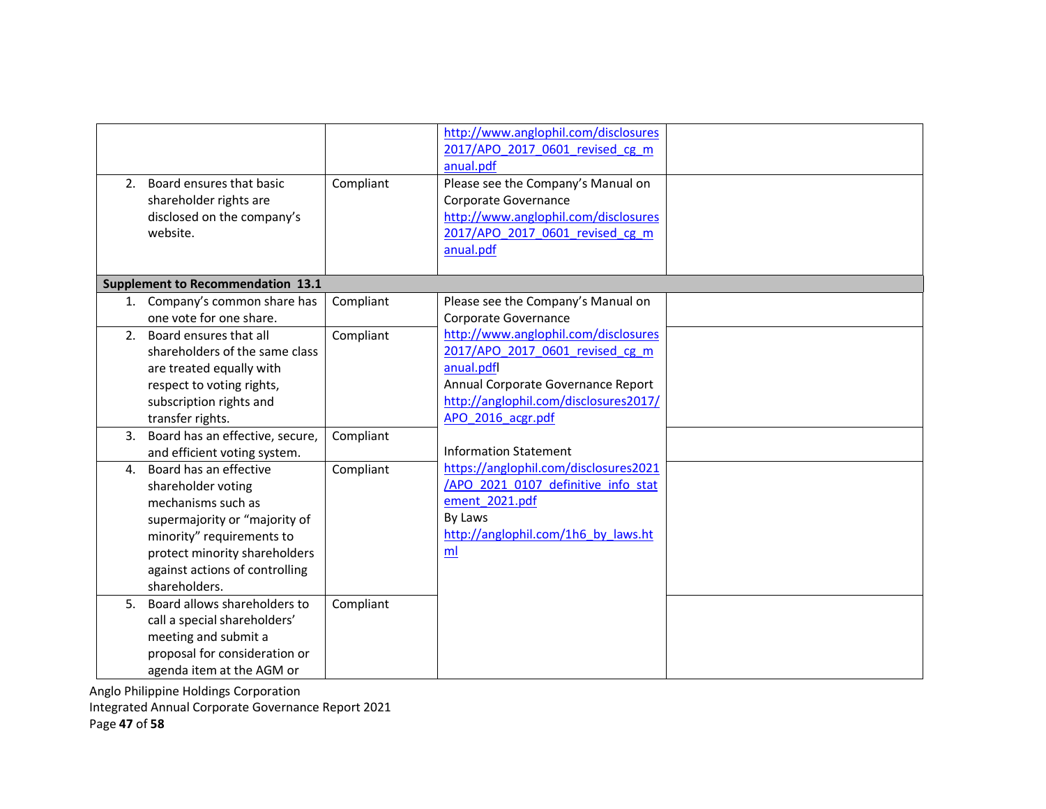| | | | |
|---|---|---|---|
| | | http://www.anglophil.com/disclosures2017/APO_2017_0601_revised_cg_manual.pdf | |
| 2. Board ensures that basic shareholder rights are disclosed on the company's website. | Compliant | Please see the Company's Manual on Corporate Governance http://www.anglophil.com/disclosures2017/APO_2017_0601_revised_cg_manual.pdf | |
| **Supplement to Recommendation 13.1** | | | |
| 1. Company's common share has one vote for one share. | Compliant | Please see the Company's Manual on Corporate Governance http://www.anglophil.com/disclosures2017/APO_2017_0601_revised_cg_manual.pdfl<br>Annual Corporate Governance Report http://anglophil.com/disclosures2017/APO_2016_acgr.pdf<br><br>Information Statement https://anglophil.com/disclosures2021/APO_2021_0107_definitive_info_statement_2021.pdf<br>By Laws http://anglophil.com/1h6_by_laws.html | |
| 2. Board ensures that all shareholders of the same class are treated equally with respect to voting rights, subscription rights and transfer rights. | Compliant | | |
| 3. Board has an effective, secure, and efficient voting system. | Compliant | | |
| 4. Board has an effective shareholder voting mechanisms such as supermajority or "majority of minority" requirements to protect minority shareholders against actions of controlling shareholders. | Compliant | | |
| 5. Board allows shareholders to call a special shareholders' meeting and submit a proposal for consideration or agenda item at the AGM or | Compliant | | |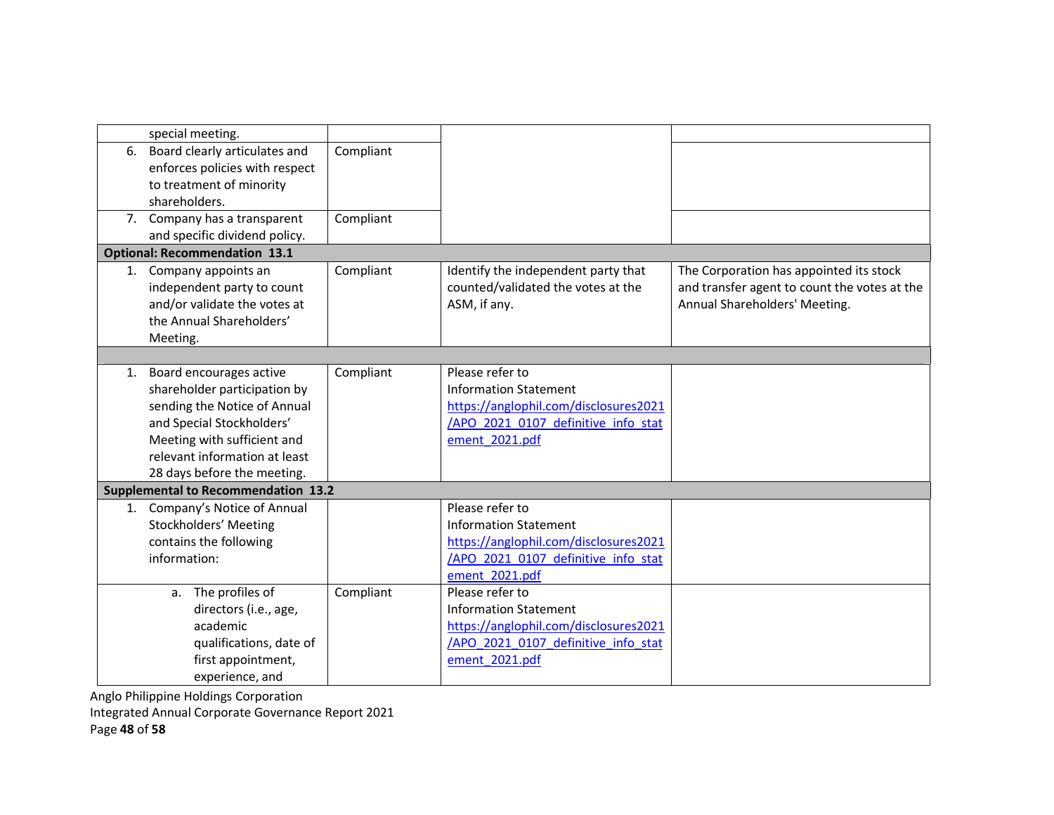| | | | |
|---|---|---|---|
| special meeting. | | | |
| 6. Board clearly articulates and enforces policies with respect to treatment of minority shareholders. | Compliant | | |
| 7. Company has a transparent and specific dividend policy. | Compliant | | |
| **Optional: Recommendation 13.1** | | | |
| 1. Company appoints an independent party to count and/or validate the votes at the Annual Shareholders' Meeting. | Compliant | Identify the independent party that counted/validated the votes at the ASM, if any. | The Corporation has appointed its stock and transfer agent to count the votes at the Annual Shareholders' Meeting. |
| | | | |
| 1. Board encourages active shareholder participation by sending the Notice of Annual and Special Stockholders' Meeting with sufficient and relevant information at least 28 days before the meeting. | Compliant | Please refer to Information Statement https://anglophil.com/disclosures2021/APO_2021_0107_definitive_info_statement_2021.pdf | |
| **Supplemental to Recommendation 13.2** | | | |
| 1. Company's Notice of Annual Stockholders' Meeting contains the following information: | | Please refer to Information Statement https://anglophil.com/disclosures2021/APO_2021_0107_definitive_info_statement_2021.pdf | |
| a. The profiles of directors (i.e., age, academic qualifications, date of first appointment, experience, and | Compliant | Please refer to Information Statement https://anglophil.com/disclosures2021/APO_2021_0107_definitive_info_statement_2021.pdf | |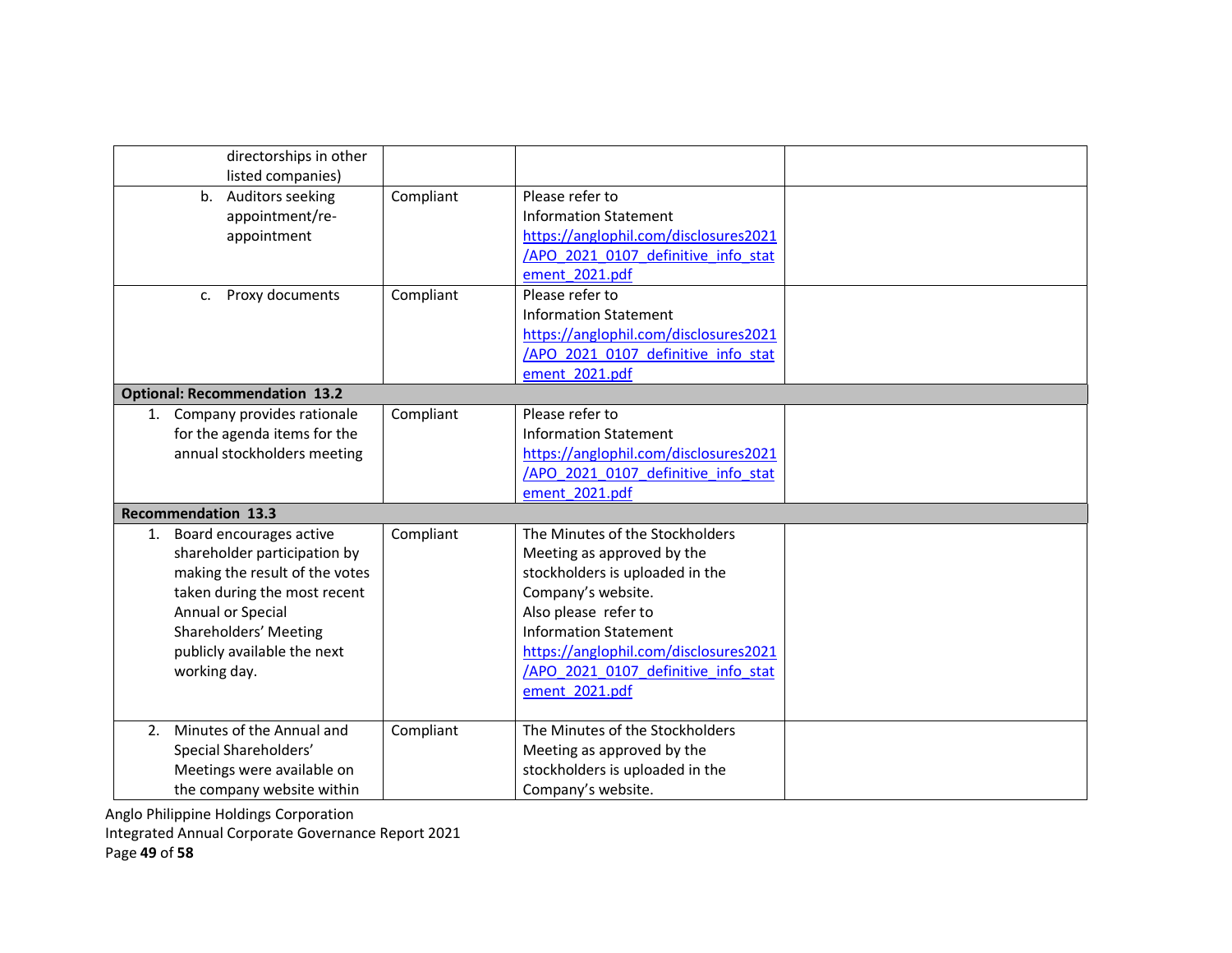| | | | |
|---|---|---|---|
| directorships in other listed companies) | | | |
| b. Auditors seeking appointment/re-appointment | Compliant | Please refer to Information Statement https://anglophil.com/disclosures2021/APO_2021_0107_definitive_info_statement_2021.pdf | |
| c. Proxy documents | Compliant | Please refer to Information Statement https://anglophil.com/disclosures2021/APO_2021_0107_definitive_info_statement_2021.pdf | |
| **Optional: Recommendation 13.2** | | | |
| 1. Company provides rationale for the agenda items for the annual stockholders meeting | Compliant | Please refer to Information Statement https://anglophil.com/disclosures2021/APO_2021_0107_definitive_info_statement_2021.pdf | |
| **Recommendation 13.3** | | | |
| 1. Board encourages active shareholder participation by making the result of the votes taken during the most recent Annual or Special Shareholders' Meeting publicly available the next working day. | Compliant | The Minutes of the Stockholders Meeting as approved by the stockholders is uploaded in the Company's website. Also please refer to Information Statement https://anglophil.com/disclosures2021/APO_2021_0107_definitive_info_statement_2021.pdf | |
| 2. Minutes of the Annual and Special Shareholders' Meetings were available on the company website within | Compliant | The Minutes of the Stockholders Meeting as approved by the stockholders is uploaded in the Company's website. | |

Anglo Philippine Holdings Corporation
Integrated Annual Corporate Governance Report 2021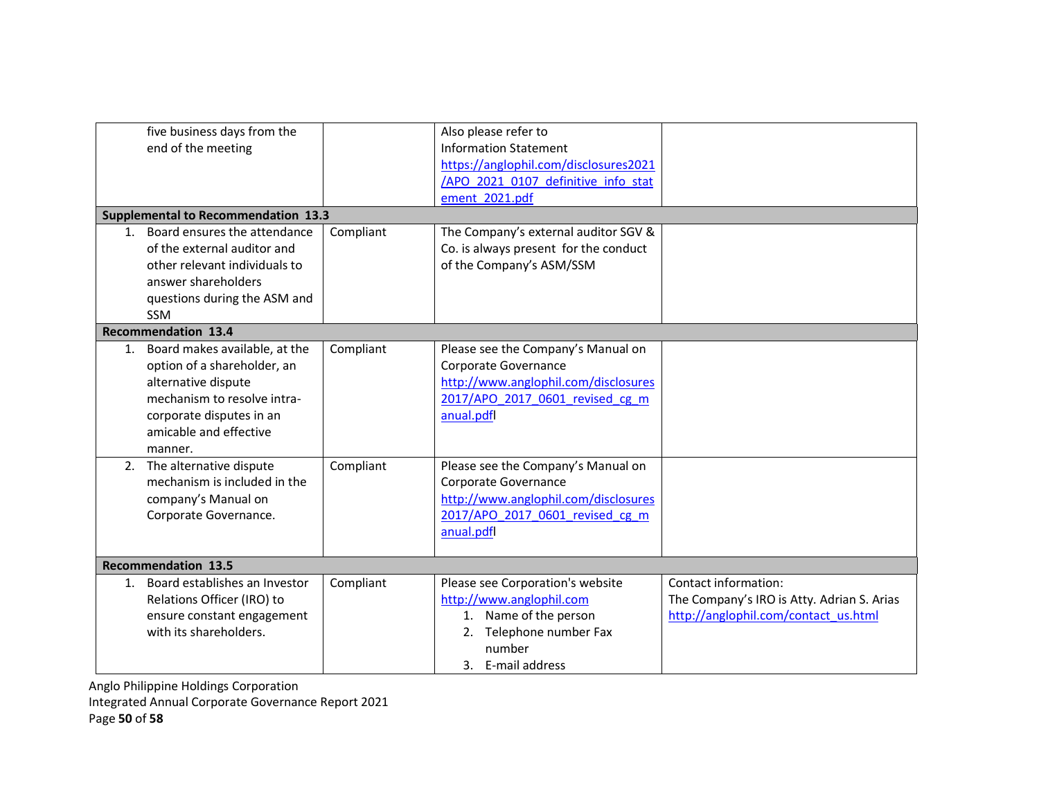| | | | |
|---|---|---|---|
| five business days from the end of the meeting | | Also please refer to Information Statement https://anglophil.com/disclosures2021/APO_2021_0107_definitive_info_statement_2021.pdf | |
| **Supplemental to Recommendation 13.3** | | | |
| 1. Board ensures the attendance of the external auditor and other relevant individuals to answer shareholders questions during the ASM and SSM | Compliant | The Company's external auditor SGV & Co. is always present for the conduct of the Company's ASM/SSM | |
| **Recommendation 13.4** | | | |
| 1. Board makes available, at the option of a shareholder, an alternative dispute mechanism to resolve intra-corporate disputes in an amicable and effective manner. | Compliant | Please see the Company's Manual on Corporate Governance http://www.anglophil.com/disclosures2017/APO_2017_0601_revised_cg_manual.pdfl | |
| 2. The alternative dispute mechanism is included in the company's Manual on Corporate Governance. | Compliant | Please see the Company's Manual on Corporate Governance http://www.anglophil.com/disclosures2017/APO_2017_0601_revised_cg_manual.pdfl | |
| **Recommendation 13.5** | | | |
| 1. Board establishes an Investor Relations Officer (IRO) to ensure constant engagement with its shareholders. | Compliant | Please see Corporation's website http://www.anglophil.com<br>1. Name of the person<br>2. Telephone number Fax number<br>3. E-mail address | Contact information:<br>The Company's IRO is Atty. Adrian S. Arias<br>http://anglophil.com/contact_us.html |

Anglo Philippine Holdings Corporation
Integrated Annual Corporate Governance Report 2021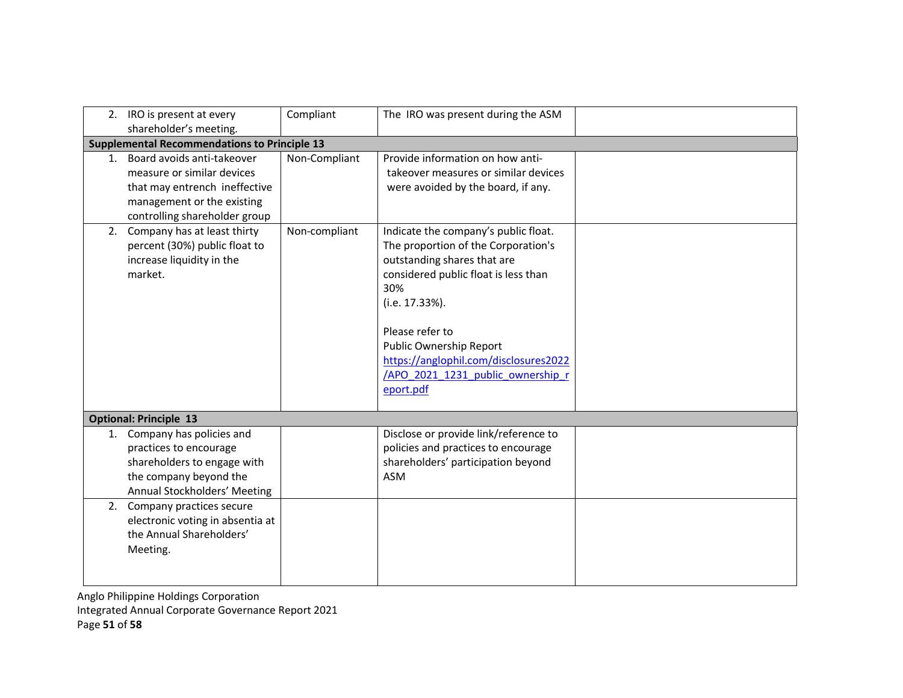| | | | |
|---|---|---|---|
| 2. IRO is present at every shareholder's meeting. | Compliant | The IRO was present during the ASM | |
| **Supplemental Recommendations to Principle 13** | | | |
| 1. Board avoids anti-takeover measure or similar devices that may entrench ineffective management or the existing controlling shareholder group | Non-Compliant | Provide information on how anti-takeover measures or similar devices were avoided by the board, if any. | |
| 2. Company has at least thirty percent (30%) public float to increase liquidity in the market. | Non-compliant | Indicate the company's public float.<br>The proportion of the Corporation's outstanding shares that are considered public float is less than 30%<br>(i.e. 17.33%).<br><br>Please refer to<br>Public Ownership Report<br>https://anglophil.com/disclosures2022/APO_2021_1231_public_ownership_report.pdf | |
| **Optional: Principle 13** | | | |
| 1. Company has policies and practices to encourage shareholders to engage with the company beyond the Annual Stockholders' Meeting | | Disclose or provide link/reference to policies and practices to encourage shareholders' participation beyond ASM | |
| 2. Company practices secure electronic voting in absentia at the Annual Shareholders' Meeting. | | | |

Anglo Philippine Holdings Corporation
Integrated Annual Corporate Governance Report 2021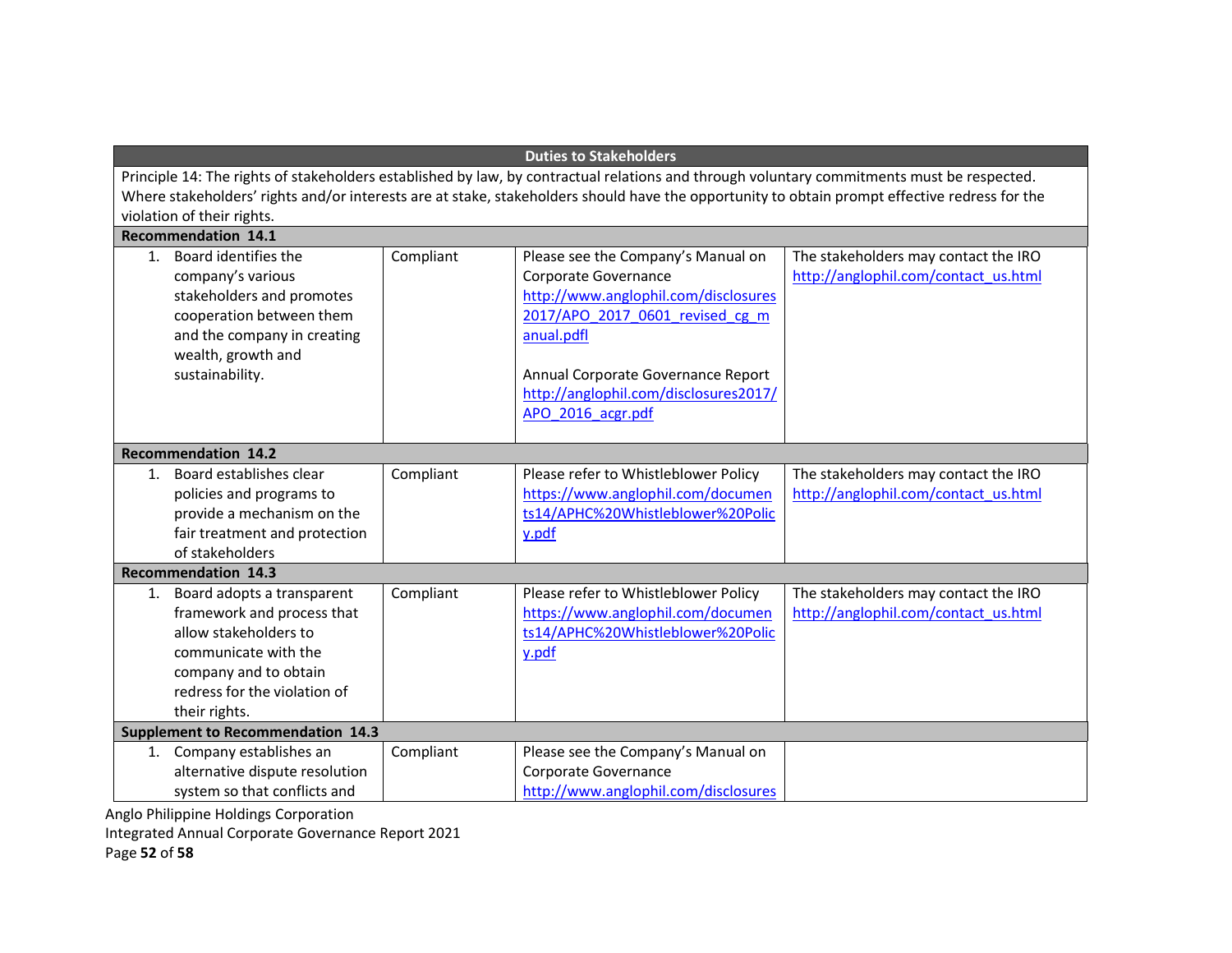| Duties to Stakeholders | | | |
|---|---|---|---|
| Principle 14: The rights of stakeholders established by law, by contractual relations and through voluntary commitments must be respected. Where stakeholders' rights and/or interests are at stake, stakeholders should have the opportunity to obtain prompt effective redress for the violation of their rights. | | | |
| **Recommendation 14.1** | | | |
| 1. Board identifies the company's various stakeholders and promotes cooperation between them and the company in creating wealth, growth and sustainability. | Compliant | Please see the Company's Manual on Corporate Governance http://www.anglophil.com/disclosures2017/APO_2017_0601_revised_cg_manual.pdfl<br><br>Annual Corporate Governance Report http://anglophil.com/disclosures2017/APO_2016_acgr.pdf | The stakeholders may contact the IRO http://anglophil.com/contact_us.html |
| **Recommendation 14.2** | | | |
| 1. Board establishes clear policies and programs to provide a mechanism on the fair treatment and protection of stakeholders | Compliant | Please refer to Whistleblower Policy https://www.anglophil.com/documents14/APHC%20Whistleblower%20Policy.pdf | The stakeholders may contact the IRO http://anglophil.com/contact_us.html |
| **Recommendation 14.3** | | | |
| 1. Board adopts a transparent framework and process that allow stakeholders to communicate with the company and to obtain redress for the violation of their rights. | Compliant | Please refer to Whistleblower Policy https://www.anglophil.com/documents14/APHC%20Whistleblower%20Policy.pdf | The stakeholders may contact the IRO http://anglophil.com/contact_us.html |
| **Supplement to Recommendation 14.3** | | | |
| 1. Company establishes an alternative dispute resolution system so that conflicts and | Compliant | Please see the Company's Manual on Corporate Governance http://www.anglophil.com/disclosures | |

Anglo Philippine Holdings Corporation
Integrated Annual Corporate Governance Report 2021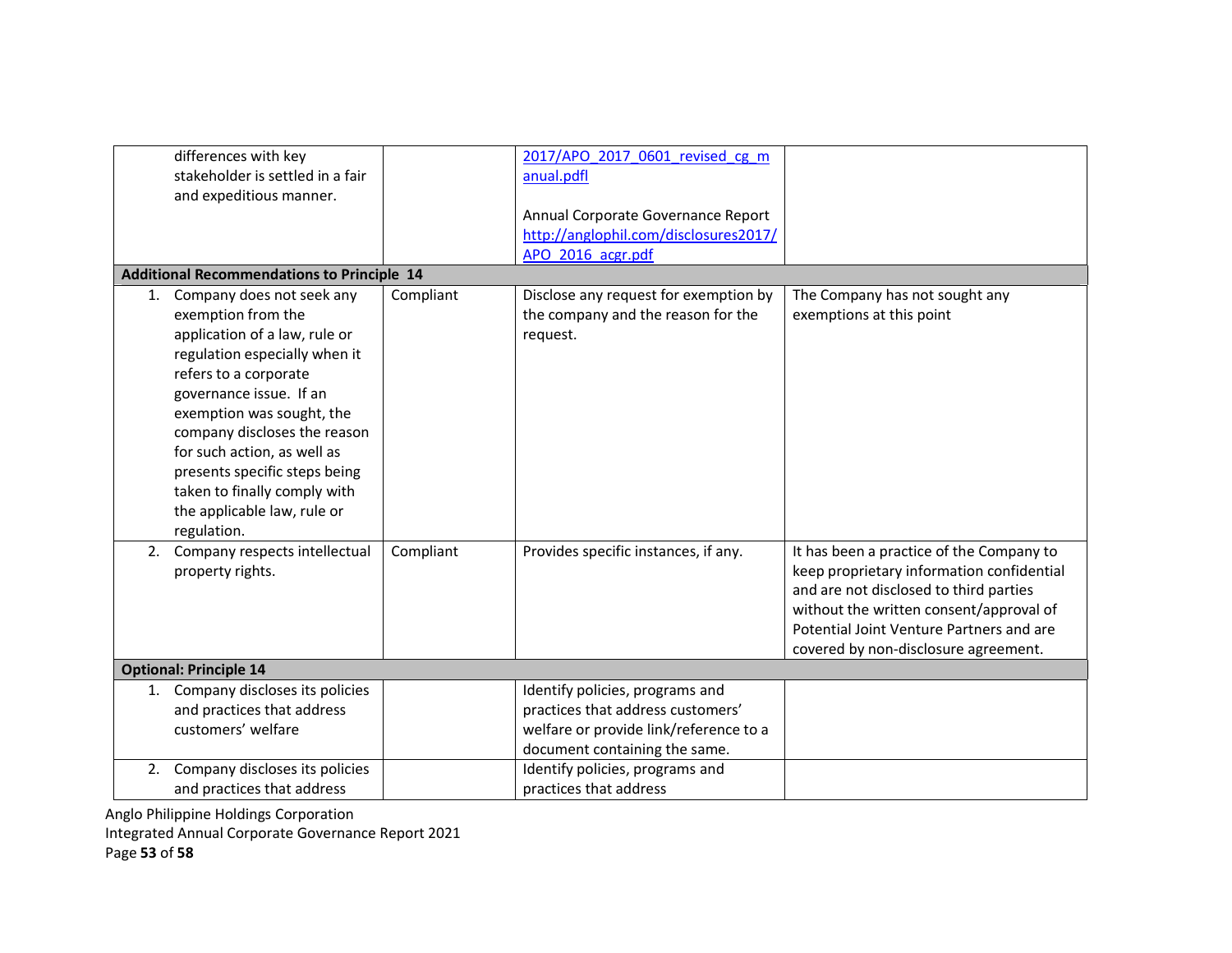| | | | |
|---|---|---|---|
| differences with key stakeholder is settled in a fair and expeditious manner. | | 2017/APO_2017_0601_revised_cg_manual.pdfl<br><br>Annual Corporate Governance Report<br>http://anglophil.com/disclosures2017/APO_2016_acgr.pdf | |
| **Additional Recommendations to Principle 14** | | | |
| 1. Company does not seek any exemption from the application of a law, rule or regulation especially when it refers to a corporate governance issue. If an exemption was sought, the company discloses the reason for such action, as well as presents specific steps being taken to finally comply with the applicable law, rule or regulation. | Compliant | Disclose any request for exemption by the company and the reason for the request. | The Company has not sought any exemptions at this point |
| 2. Company respects intellectual property rights. | Compliant | Provides specific instances, if any. | It has been a practice of the Company to keep proprietary information confidential and are not disclosed to third parties without the written consent/approval of Potential Joint Venture Partners and are covered by non-disclosure agreement. |
| **Optional: Principle 14** | | | |
| 1. Company discloses its policies and practices that address customers' welfare | | Identify policies, programs and practices that address customers' welfare or provide link/reference to a document containing the same. | |
| 2. Company discloses its policies and practices that address | | Identify policies, programs and practices that address | |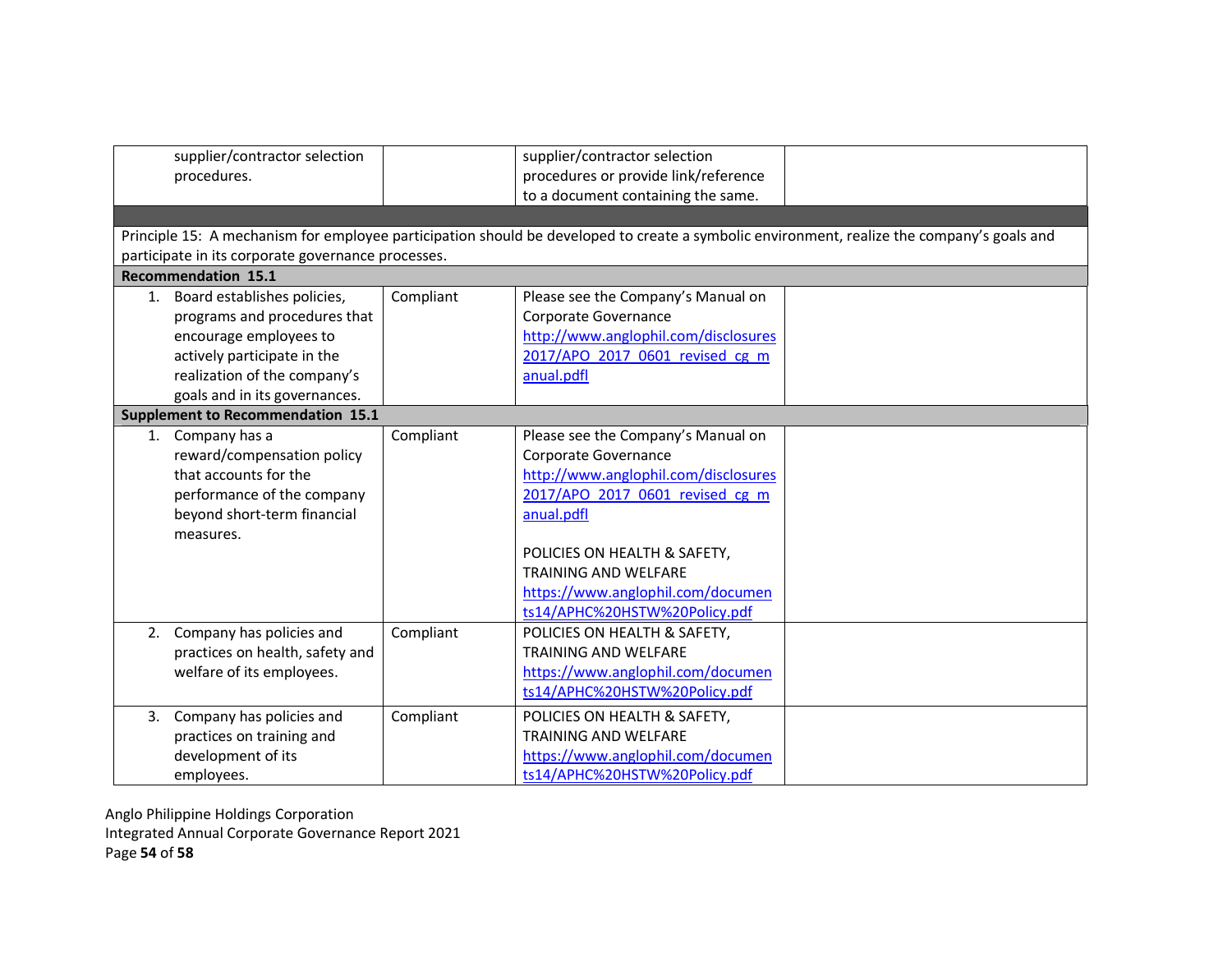| | | | |
|---|---|---|---|
| supplier/contractor selection procedures. | | supplier/contractor selection procedures or provide link/reference to a document containing the same. | |
| | | | |
| Principle 15: A mechanism for employee participation should be developed to create a symbolic environment, realize the company's goals and participate in its corporate governance processes. | | | |
| **Recommendation 15.1** | | | |
| 1. Board establishes policies, programs and procedures that encourage employees to actively participate in the realization of the company's goals and in its governances. | Compliant | Please see the Company's Manual on Corporate Governance [http://www.anglophil.com/disclosures2017/APO_2017_0601_revised_cg_manual.pdfl](http://www.anglophil.com/disclosures2017/APO_2017_0601_revised_cg_manual.pdfl) | |
| **Supplement to Recommendation 15.1** | | | |
| 1. Company has a reward/compensation policy that accounts for the performance of the company beyond short-term financial measures. | Compliant | Please see the Company's Manual on Corporate Governance [http://www.anglophil.com/disclosures2017/APO_2017_0601_revised_cg_manual.pdfl](http://www.anglophil.com/disclosures2017/APO_2017_0601_revised_cg_manual.pdfl)<br><br>POLICIES ON HEALTH & SAFETY, TRAINING AND WELFARE [https://www.anglophil.com/documents14/APHC%20HSTW%20Policy.pdf](https://www.anglophil.com/documents14/APHC%20HSTW%20Policy.pdf) | |
| 2. Company has policies and practices on health, safety and welfare of its employees. | Compliant | POLICIES ON HEALTH & SAFETY, TRAINING AND WELFARE [https://www.anglophil.com/documents14/APHC%20HSTW%20Policy.pdf](https://www.anglophil.com/documents14/APHC%20HSTW%20Policy.pdf) | |
| 3. Company has policies and practices on training and development of its employees. | Compliant | POLICIES ON HEALTH & SAFETY, TRAINING AND WELFARE [https://www.anglophil.com/documents14/APHC%20HSTW%20Policy.pdf](https://www.anglophil.com/documents14/APHC%20HSTW%20Policy.pdf) | |

Anglo Philippine Holdings Corporation
Integrated Annual Corporate Governance Report 2021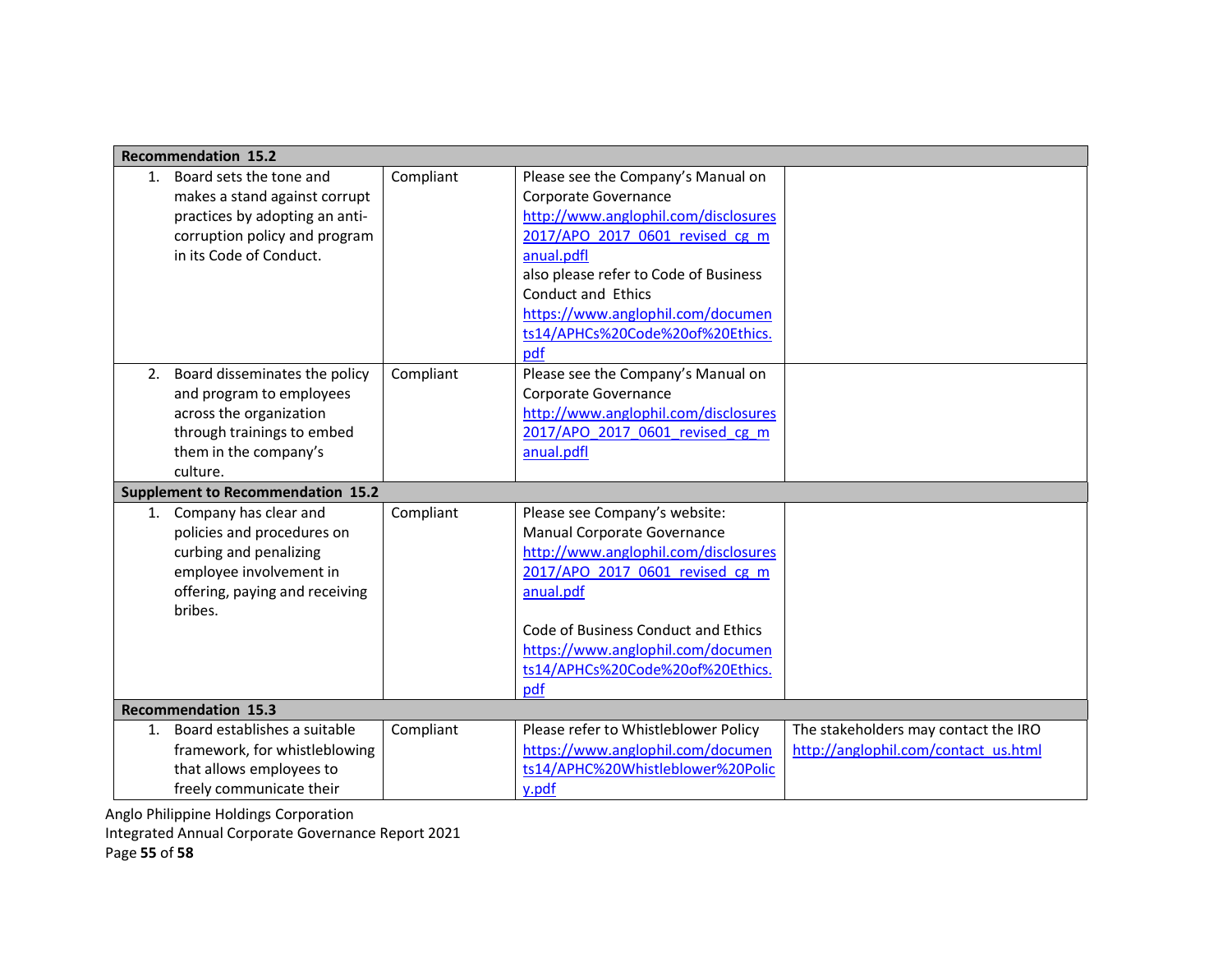| | | | |
|---|---|---|---|
| **Recommendation 15.2** | | | |
| 1. Board sets the tone and makes a stand against corrupt practices by adopting an anti-corruption policy and program in its Code of Conduct. | Compliant | Please see the Company's Manual on Corporate Governance http://www.anglophil.com/disclosures 2017/APO_2017_0601_revised_cg_manual.pdfl also please refer to Code of Business Conduct and Ethics https://www.anglophil.com/documents14/APHCs%20Code%20of%20Ethics.pdf | |
| 2. Board disseminates the policy and program to employees across the organization through trainings to embed them in the company's culture. | Compliant | Please see the Company's Manual on Corporate Governance http://www.anglophil.com/disclosures 2017/APO_2017_0601_revised_cg_manual.pdfl | |
| **Supplement to Recommendation 15.2** | | | |
| 1. Company has clear and policies and procedures on curbing and penalizing employee involvement in offering, paying and receiving bribes. | Compliant | Please see Company's website: Manual Corporate Governance http://www.anglophil.com/disclosures 2017/APO_2017_0601_revised_cg_manual.pdf<br><br>Code of Business Conduct and Ethics https://www.anglophil.com/documents14/APHCs%20Code%20of%20Ethics.pdf | |
| **Recommendation 15.3** | | | |
| 1. Board establishes a suitable framework, for whistleblowing that allows employees to freely communicate their | Compliant | Please refer to Whistleblower Policy https://www.anglophil.com/documents14/APHC%20Whistleblower%20Policy.pdf | The stakeholders may contact the IRO http://anglophil.com/contact_us.html |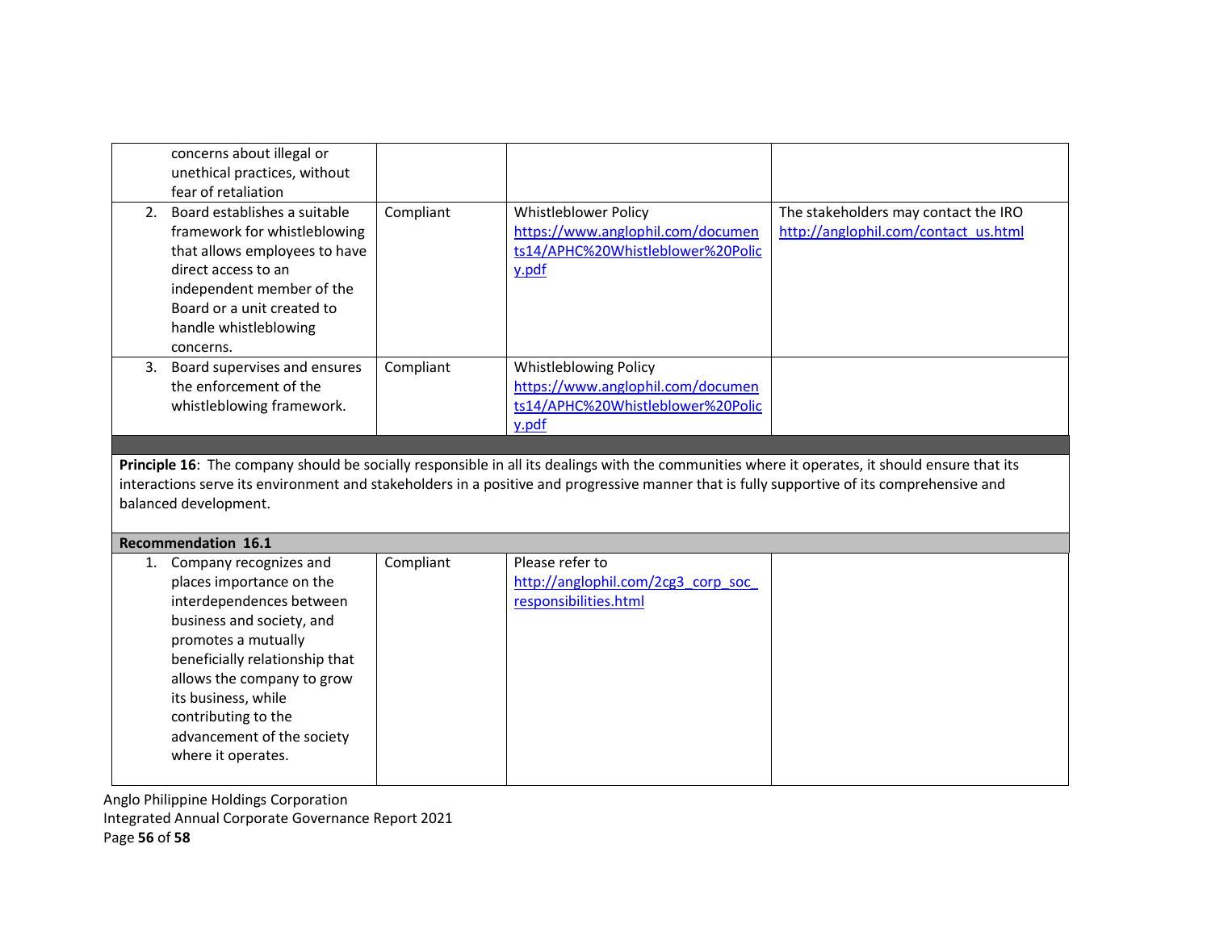| | | | |
|---|---|---|---|
| concerns about illegal or unethical practices, without fear of retaliation | | | |
| 2. Board establishes a suitable framework for whistleblowing that allows employees to have direct access to an independent member of the Board or a unit created to handle whistleblowing concerns. | Compliant | Whistleblower Policy https://www.anglophil.com/documents14/APHC%20Whistleblower%20Policy.pdf | The stakeholders may contact the IRO http://anglophil.com/contact_us.html |
| 3. Board supervises and ensures the enforcement of the whistleblowing framework. | Compliant | Whistleblowing Policy https://www.anglophil.com/documents14/APHC%20Whistleblower%20Policy.pdf | |

**Principle 16**: The company should be socially responsible in all its dealings with the communities where it operates, it should ensure that its interactions serve its environment and stakeholders in a positive and progressive manner that is fully supportive of its comprehensive and balanced development.

| **Recommendation 16.1** | | | |
|---|---|---|---|
| 1. Company recognizes and places importance on the interdependences between business and society, and promotes a mutually beneficially relationship that allows the company to grow its business, while contributing to the advancement of the society where it operates. | Compliant | Please refer to http://anglophil.com/2cg3_corp_soc_responsibilities.html | |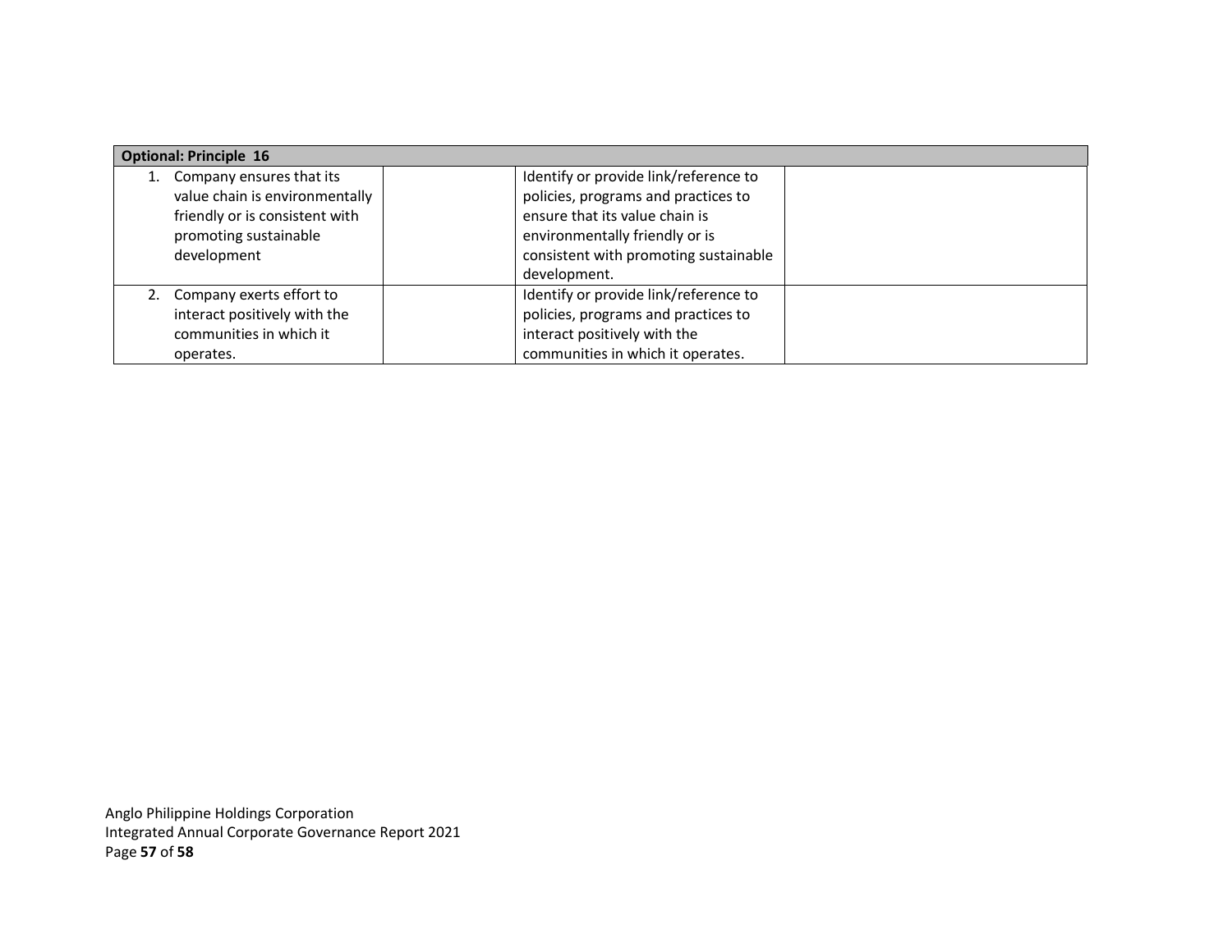| Optional: Principle 16 | | | |
|---|---|---|---|
| 1. Company ensures that its value chain is environmentally friendly or is consistent with promoting sustainable development | | Identify or provide link/reference to policies, programs and practices to ensure that its value chain is environmentally friendly or is consistent with promoting sustainable development. | |
| 2. Company exerts effort to interact positively with the communities in which it operates. | | Identify or provide link/reference to policies, programs and practices to interact positively with the communities in which it operates. | |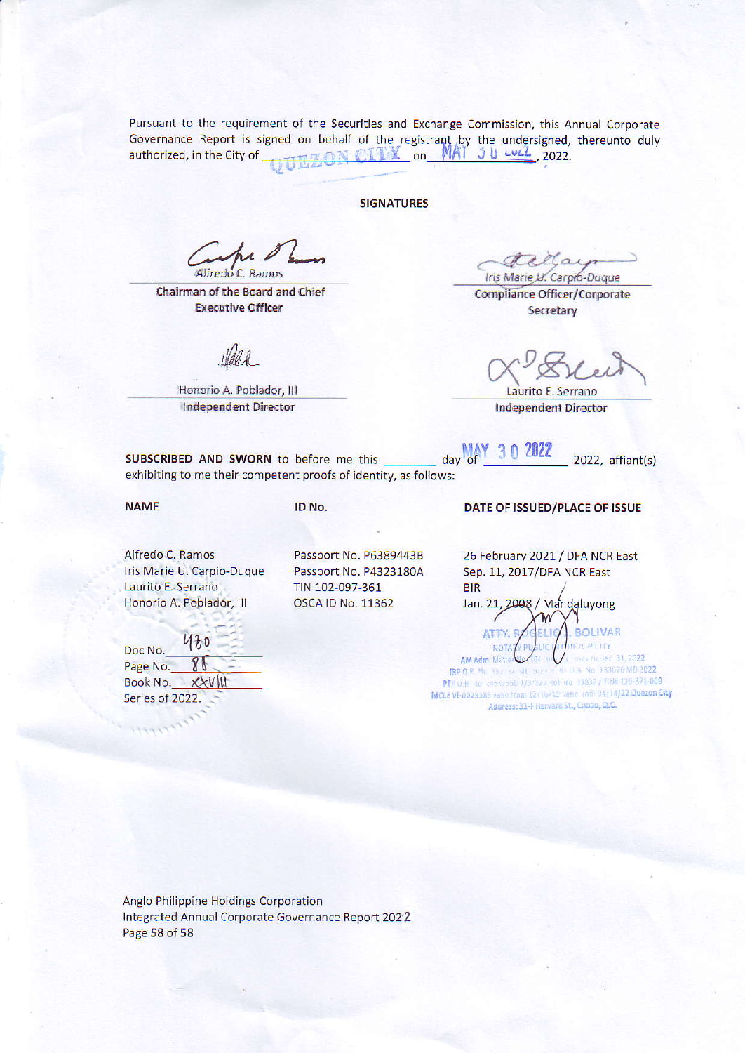Pursuant to the requirement of the Securities and Exchange Commission, this Annual Corporate Governance Report is signed on behalf of the registrant by the undersigned, thereunto duly authorized, in the City of QUEZON CITY on MAY 3 0 2022, 2022.

**SIGNATURES**

| | |
|---|---|
| Alfredo C. Ramos | Iris Marie U. Carpio-Duque |
| Chairman of the Board and Chief Executive Officer | Compliance Officer/Corporate Secretary |
| Honorio A. Poblador, III | Laurito E. Serrano |
| Independent Director | Independent Director |

**SUBSCRIBED AND SWORN** to before me this _______ day of MAY 3 0 2022 2022, affiant(s) exhibiting to me their competent proofs of identity, as follows:

| NAME | ID No. | DATE OF ISSUED/PLACE OF ISSUE |
|---|---|---|
| Alfredo C. Ramos | Passport No. P6389443B | 26 February 2021 / DFA NCR East |
| Iris Marie U. Carpio-Duque | Passport No. P4323180A | Sep. 11, 2017/DFA NCR East |
| Laurito E. Serrano | TIN 102-097-361 | BIR |
| Honorio A. Poblador, III | OSCA ID No. 11362 | Jan. 21, 2008 / Mandaluyong |

Doc No. 430
Page No. 88
Book No. XXVIII
Series of 2022.

ATTY. ROGELIO J. BOLIVAR
NOTARY PUBLIC FOR QUEZON CITY
AM Adm. Matter No. ... until Dec. 31, 2022
IBP O.R. No. ... / Roll No. 133076 MD 2022
PTR O.R. No. ... / TIN 129-871-009
MCLE VI-0029583 valid from 12/16/19 until 04/14/22 Quezon City
Address: 31-F Harvard St., Cubao, Q.C.